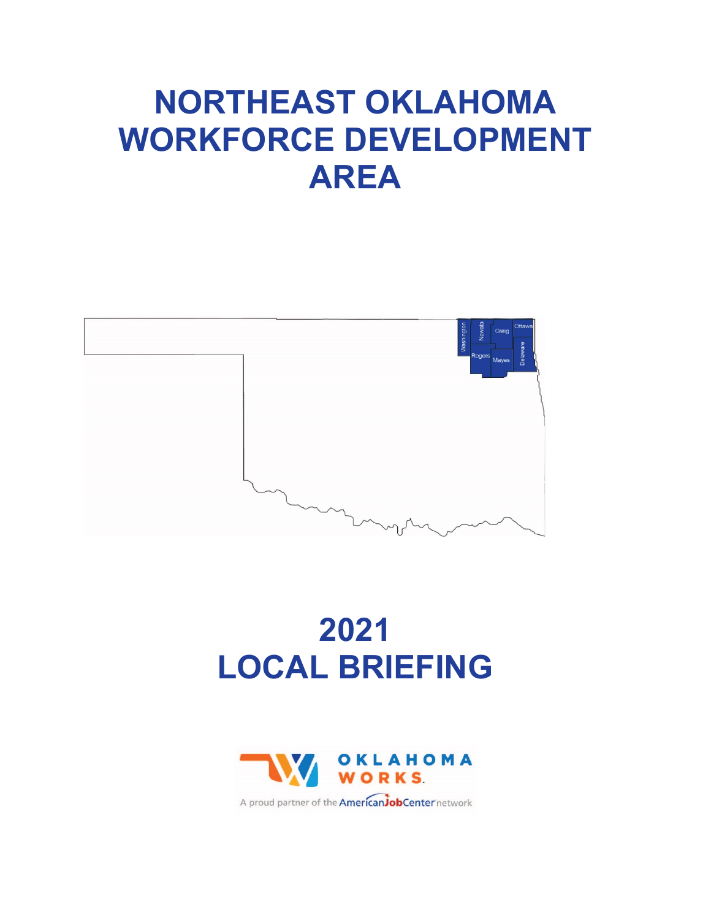# NORTHEAST OKLAHOMA WORKFORCE DEVELOPMENT AREA

Washington, Nowata, Craig, Ottawa, Rogers, Mayes, Delaware

# 2021 LOCAL BRIEFING

OKLAHOMA WORKS.

A proud partner of the AmericanJobCenter network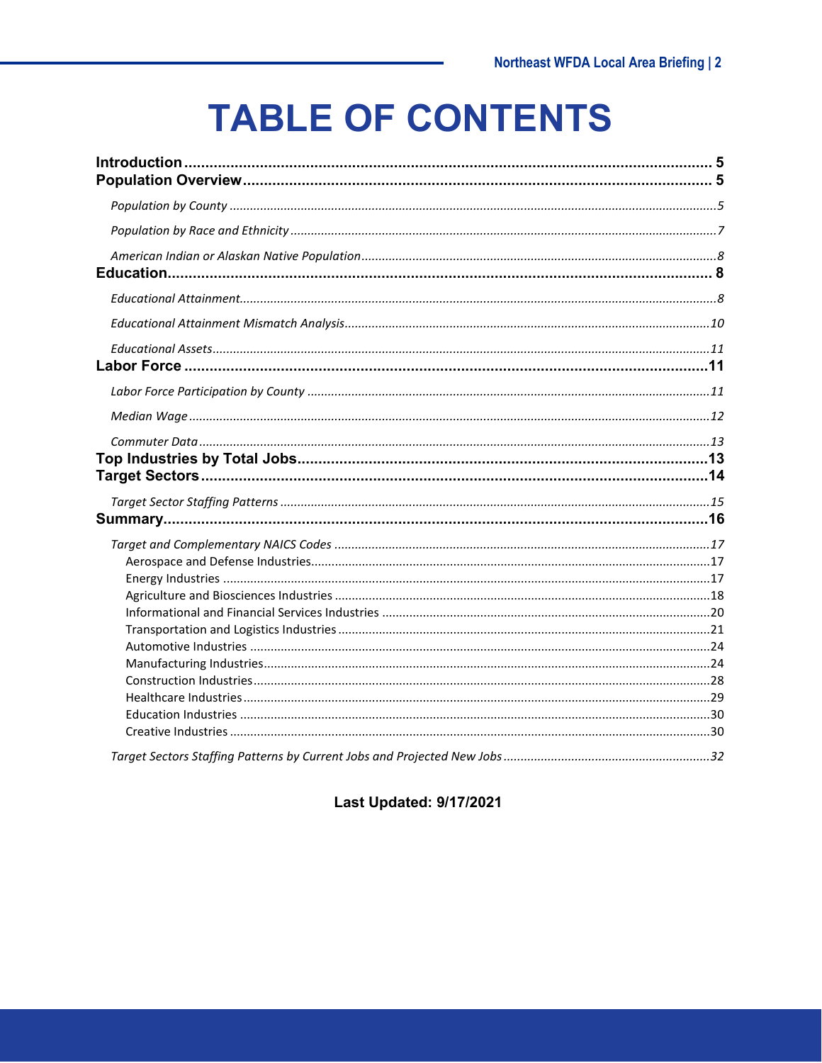# TABLE OF CONTENTS

**Introduction** .......... 5

**Population Overview** .......... 5

- *Population by County* .......... 5
- *Population by Race and Ethnicity* .......... 7
- *American Indian or Alaskan Native Population* .......... 8

**Education** .......... 8

- *Educational Attainment* .......... 8
- *Educational Attainment Mismatch Analysis* .......... 10
- *Educational Assets* .......... 11

**Labor Force** .......... 11

- *Labor Force Participation by County* .......... 11
- *Median Wage* .......... 12
- *Commuter Data* .......... 13

**Top Industries by Total Jobs** .......... 13

**Target Sectors** .......... 14

- *Target Sector Staffing Patterns* .......... 15

**Summary** .......... 16

- *Target and Complementary NAICS Codes* .......... 17
  - Aerospace and Defense Industries .......... 17
  - Energy Industries .......... 17
  - Agriculture and Biosciences Industries .......... 18
  - Informational and Financial Services Industries .......... 20
  - Transportation and Logistics Industries .......... 21
  - Automotive Industries .......... 24
  - Manufacturing Industries .......... 24
  - Construction Industries .......... 28
  - Healthcare Industries .......... 29
  - Education Industries .......... 30
  - Creative Industries .......... 30
- *Target Sectors Staffing Patterns by Current Jobs and Projected New Jobs* .......... 32

**Last Updated: 9/17/2021**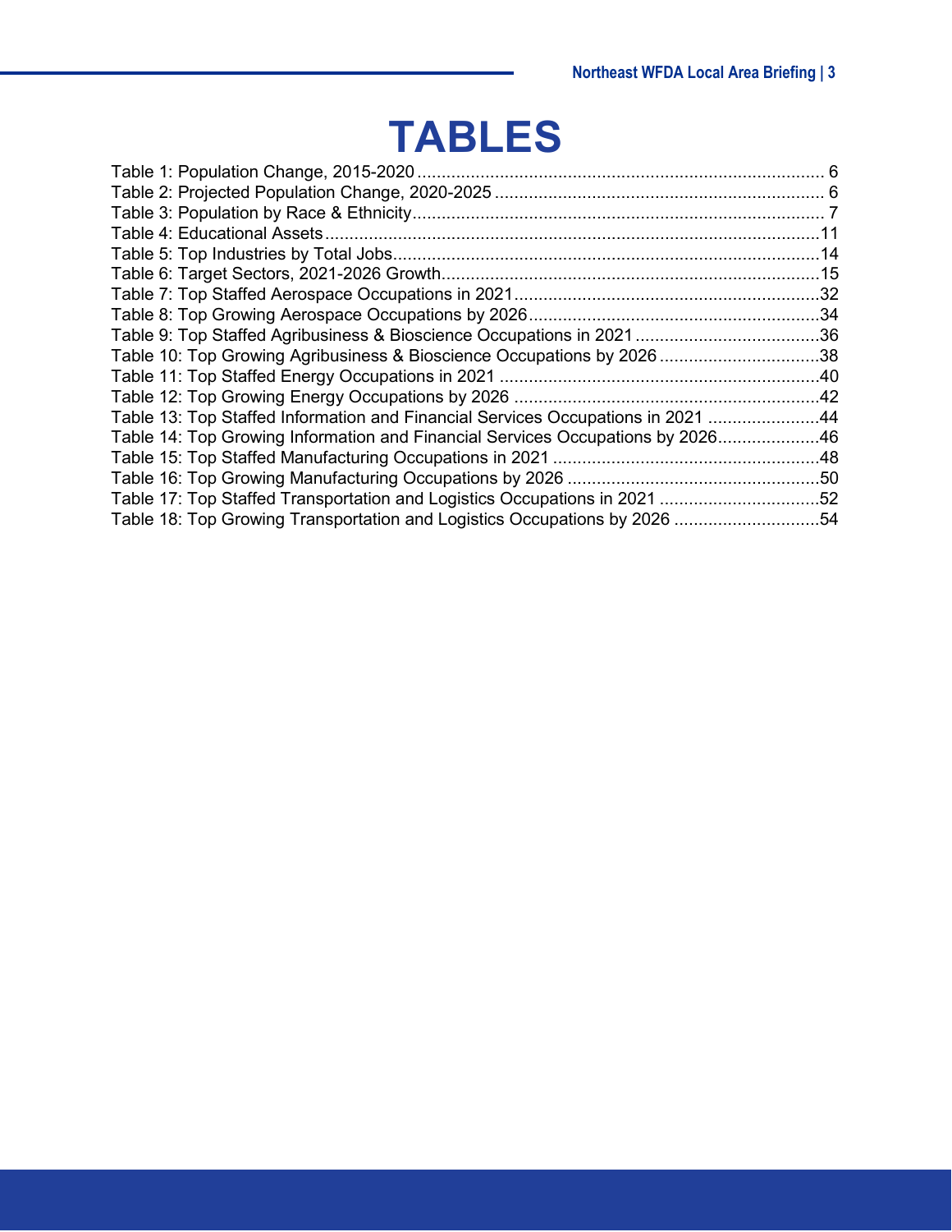# TABLES

Table 1: Population Change, 2015-2020 .................... 6
Table 2: Projected Population Change, 2020-2025 .................... 6
Table 3: Population by Race & Ethnicity .................... 7
Table 4: Educational Assets .................... 11
Table 5: Top Industries by Total Jobs .................... 14
Table 6: Target Sectors, 2021-2026 Growth .................... 15
Table 7: Top Staffed Aerospace Occupations in 2021 .................... 32
Table 8: Top Growing Aerospace Occupations by 2026 .................... 34
Table 9: Top Staffed Agribusiness & Bioscience Occupations in 2021 .................... 36
Table 10: Top Growing Agribusiness & Bioscience Occupations by 2026 .................... 38
Table 11: Top Staffed Energy Occupations in 2021 .................... 40
Table 12: Top Growing Energy Occupations by 2026 .................... 42
Table 13: Top Staffed Information and Financial Services Occupations in 2021 .................... 44
Table 14: Top Growing Information and Financial Services Occupations by 2026 .................... 46
Table 15: Top Staffed Manufacturing Occupations in 2021 .................... 48
Table 16: Top Growing Manufacturing Occupations by 2026 .................... 50
Table 17: Top Staffed Transportation and Logistics Occupations in 2021 .................... 52
Table 18: Top Growing Transportation and Logistics Occupations by 2026 .................... 54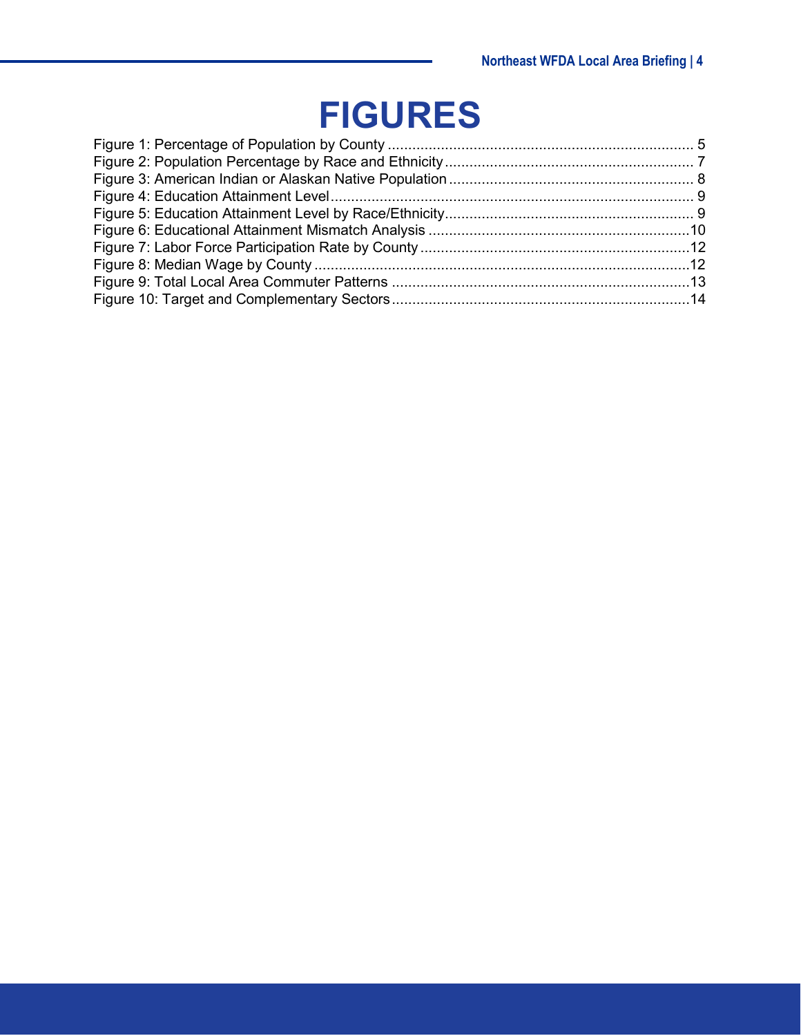# FIGURES

Figure 1: Percentage of Population by County ........................................................................... 5
Figure 2: Population Percentage by Race and Ethnicity ............................................................. 7
Figure 3: American Indian or Alaskan Native Population ............................................................ 8
Figure 4: Education Attainment Level ......................................................................................... 9
Figure 5: Education Attainment Level by Race/Ethnicity ............................................................. 9
Figure 6: Educational Attainment Mismatch Analysis ................................................................ 10
Figure 7: Labor Force Participation Rate by County .................................................................. 12
Figure 8: Median Wage by County ............................................................................................ 12
Figure 9: Total Local Area Commuter Patterns ......................................................................... 13
Figure 10: Target and Complementary Sectors ......................................................................... 14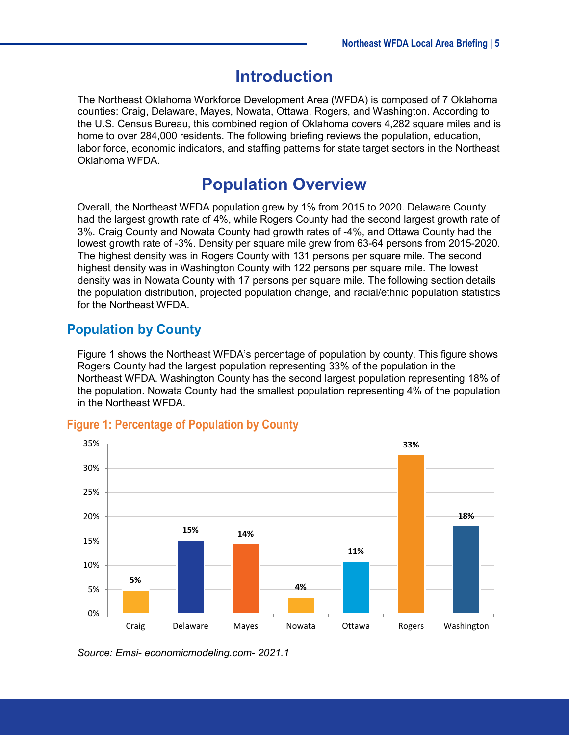# Introduction

The Northeast Oklahoma Workforce Development Area (WFDA) is composed of 7 Oklahoma counties: Craig, Delaware, Mayes, Nowata, Ottawa, Rogers, and Washington. According to the U.S. Census Bureau, this combined region of Oklahoma covers 4,282 square miles and is home to over 284,000 residents. The following briefing reviews the population, education, labor force, economic indicators, and staffing patterns for state target sectors in the Northeast Oklahoma WFDA.

# Population Overview

Overall, the Northeast WFDA population grew by 1% from 2015 to 2020. Delaware County had the largest growth rate of 4%, while Rogers County had the second largest growth rate of 3%. Craig County and Nowata County had growth rates of -4%, and Ottawa County had the lowest growth rate of -3%. Density per square mile grew from 63-64 persons from 2015-2020. The highest density was in Rogers County with 131 persons per square mile. The second highest density was in Washington County with 122 persons per square mile. The lowest density was in Nowata County with 17 persons per square mile. The following section details the population distribution, projected population change, and racial/ethnic population statistics for the Northeast WFDA.

## Population by County

Figure 1 shows the Northeast WFDA's percentage of population by county. This figure shows Rogers County had the largest population representing 33% of the population in the Northeast WFDA. Washington County has the second largest population representing 18% of the population. Nowata County had the smallest population representing 4% of the population in the Northeast WFDA.

### Figure 1: Percentage of Population by County

| County | Percentage |
|---|---|
| Craig | 5% |
| Delaware | 15% |
| Mayes | 14% |
| Nowata | 4% |
| Ottawa | 11% |
| Rogers | 33% |
| Washington | 18% |

*Source: Emsi- economicmodeling.com- 2021.1*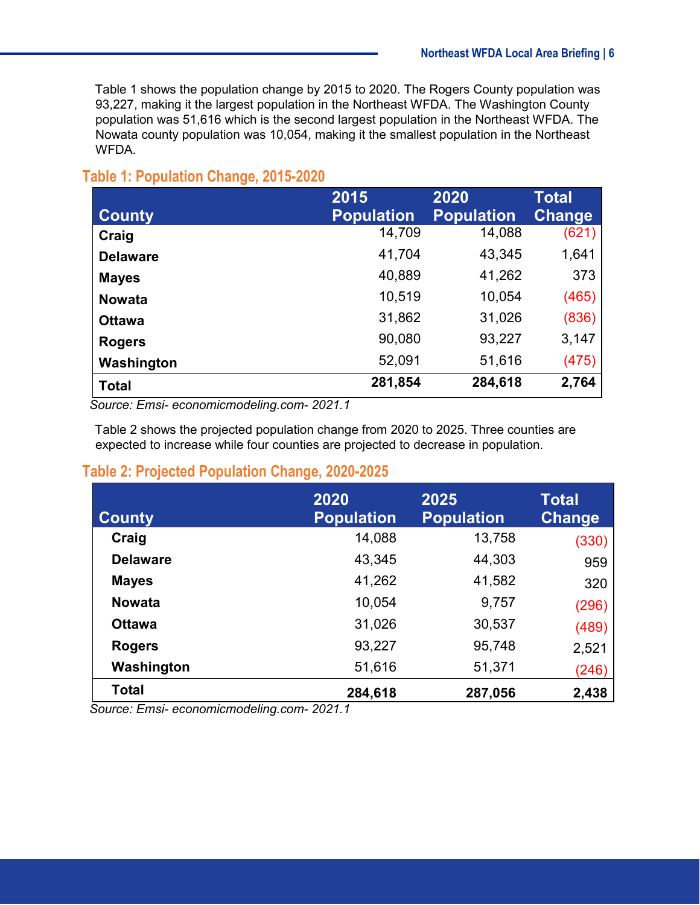Table 1 shows the population change by 2015 to 2020. The Rogers County population was 93,227, making it the largest population in the Northeast WFDA. The Washington County population was 51,616 which is the second largest population in the Northeast WFDA. The Nowata county population was 10,054, making it the smallest population in the Northeast WFDA.

## Table 1: Population Change, 2015-2020

| County | 2015 Population | 2020 Population | Total Change |
|---|---|---|---|
| Craig | 14,709 | 14,088 | (621) |
| Delaware | 41,704 | 43,345 | 1,641 |
| Mayes | 40,889 | 41,262 | 373 |
| Nowata | 10,519 | 10,054 | (465) |
| Ottawa | 31,862 | 31,026 | (836) |
| Rogers | 90,080 | 93,227 | 3,147 |
| Washington | 52,091 | 51,616 | (475) |
| **Total** | **281,854** | **284,618** | **2,764** |

*Source: Emsi- economicmodeling.com- 2021.1*

Table 2 shows the projected population change from 2020 to 2025. Three counties are expected to increase while four counties are projected to decrease in population.

## Table 2: Projected Population Change, 2020-2025

| County | 2020 Population | 2025 Population | Total Change |
|---|---|---|---|
| Craig | 14,088 | 13,758 | (330) |
| Delaware | 43,345 | 44,303 | 959 |
| Mayes | 41,262 | 41,582 | 320 |
| Nowata | 10,054 | 9,757 | (296) |
| Ottawa | 31,026 | 30,537 | (489) |
| Rogers | 93,227 | 95,748 | 2,521 |
| Washington | 51,616 | 51,371 | (246) |
| **Total** | **284,618** | **287,056** | **2,438** |

*Source: Emsi- economicmodeling.com- 2021.1*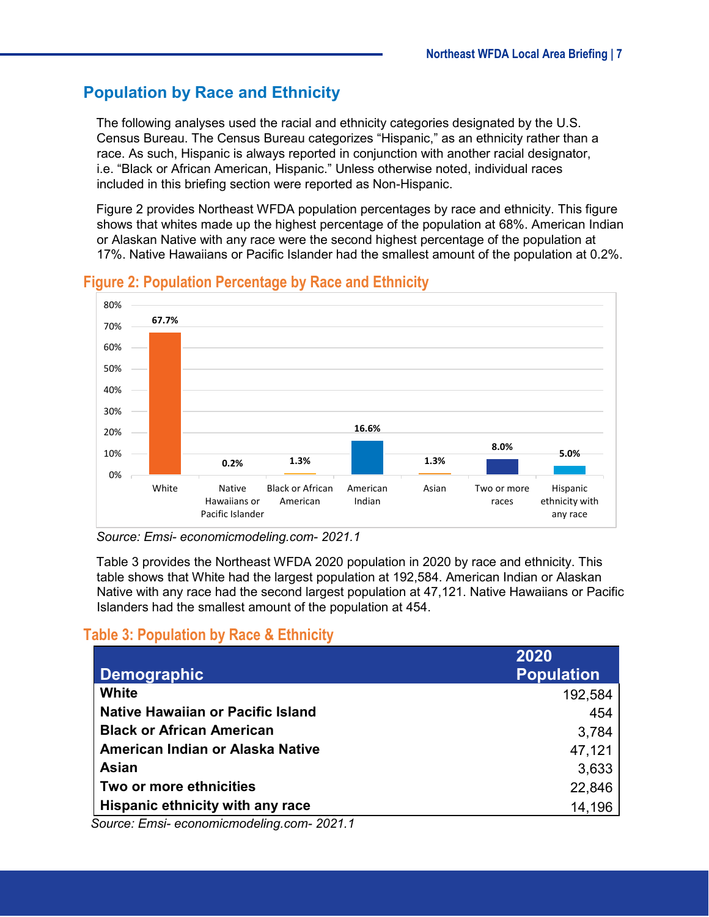## Population by Race and Ethnicity

The following analyses used the racial and ethnicity categories designated by the U.S. Census Bureau. The Census Bureau categorizes "Hispanic," as an ethnicity rather than a race. As such, Hispanic is always reported in conjunction with another racial designator, i.e. "Black or African American, Hispanic." Unless otherwise noted, individual races included in this briefing section were reported as Non-Hispanic.

Figure 2 provides Northeast WFDA population percentages by race and ethnicity. This figure shows that whites made up the highest percentage of the population at 68%. American Indian or Alaskan Native with any race were the second highest percentage of the population at 17%. Native Hawaiians or Pacific Islander had the smallest amount of the population at 0.2%.

### Figure 2: Population Percentage by Race and Ethnicity

| Race/Ethnicity | Percentage |
|---|---|
| White | 67.7% |
| Native Hawaiians or Pacific Islander | 0.2% |
| Black or African American | 1.3% |
| American Indian | 16.6% |
| Asian | 1.3% |
| Two or more races | 8.0% |
| Hispanic ethnicity with any race | 5.0% |

*Source: Emsi- economicmodeling.com- 2021.1*

Table 3 provides the Northeast WFDA 2020 population in 2020 by race and ethnicity. This table shows that White had the largest population at 192,584. American Indian or Alaskan Native with any race had the second largest population at 47,121. Native Hawaiians or Pacific Islanders had the smallest amount of the population at 454.

### Table 3: Population by Race & Ethnicity

| Demographic | 2020 Population |
|---|---|
| **White** | 192,584 |
| **Native Hawaiian or Pacific Island** | 454 |
| **Black or African American** | 3,784 |
| **American Indian or Alaska Native** | 47,121 |
| **Asian** | 3,633 |
| **Two or more ethnicities** | 22,846 |
| **Hispanic ethnicity with any race** | 14,196 |

*Source: Emsi- economicmodeling.com- 2021.1*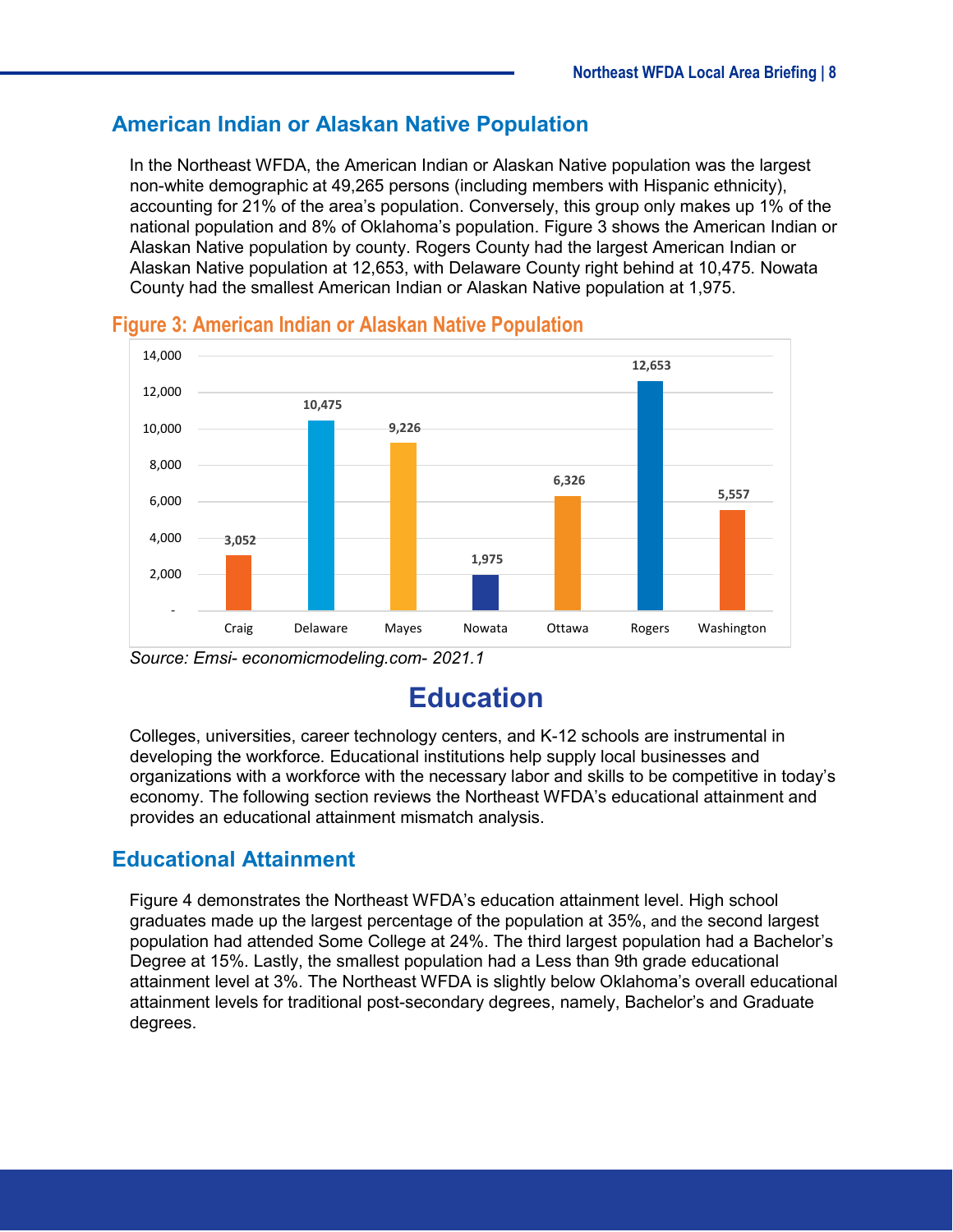## American Indian or Alaskan Native Population

In the Northeast WFDA, the American Indian or Alaskan Native population was the largest non-white demographic at 49,265 persons (including members with Hispanic ethnicity), accounting for 21% of the area's population. Conversely, this group only makes up 1% of the national population and 8% of Oklahoma's population. Figure 3 shows the American Indian or Alaskan Native population by county. Rogers County had the largest American Indian or Alaskan Native population at 12,653, with Delaware County right behind at 10,475. Nowata County had the smallest American Indian or Alaskan Native population at 1,975.

**Figure 3: American Indian or Alaskan Native Population**

| County | Population |
|---|---|
| Craig | 3,052 |
| Delaware | 10,475 |
| Mayes | 9,226 |
| Nowata | 1,975 |
| Ottawa | 6,326 |
| Rogers | 12,653 |
| Washington | 5,557 |

*Source: Emsi- economicmodeling.com- 2021.1*

# Education

Colleges, universities, career technology centers, and K-12 schools are instrumental in developing the workforce. Educational institutions help supply local businesses and organizations with a workforce with the necessary labor and skills to be competitive in today's economy. The following section reviews the Northeast WFDA's educational attainment and provides an educational attainment mismatch analysis.

## Educational Attainment

Figure 4 demonstrates the Northeast WFDA's education attainment level. High school graduates made up the largest percentage of the population at 35%, and the second largest population had attended Some College at 24%. The third largest population had a Bachelor's Degree at 15%. Lastly, the smallest population had a Less than 9th grade educational attainment level at 3%. The Northeast WFDA is slightly below Oklahoma's overall educational attainment levels for traditional post-secondary degrees, namely, Bachelor's and Graduate degrees.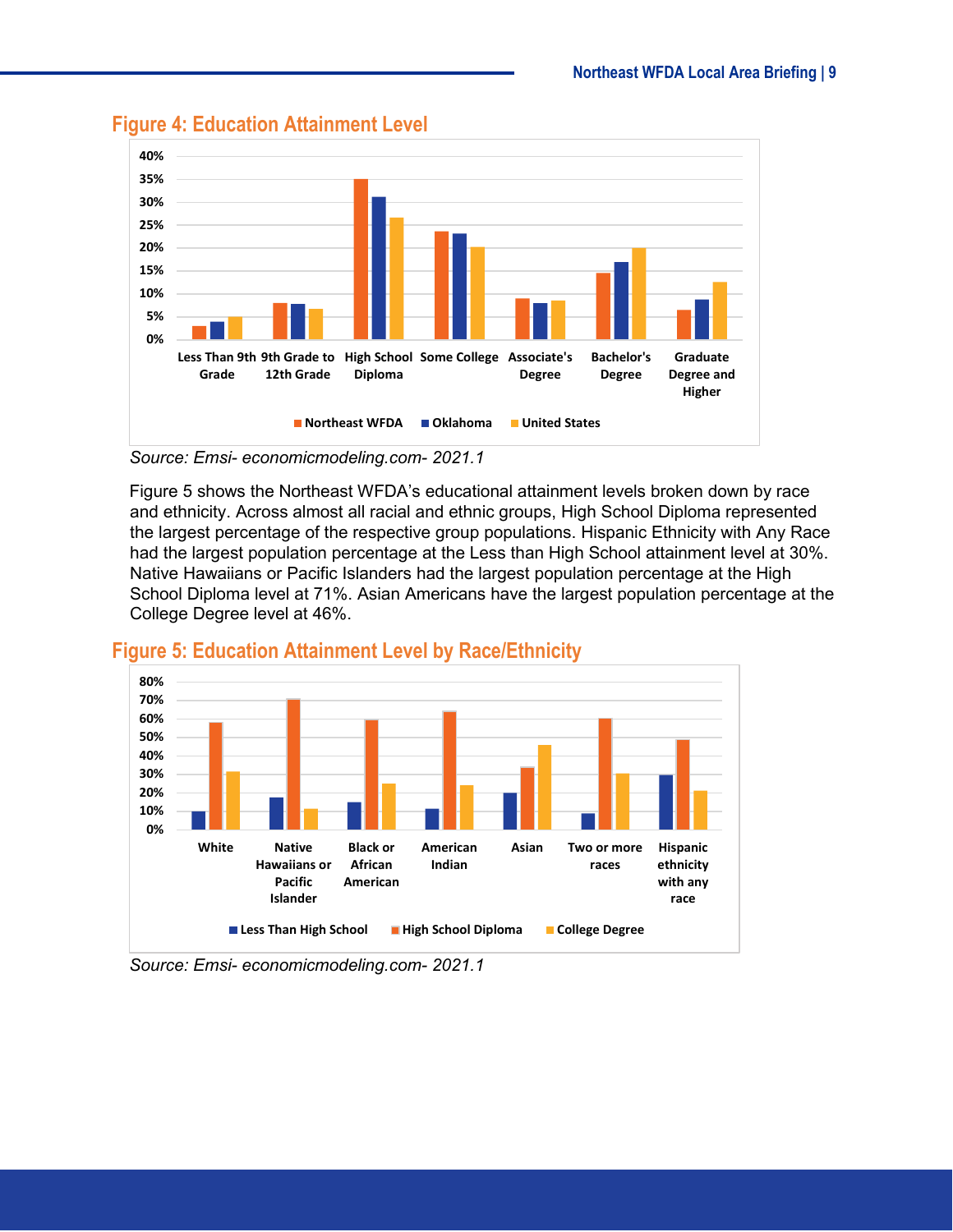## Figure 4: Education Attainment Level

Source: Emsi- economicmodeling.com- 2021.1

Figure 5 shows the Northeast WFDA's educational attainment levels broken down by race and ethnicity. Across almost all racial and ethnic groups, High School Diploma represented the largest percentage of the respective group populations. Hispanic Ethnicity with Any Race had the largest population percentage at the Less than High School attainment level at 30%. Native Hawaiians or Pacific Islanders had the largest population percentage at the High School Diploma level at 71%. Asian Americans have the largest population percentage at the College Degree level at 46%.

## Figure 5: Education Attainment Level by Race/Ethnicity

Source: Emsi- economicmodeling.com- 2021.1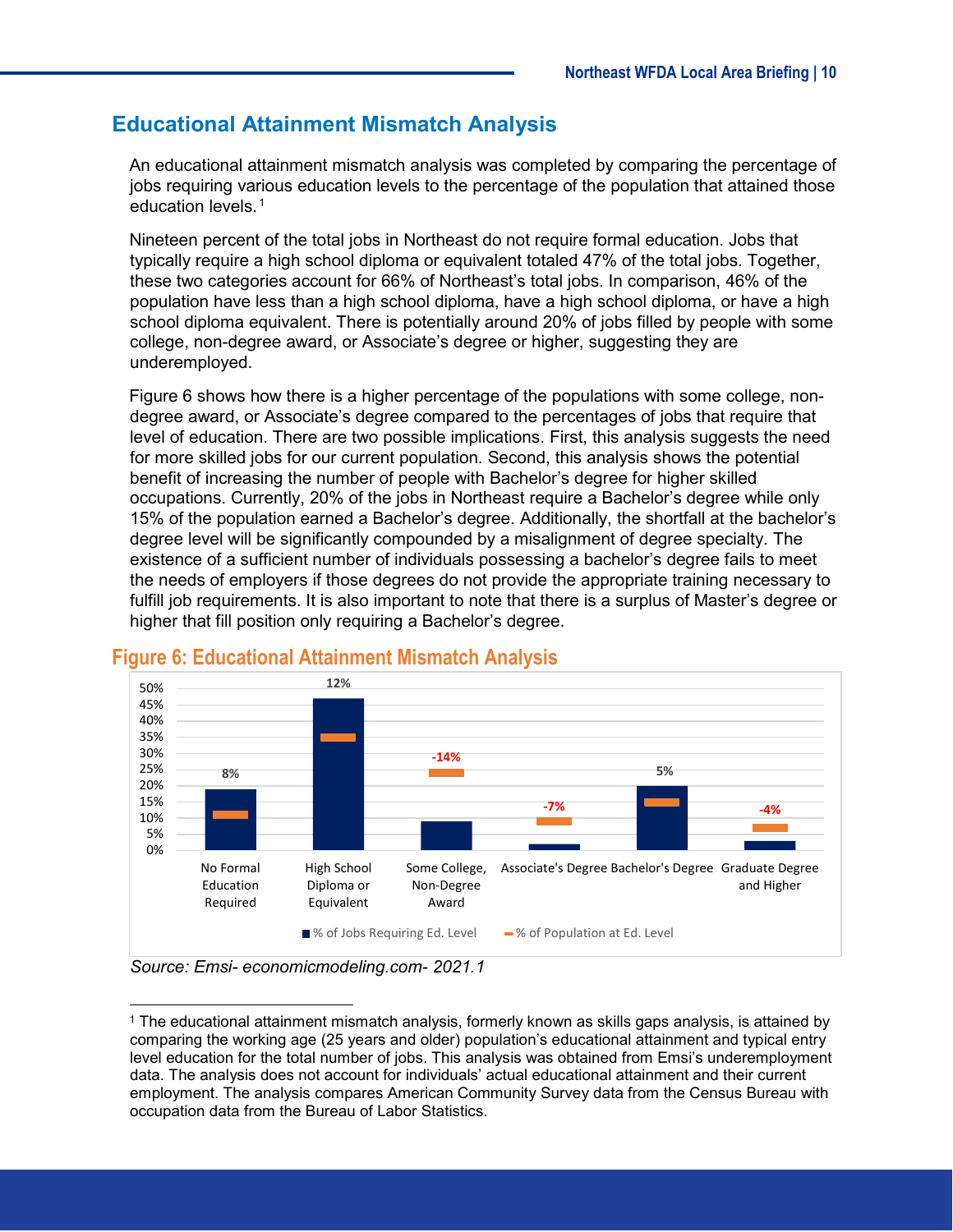## Educational Attainment Mismatch Analysis

An educational attainment mismatch analysis was completed by comparing the percentage of jobs requiring various education levels to the percentage of the population that attained those education levels.[1]

Nineteen percent of the total jobs in Northeast do not require formal education. Jobs that typically require a high school diploma or equivalent totaled 47% of the total jobs. Together, these two categories account for 66% of Northeast's total jobs. In comparison, 46% of the population have less than a high school diploma, have a high school diploma, or have a high school diploma equivalent. There is potentially around 20% of jobs filled by people with some college, non-degree award, or Associate's degree or higher, suggesting they are underemployed.

Figure 6 shows how there is a higher percentage of the populations with some college, non-degree award, or Associate's degree compared to the percentages of jobs that require that level of education. There are two possible implications. First, this analysis suggests the need for more skilled jobs for our current population. Second, this analysis shows the potential benefit of increasing the number of people with Bachelor's degree for higher skilled occupations. Currently, 20% of the jobs in Northeast require a Bachelor's degree while only 15% of the population earned a Bachelor's degree. Additionally, the shortfall at the bachelor's degree level will be significantly compounded by a misalignment of degree specialty. The existence of a sufficient number of individuals possessing a bachelor's degree fails to meet the needs of employers if those degrees do not provide the appropriate training necessary to fulfill job requirements. It is also important to note that there is a surplus of Master's degree or higher that fill position only requiring a Bachelor's degree.

### Figure 6: Educational Attainment Mismatch Analysis

| Education Level | Difference (% of Jobs − % of Population) |
|---|---|
| No Formal Education Required | 8% |
| High School Diploma or Equivalent | 12% |
| Some College, Non-Degree Award | -14% |
| Associate's Degree | -7% |
| Bachelor's Degree | 5% |
| Graduate Degree and Higher | -4% |

Legend: % of Jobs Requiring Ed. Level; % of Population at Ed. Level

*Source: Emsi- economicmodeling.com- 2021.1*

[1] The educational attainment mismatch analysis, formerly known as skills gaps analysis, is attained by comparing the working age (25 years and older) population's educational attainment and typical entry level education for the total number of jobs. This analysis was obtained from Emsi's underemployment data. The analysis does not account for individuals' actual educational attainment and their current employment. The analysis compares American Community Survey data from the Census Bureau with occupation data from the Bureau of Labor Statistics.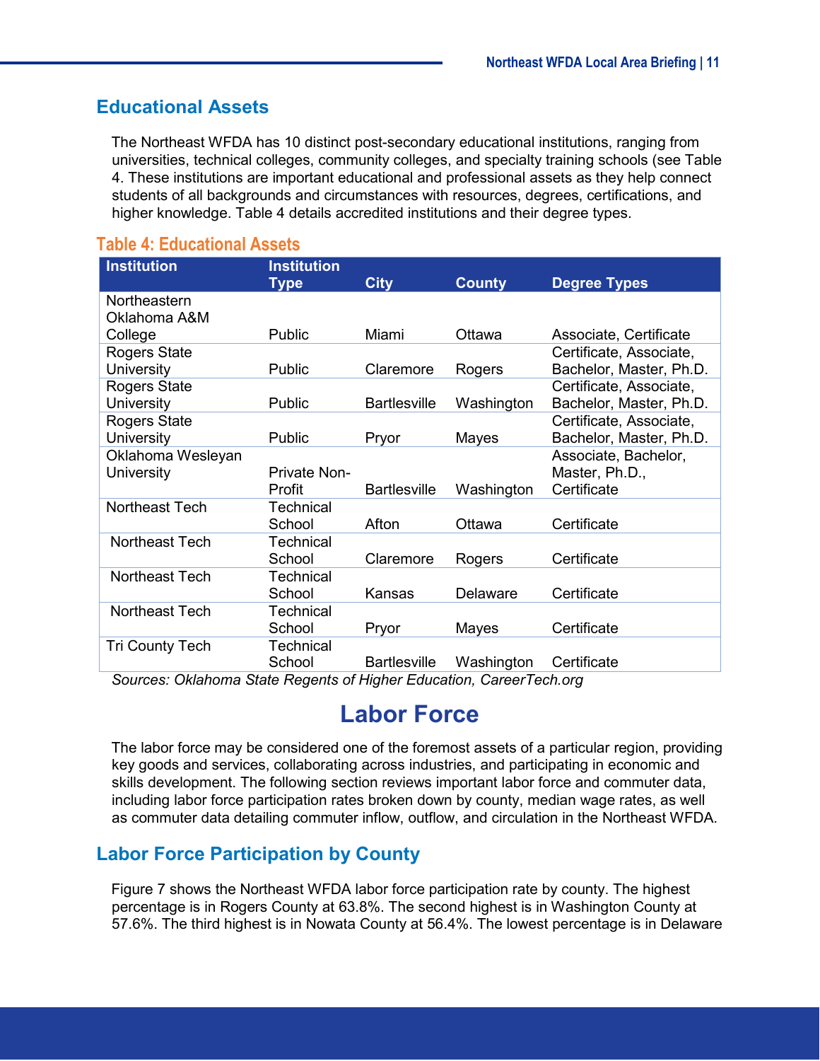## Educational Assets

The Northeast WFDA has 10 distinct post-secondary educational institutions, ranging from universities, technical colleges, community colleges, and specialty training schools (see Table 4. These institutions are important educational and professional assets as they help connect students of all backgrounds and circumstances with resources, degrees, certifications, and higher knowledge. Table 4 details accredited institutions and their degree types.

**Table 4: Educational Assets**

| Institution | Institution Type | City | County | Degree Types |
|---|---|---|---|---|
| Northeastern Oklahoma A&M College | Public | Miami | Ottawa | Associate, Certificate |
| Rogers State University | Public | Claremore | Rogers | Certificate, Associate, Bachelor, Master, Ph.D. |
| Rogers State University | Public | Bartlesville | Washington | Certificate, Associate, Bachelor, Master, Ph.D. |
| Rogers State University | Public | Pryor | Mayes | Certificate, Associate, Bachelor, Master, Ph.D. |
| Oklahoma Wesleyan University | Private Non-Profit | Bartlesville | Washington | Associate, Bachelor, Master, Ph.D., Certificate |
| Northeast Tech | Technical School | Afton | Ottawa | Certificate |
| Northeast Tech | Technical School | Claremore | Rogers | Certificate |
| Northeast Tech | Technical School | Kansas | Delaware | Certificate |
| Northeast Tech | Technical School | Pryor | Mayes | Certificate |
| Tri County Tech | Technical School | Bartlesville | Washington | Certificate |

*Sources: Oklahoma State Regents of Higher Education, CareerTech.org*

# Labor Force

The labor force may be considered one of the foremost assets of a particular region, providing key goods and services, collaborating across industries, and participating in economic and skills development. The following section reviews important labor force and commuter data, including labor force participation rates broken down by county, median wage rates, as well as commuter data detailing commuter inflow, outflow, and circulation in the Northeast WFDA.

## Labor Force Participation by County

Figure 7 shows the Northeast WFDA labor force participation rate by county. The highest percentage is in Rogers County at 63.8%. The second highest is in Washington County at 57.6%. The third highest is in Nowata County at 56.4%. The lowest percentage is in Delaware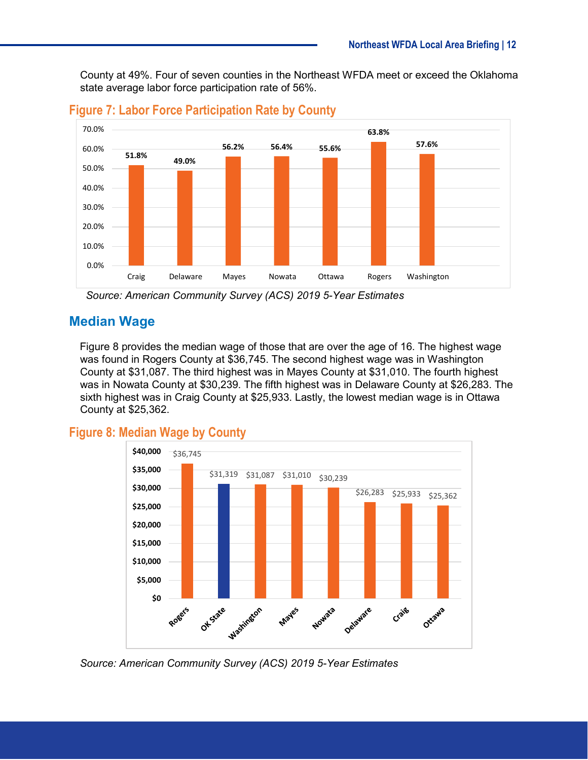County at 49%. Four of seven counties in the Northeast WFDA meet or exceed the Oklahoma state average labor force participation rate of 56%.

### Figure 7: Labor Force Participation Rate by County

| County | Labor Force Participation Rate |
|---|---|
| Craig | 51.8% |
| Delaware | 49.0% |
| Mayes | 56.2% |
| Nowata | 56.4% |
| Ottawa | 55.6% |
| Rogers | 63.8% |
| Washington | 57.6% |

*Source: American Community Survey (ACS) 2019 5-Year Estimates*

## Median Wage

Figure 8 provides the median wage of those that are over the age of 16. The highest wage was found in Rogers County at $36,745. The second highest wage was in Washington County at $31,087. The third highest was in Mayes County at $31,010. The fourth highest was in Nowata County at $30,239. The fifth highest was in Delaware County at $26,283. The sixth highest was in Craig County at $25,933. Lastly, the lowest median wage is in Ottawa County at $25,362.

### Figure 8: Median Wage by County

| County | Median Wage |
|---|---|
| Rogers | $36,745 |
| OK State | $31,319 |
| Washington | $31,087 |
| Mayes | $31,010 |
| Nowata | $30,239 |
| Delaware | $26,283 |
| Craig | $25,933 |
| Ottawa | $25,362 |

*Source: American Community Survey (ACS) 2019 5-Year Estimates*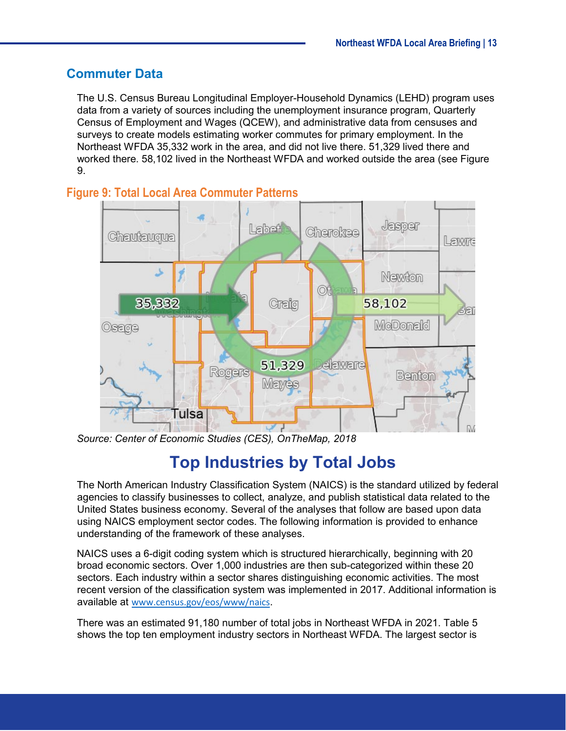## Commuter Data

The U.S. Census Bureau Longitudinal Employer-Household Dynamics (LEHD) program uses data from a variety of sources including the unemployment insurance program, Quarterly Census of Employment and Wages (QCEW), and administrative data from censuses and surveys to create models estimating worker commutes for primary employment. In the Northeast WFDA 35,332 work in the area, and did not live there. 51,329 lived there and worked there. 58,102 lived in the Northeast WFDA and worked outside the area (see Figure 9.

### Figure 9: Total Local Area Commuter Patterns

*Source: Center of Economic Studies (CES), OnTheMap, 2018*

# Top Industries by Total Jobs

The North American Industry Classification System (NAICS) is the standard utilized by federal agencies to classify businesses to collect, analyze, and publish statistical data related to the United States business economy. Several of the analyses that follow are based upon data using NAICS employment sector codes. The following information is provided to enhance understanding of the framework of these analyses.

NAICS uses a 6-digit coding system which is structured hierarchically, beginning with 20 broad economic sectors. Over 1,000 industries are then sub-categorized within these 20 sectors. Each industry within a sector shares distinguishing economic activities. The most recent version of the classification system was implemented in 2017. Additional information is available at www.census.gov/eos/www/naics.

There was an estimated 91,180 number of total jobs in Northeast WFDA in 2021. Table 5 shows the top ten employment industry sectors in Northeast WFDA. The largest sector is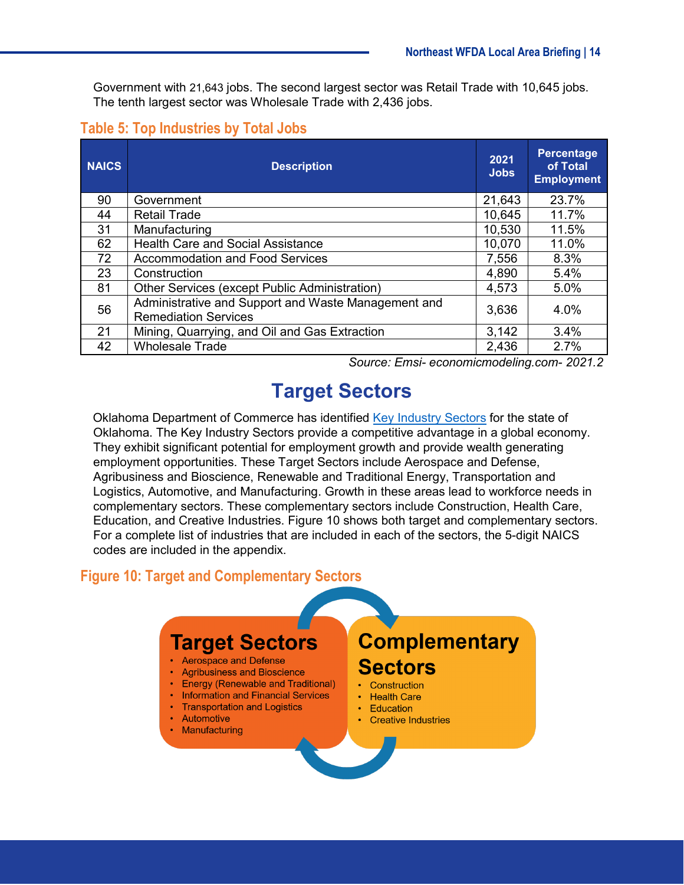Government with 21,643 jobs. The second largest sector was Retail Trade with 10,645 jobs. The tenth largest sector was Wholesale Trade with 2,436 jobs.

### Table 5: Top Industries by Total Jobs

| NAICS | Description | 2021 Jobs | Percentage of Total Employment |
|---|---|---|---|
| 90 | Government | 21,643 | 23.7% |
| 44 | Retail Trade | 10,645 | 11.7% |
| 31 | Manufacturing | 10,530 | 11.5% |
| 62 | Health Care and Social Assistance | 10,070 | 11.0% |
| 72 | Accommodation and Food Services | 7,556 | 8.3% |
| 23 | Construction | 4,890 | 5.4% |
| 81 | Other Services (except Public Administration) | 4,573 | 5.0% |
| 56 | Administrative and Support and Waste Management and Remediation Services | 3,636 | 4.0% |
| 21 | Mining, Quarrying, and Oil and Gas Extraction | 3,142 | 3.4% |
| 42 | Wholesale Trade | 2,436 | 2.7% |

*Source: Emsi- economicmodeling.com- 2021.2*

## Target Sectors

Oklahoma Department of Commerce has identified Key Industry Sectors for the state of Oklahoma. The Key Industry Sectors provide a competitive advantage in a global economy. They exhibit significant potential for employment growth and provide wealth generating employment opportunities. These Target Sectors include Aerospace and Defense, Agribusiness and Bioscience, Renewable and Traditional Energy, Transportation and Logistics, Automotive, and Manufacturing. Growth in these areas lead to workforce needs in complementary sectors. These complementary sectors include Construction, Health Care, Education, and Creative Industries. Figure 10 shows both target and complementary sectors. For a complete list of industries that are included in each of the sectors, the 5-digit NAICS codes are included in the appendix.

### Figure 10: Target and Complementary Sectors

**Target Sectors**

- Aerospace and Defense
- Agribusiness and Bioscience
- Energy (Renewable and Traditional)
- Information and Financial Services
- Transportation and Logistics
- Automotive
- Manufacturing

**Complementary Sectors**

- Construction
- Health Care
- Education
- Creative Industries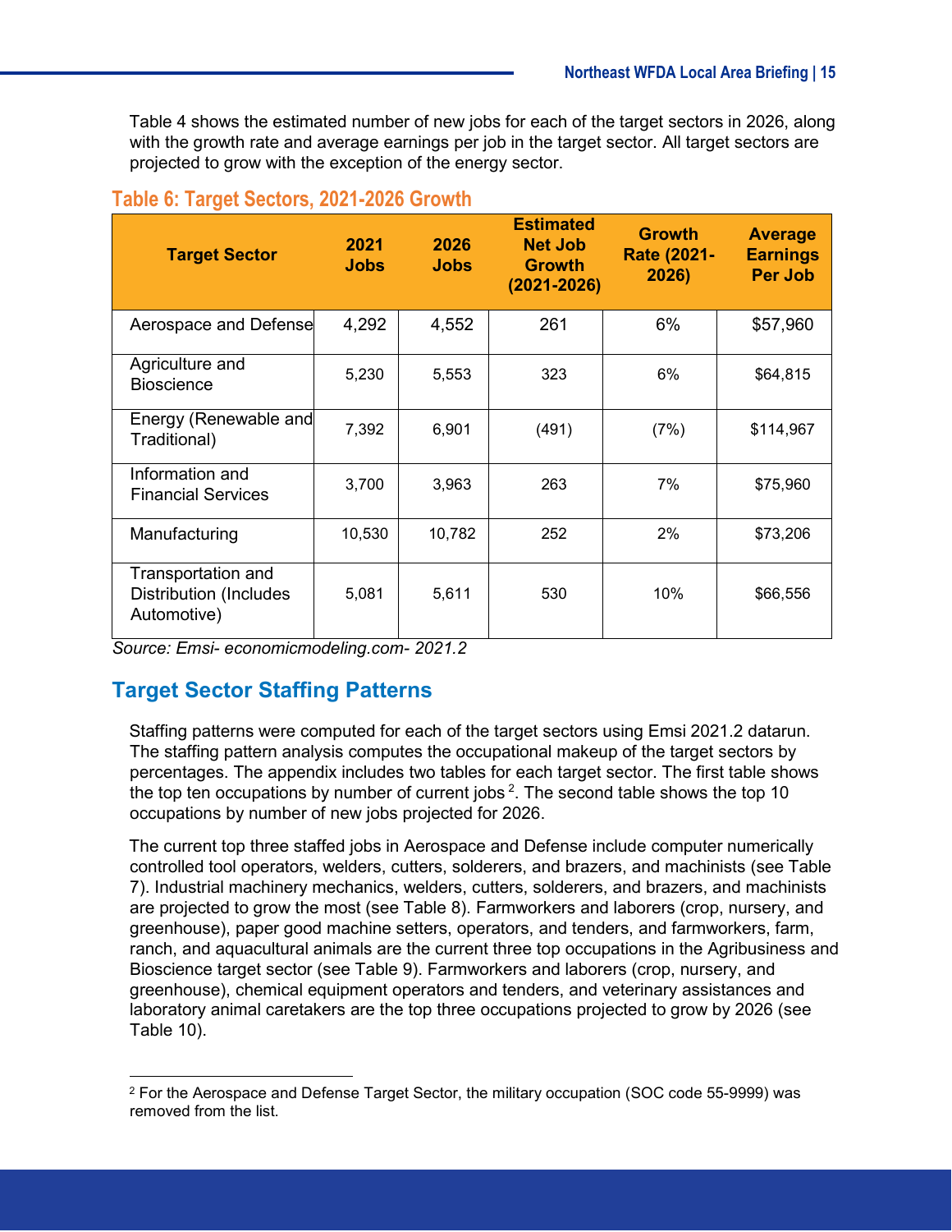Table 4 shows the estimated number of new jobs for each of the target sectors in 2026, along with the growth rate and average earnings per job in the target sector. All target sectors are projected to grow with the exception of the energy sector.

### Table 6: Target Sectors, 2021-2026 Growth

| Target Sector | 2021 Jobs | 2026 Jobs | Estimated Net Job Growth (2021-2026) | Growth Rate (2021-2026) | Average Earnings Per Job |
|---|---|---|---|---|---|
| Aerospace and Defense | 4,292 | 4,552 | 261 | 6% | $57,960 |
| Agriculture and Bioscience | 5,230 | 5,553 | 323 | 6% | $64,815 |
| Energy (Renewable and Traditional) | 7,392 | 6,901 | (491) | (7%) | $114,967 |
| Information and Financial Services | 3,700 | 3,963 | 263 | 7% | $75,960 |
| Manufacturing | 10,530 | 10,782 | 252 | 2% | $73,206 |
| Transportation and Distribution (Includes Automotive) | 5,081 | 5,611 | 530 | 10% | $66,556 |

*Source: Emsi- economicmodeling.com- 2021.2*

## Target Sector Staffing Patterns

Staffing patterns were computed for each of the target sectors using Emsi 2021.2 datarun. The staffing pattern analysis computes the occupational makeup of the target sectors by percentages. The appendix includes two tables for each target sector. The first table shows the top ten occupations by number of current jobs [2]. The second table shows the top 10 occupations by number of new jobs projected for 2026.

The current top three staffed jobs in Aerospace and Defense include computer numerically controlled tool operators, welders, cutters, solderers, and brazers, and machinists (see Table 7). Industrial machinery mechanics, welders, cutters, solderers, and brazers, and machinists are projected to grow the most (see Table 8). Farmworkers and laborers (crop, nursery, and greenhouse), paper good machine setters, operators, and tenders, and farmworkers, farm, ranch, and aquacultural animals are the current three top occupations in the Agribusiness and Bioscience target sector (see Table 9). Farmworkers and laborers (crop, nursery, and greenhouse), chemical equipment operators and tenders, and veterinary assistances and laboratory animal caretakers are the top three occupations projected to grow by 2026 (see Table 10).

---

[2] For the Aerospace and Defense Target Sector, the military occupation (SOC code 55-9999) was removed from the list.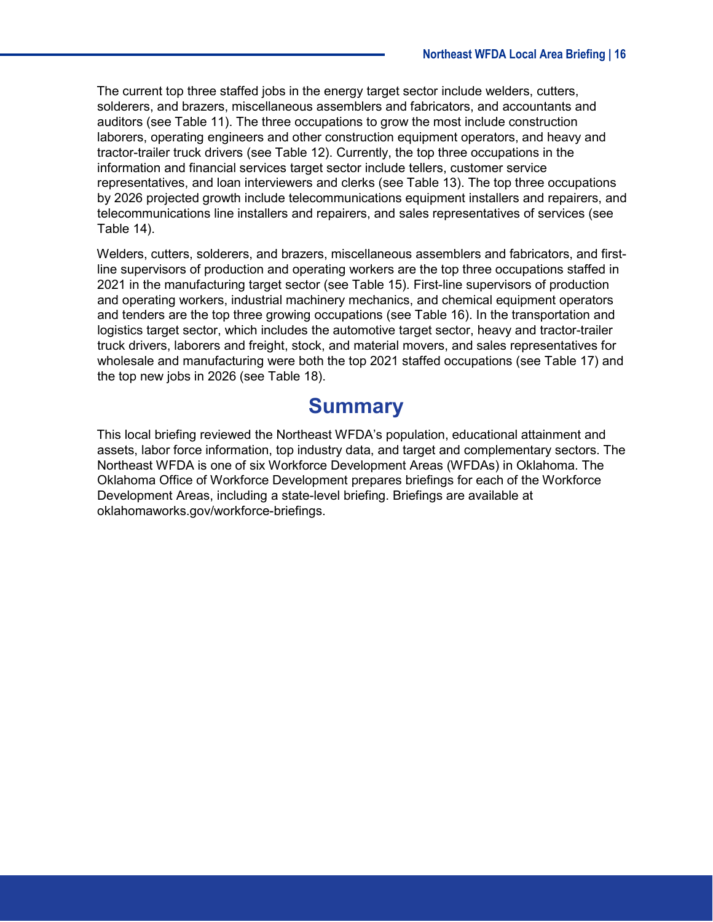The current top three staffed jobs in the energy target sector include welders, cutters, solderers, and brazers, miscellaneous assemblers and fabricators, and accountants and auditors (see Table 11). The three occupations to grow the most include construction laborers, operating engineers and other construction equipment operators, and heavy and tractor-trailer truck drivers (see Table 12). Currently, the top three occupations in the information and financial services target sector include tellers, customer service representatives, and loan interviewers and clerks (see Table 13). The top three occupations by 2026 projected growth include telecommunications equipment installers and repairers, and telecommunications line installers and repairers, and sales representatives of services (see Table 14).

Welders, cutters, solderers, and brazers, miscellaneous assemblers and fabricators, and first-line supervisors of production and operating workers are the top three occupations staffed in 2021 in the manufacturing target sector (see Table 15). First-line supervisors of production and operating workers, industrial machinery mechanics, and chemical equipment operators and tenders are the top three growing occupations (see Table 16). In the transportation and logistics target sector, which includes the automotive target sector, heavy and tractor-trailer truck drivers, laborers and freight, stock, and material movers, and sales representatives for wholesale and manufacturing were both the top 2021 staffed occupations (see Table 17) and the top new jobs in 2026 (see Table 18).

# Summary

This local briefing reviewed the Northeast WFDA's population, educational attainment and assets, labor force information, top industry data, and target and complementary sectors. The Northeast WFDA is one of six Workforce Development Areas (WFDAs) in Oklahoma. The Oklahoma Office of Workforce Development prepares briefings for each of the Workforce Development Areas, including a state-level briefing. Briefings are available at oklahomaworks.gov/workforce-briefings.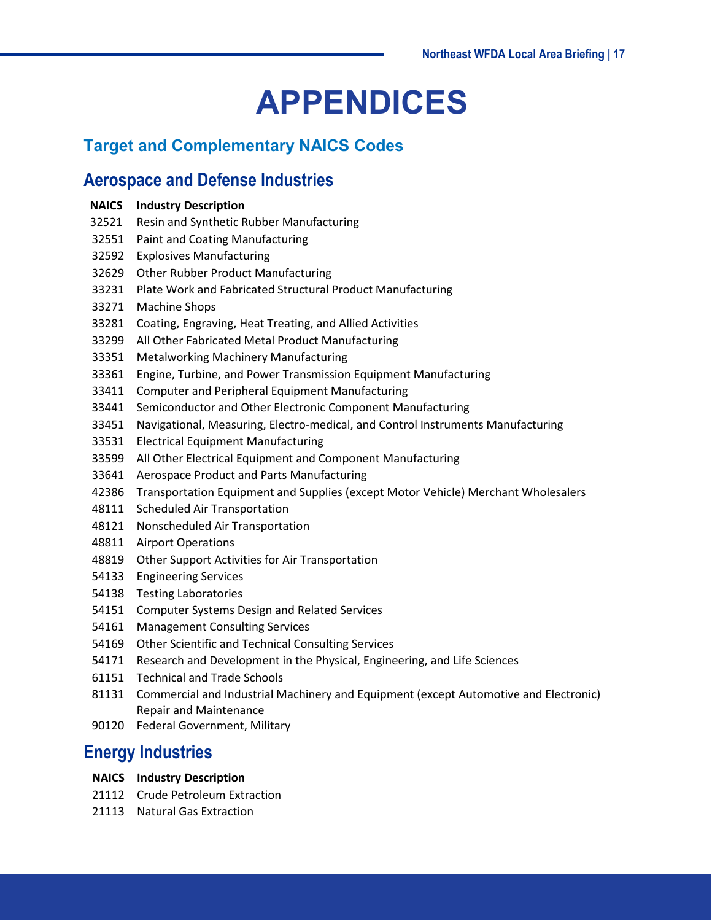# APPENDICES

## Target and Complementary NAICS Codes

### Aerospace and Defense Industries

| NAICS | Industry Description |
|---|---|
| 32521 | Resin and Synthetic Rubber Manufacturing |
| 32551 | Paint and Coating Manufacturing |
| 32592 | Explosives Manufacturing |
| 32629 | Other Rubber Product Manufacturing |
| 33231 | Plate Work and Fabricated Structural Product Manufacturing |
| 33271 | Machine Shops |
| 33281 | Coating, Engraving, Heat Treating, and Allied Activities |
| 33299 | All Other Fabricated Metal Product Manufacturing |
| 33351 | Metalworking Machinery Manufacturing |
| 33361 | Engine, Turbine, and Power Transmission Equipment Manufacturing |
| 33411 | Computer and Peripheral Equipment Manufacturing |
| 33441 | Semiconductor and Other Electronic Component Manufacturing |
| 33451 | Navigational, Measuring, Electro-medical, and Control Instruments Manufacturing |
| 33531 | Electrical Equipment Manufacturing |
| 33599 | All Other Electrical Equipment and Component Manufacturing |
| 33641 | Aerospace Product and Parts Manufacturing |
| 42386 | Transportation Equipment and Supplies (except Motor Vehicle) Merchant Wholesalers |
| 48111 | Scheduled Air Transportation |
| 48121 | Nonscheduled Air Transportation |
| 48811 | Airport Operations |
| 48819 | Other Support Activities for Air Transportation |
| 54133 | Engineering Services |
| 54138 | Testing Laboratories |
| 54151 | Computer Systems Design and Related Services |
| 54161 | Management Consulting Services |
| 54169 | Other Scientific and Technical Consulting Services |
| 54171 | Research and Development in the Physical, Engineering, and Life Sciences |
| 61151 | Technical and Trade Schools |
| 81131 | Commercial and Industrial Machinery and Equipment (except Automotive and Electronic) Repair and Maintenance |
| 90120 | Federal Government, Military |

### Energy Industries

| NAICS | Industry Description |
|---|---|
| 21112 | Crude Petroleum Extraction |
| 21113 | Natural Gas Extraction |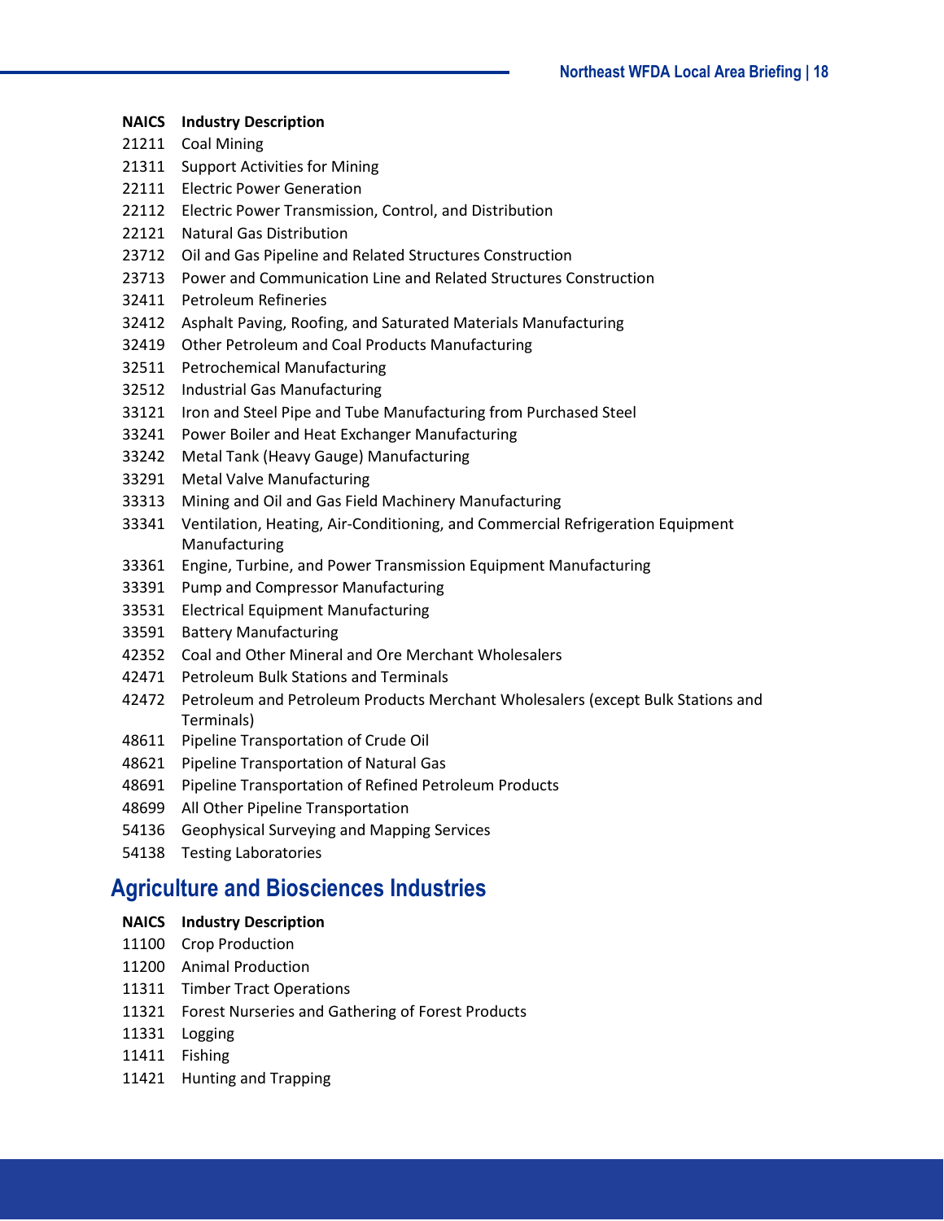| NAICS | Industry Description |
| --- | --- |
| 21211 | Coal Mining |
| 21311 | Support Activities for Mining |
| 22111 | Electric Power Generation |
| 22112 | Electric Power Transmission, Control, and Distribution |
| 22121 | Natural Gas Distribution |
| 23712 | Oil and Gas Pipeline and Related Structures Construction |
| 23713 | Power and Communication Line and Related Structures Construction |
| 32411 | Petroleum Refineries |
| 32412 | Asphalt Paving, Roofing, and Saturated Materials Manufacturing |
| 32419 | Other Petroleum and Coal Products Manufacturing |
| 32511 | Petrochemical Manufacturing |
| 32512 | Industrial Gas Manufacturing |
| 33121 | Iron and Steel Pipe and Tube Manufacturing from Purchased Steel |
| 33241 | Power Boiler and Heat Exchanger Manufacturing |
| 33242 | Metal Tank (Heavy Gauge) Manufacturing |
| 33291 | Metal Valve Manufacturing |
| 33313 | Mining and Oil and Gas Field Machinery Manufacturing |
| 33341 | Ventilation, Heating, Air-Conditioning, and Commercial Refrigeration Equipment Manufacturing |
| 33361 | Engine, Turbine, and Power Transmission Equipment Manufacturing |
| 33391 | Pump and Compressor Manufacturing |
| 33531 | Electrical Equipment Manufacturing |
| 33591 | Battery Manufacturing |
| 42352 | Coal and Other Mineral and Ore Merchant Wholesalers |
| 42471 | Petroleum Bulk Stations and Terminals |
| 42472 | Petroleum and Petroleum Products Merchant Wholesalers (except Bulk Stations and Terminals) |
| 48611 | Pipeline Transportation of Crude Oil |
| 48621 | Pipeline Transportation of Natural Gas |
| 48691 | Pipeline Transportation of Refined Petroleum Products |
| 48699 | All Other Pipeline Transportation |
| 54136 | Geophysical Surveying and Mapping Services |
| 54138 | Testing Laboratories |

## Agriculture and Biosciences Industries

| NAICS | Industry Description |
| --- | --- |
| 11100 | Crop Production |
| 11200 | Animal Production |
| 11311 | Timber Tract Operations |
| 11321 | Forest Nurseries and Gathering of Forest Products |
| 11331 | Logging |
| 11411 | Fishing |
| 11421 | Hunting and Trapping |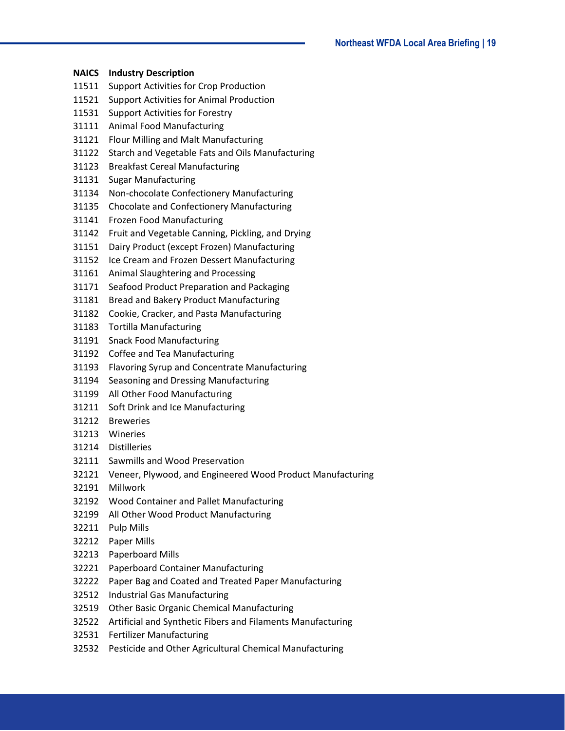| NAICS | Industry Description |
|---|---|
| 11511 | Support Activities for Crop Production |
| 11521 | Support Activities for Animal Production |
| 11531 | Support Activities for Forestry |
| 31111 | Animal Food Manufacturing |
| 31121 | Flour Milling and Malt Manufacturing |
| 31122 | Starch and Vegetable Fats and Oils Manufacturing |
| 31123 | Breakfast Cereal Manufacturing |
| 31131 | Sugar Manufacturing |
| 31134 | Non-chocolate Confectionery Manufacturing |
| 31135 | Chocolate and Confectionery Manufacturing |
| 31141 | Frozen Food Manufacturing |
| 31142 | Fruit and Vegetable Canning, Pickling, and Drying |
| 31151 | Dairy Product (except Frozen) Manufacturing |
| 31152 | Ice Cream and Frozen Dessert Manufacturing |
| 31161 | Animal Slaughtering and Processing |
| 31171 | Seafood Product Preparation and Packaging |
| 31181 | Bread and Bakery Product Manufacturing |
| 31182 | Cookie, Cracker, and Pasta Manufacturing |
| 31183 | Tortilla Manufacturing |
| 31191 | Snack Food Manufacturing |
| 31192 | Coffee and Tea Manufacturing |
| 31193 | Flavoring Syrup and Concentrate Manufacturing |
| 31194 | Seasoning and Dressing Manufacturing |
| 31199 | All Other Food Manufacturing |
| 31211 | Soft Drink and Ice Manufacturing |
| 31212 | Breweries |
| 31213 | Wineries |
| 31214 | Distilleries |
| 32111 | Sawmills and Wood Preservation |
| 32121 | Veneer, Plywood, and Engineered Wood Product Manufacturing |
| 32191 | Millwork |
| 32192 | Wood Container and Pallet Manufacturing |
| 32199 | All Other Wood Product Manufacturing |
| 32211 | Pulp Mills |
| 32212 | Paper Mills |
| 32213 | Paperboard Mills |
| 32221 | Paperboard Container Manufacturing |
| 32222 | Paper Bag and Coated and Treated Paper Manufacturing |
| 32512 | Industrial Gas Manufacturing |
| 32519 | Other Basic Organic Chemical Manufacturing |
| 32522 | Artificial and Synthetic Fibers and Filaments Manufacturing |
| 32531 | Fertilizer Manufacturing |
| 32532 | Pesticide and Other Agricultural Chemical Manufacturing |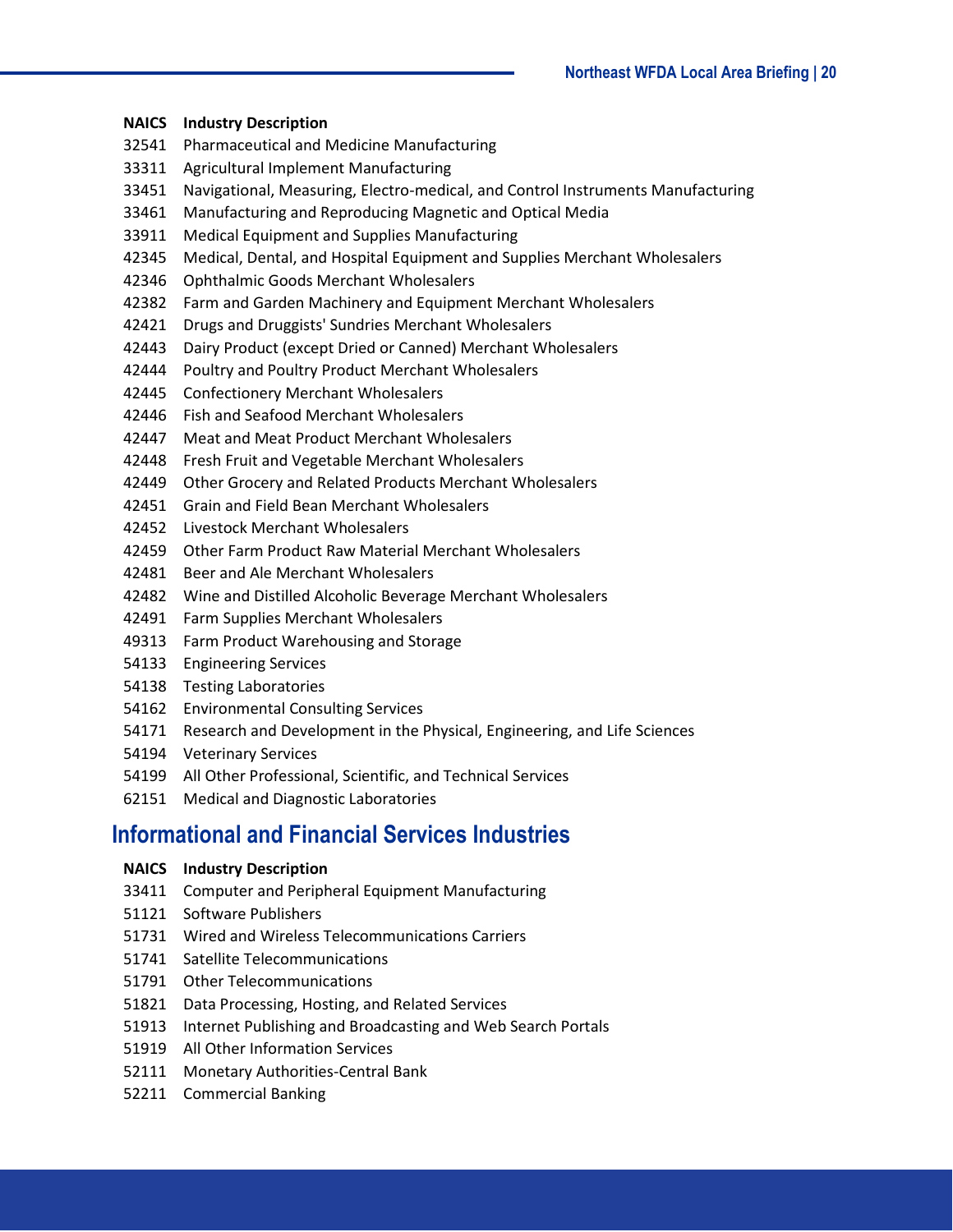| NAICS | Industry Description |
|---|---|
| 32541 | Pharmaceutical and Medicine Manufacturing |
| 33311 | Agricultural Implement Manufacturing |
| 33451 | Navigational, Measuring, Electro-medical, and Control Instruments Manufacturing |
| 33461 | Manufacturing and Reproducing Magnetic and Optical Media |
| 33911 | Medical Equipment and Supplies Manufacturing |
| 42345 | Medical, Dental, and Hospital Equipment and Supplies Merchant Wholesalers |
| 42346 | Ophthalmic Goods Merchant Wholesalers |
| 42382 | Farm and Garden Machinery and Equipment Merchant Wholesalers |
| 42421 | Drugs and Druggists' Sundries Merchant Wholesalers |
| 42443 | Dairy Product (except Dried or Canned) Merchant Wholesalers |
| 42444 | Poultry and Poultry Product Merchant Wholesalers |
| 42445 | Confectionery Merchant Wholesalers |
| 42446 | Fish and Seafood Merchant Wholesalers |
| 42447 | Meat and Meat Product Merchant Wholesalers |
| 42448 | Fresh Fruit and Vegetable Merchant Wholesalers |
| 42449 | Other Grocery and Related Products Merchant Wholesalers |
| 42451 | Grain and Field Bean Merchant Wholesalers |
| 42452 | Livestock Merchant Wholesalers |
| 42459 | Other Farm Product Raw Material Merchant Wholesalers |
| 42481 | Beer and Ale Merchant Wholesalers |
| 42482 | Wine and Distilled Alcoholic Beverage Merchant Wholesalers |
| 42491 | Farm Supplies Merchant Wholesalers |
| 49313 | Farm Product Warehousing and Storage |
| 54133 | Engineering Services |
| 54138 | Testing Laboratories |
| 54162 | Environmental Consulting Services |
| 54171 | Research and Development in the Physical, Engineering, and Life Sciences |
| 54194 | Veterinary Services |
| 54199 | All Other Professional, Scientific, and Technical Services |
| 62151 | Medical and Diagnostic Laboratories |

## Informational and Financial Services Industries

| NAICS | Industry Description |
|---|---|
| 33411 | Computer and Peripheral Equipment Manufacturing |
| 51121 | Software Publishers |
| 51731 | Wired and Wireless Telecommunications Carriers |
| 51741 | Satellite Telecommunications |
| 51791 | Other Telecommunications |
| 51821 | Data Processing, Hosting, and Related Services |
| 51913 | Internet Publishing and Broadcasting and Web Search Portals |
| 51919 | All Other Information Services |
| 52111 | Monetary Authorities-Central Bank |
| 52211 | Commercial Banking |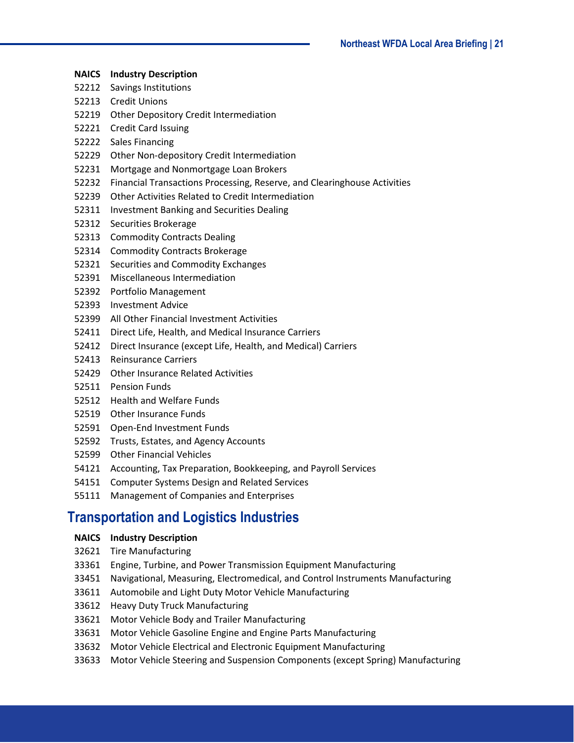| NAICS | Industry Description |
|---|---|
| 52212 | Savings Institutions |
| 52213 | Credit Unions |
| 52219 | Other Depository Credit Intermediation |
| 52221 | Credit Card Issuing |
| 52222 | Sales Financing |
| 52229 | Other Non-depository Credit Intermediation |
| 52231 | Mortgage and Nonmortgage Loan Brokers |
| 52232 | Financial Transactions Processing, Reserve, and Clearinghouse Activities |
| 52239 | Other Activities Related to Credit Intermediation |
| 52311 | Investment Banking and Securities Dealing |
| 52312 | Securities Brokerage |
| 52313 | Commodity Contracts Dealing |
| 52314 | Commodity Contracts Brokerage |
| 52321 | Securities and Commodity Exchanges |
| 52391 | Miscellaneous Intermediation |
| 52392 | Portfolio Management |
| 52393 | Investment Advice |
| 52399 | All Other Financial Investment Activities |
| 52411 | Direct Life, Health, and Medical Insurance Carriers |
| 52412 | Direct Insurance (except Life, Health, and Medical) Carriers |
| 52413 | Reinsurance Carriers |
| 52429 | Other Insurance Related Activities |
| 52511 | Pension Funds |
| 52512 | Health and Welfare Funds |
| 52519 | Other Insurance Funds |
| 52591 | Open-End Investment Funds |
| 52592 | Trusts, Estates, and Agency Accounts |
| 52599 | Other Financial Vehicles |
| 54121 | Accounting, Tax Preparation, Bookkeeping, and Payroll Services |
| 54151 | Computer Systems Design and Related Services |
| 55111 | Management of Companies and Enterprises |

## Transportation and Logistics Industries

| NAICS | Industry Description |
|---|---|
| 32621 | Tire Manufacturing |
| 33361 | Engine, Turbine, and Power Transmission Equipment Manufacturing |
| 33451 | Navigational, Measuring, Electromedical, and Control Instruments Manufacturing |
| 33611 | Automobile and Light Duty Motor Vehicle Manufacturing |
| 33612 | Heavy Duty Truck Manufacturing |
| 33621 | Motor Vehicle Body and Trailer Manufacturing |
| 33631 | Motor Vehicle Gasoline Engine and Engine Parts Manufacturing |
| 33632 | Motor Vehicle Electrical and Electronic Equipment Manufacturing |
| 33633 | Motor Vehicle Steering and Suspension Components (except Spring) Manufacturing |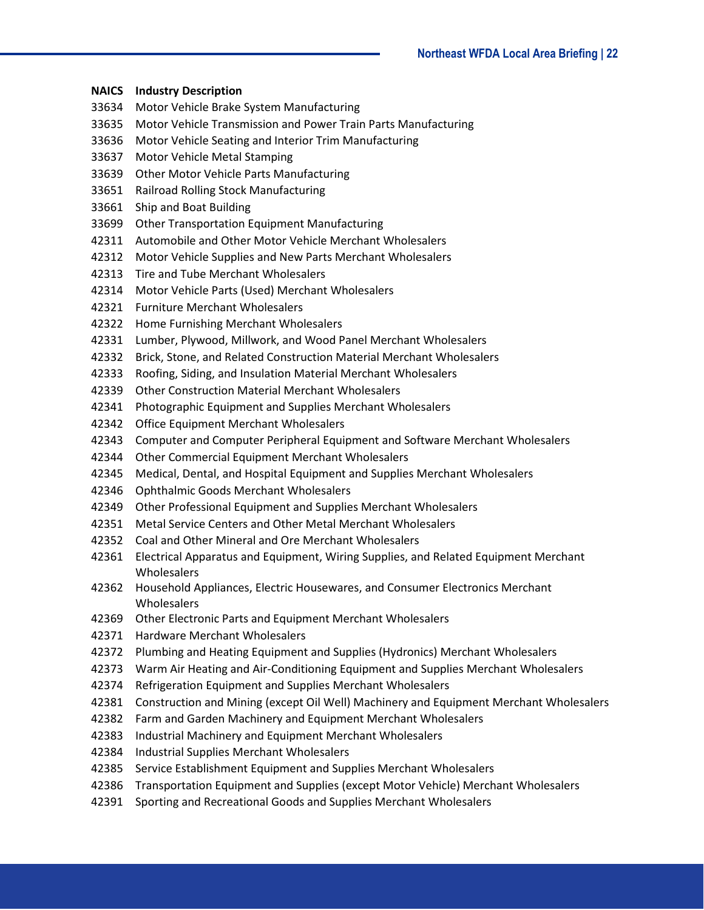| NAICS | Industry Description |
| --- | --- |
| 33634 | Motor Vehicle Brake System Manufacturing |
| 33635 | Motor Vehicle Transmission and Power Train Parts Manufacturing |
| 33636 | Motor Vehicle Seating and Interior Trim Manufacturing |
| 33637 | Motor Vehicle Metal Stamping |
| 33639 | Other Motor Vehicle Parts Manufacturing |
| 33651 | Railroad Rolling Stock Manufacturing |
| 33661 | Ship and Boat Building |
| 33699 | Other Transportation Equipment Manufacturing |
| 42311 | Automobile and Other Motor Vehicle Merchant Wholesalers |
| 42312 | Motor Vehicle Supplies and New Parts Merchant Wholesalers |
| 42313 | Tire and Tube Merchant Wholesalers |
| 42314 | Motor Vehicle Parts (Used) Merchant Wholesalers |
| 42321 | Furniture Merchant Wholesalers |
| 42322 | Home Furnishing Merchant Wholesalers |
| 42331 | Lumber, Plywood, Millwork, and Wood Panel Merchant Wholesalers |
| 42332 | Brick, Stone, and Related Construction Material Merchant Wholesalers |
| 42333 | Roofing, Siding, and Insulation Material Merchant Wholesalers |
| 42339 | Other Construction Material Merchant Wholesalers |
| 42341 | Photographic Equipment and Supplies Merchant Wholesalers |
| 42342 | Office Equipment Merchant Wholesalers |
| 42343 | Computer and Computer Peripheral Equipment and Software Merchant Wholesalers |
| 42344 | Other Commercial Equipment Merchant Wholesalers |
| 42345 | Medical, Dental, and Hospital Equipment and Supplies Merchant Wholesalers |
| 42346 | Ophthalmic Goods Merchant Wholesalers |
| 42349 | Other Professional Equipment and Supplies Merchant Wholesalers |
| 42351 | Metal Service Centers and Other Metal Merchant Wholesalers |
| 42352 | Coal and Other Mineral and Ore Merchant Wholesalers |
| 42361 | Electrical Apparatus and Equipment, Wiring Supplies, and Related Equipment Merchant Wholesalers |
| 42362 | Household Appliances, Electric Housewares, and Consumer Electronics Merchant Wholesalers |
| 42369 | Other Electronic Parts and Equipment Merchant Wholesalers |
| 42371 | Hardware Merchant Wholesalers |
| 42372 | Plumbing and Heating Equipment and Supplies (Hydronics) Merchant Wholesalers |
| 42373 | Warm Air Heating and Air-Conditioning Equipment and Supplies Merchant Wholesalers |
| 42374 | Refrigeration Equipment and Supplies Merchant Wholesalers |
| 42381 | Construction and Mining (except Oil Well) Machinery and Equipment Merchant Wholesalers |
| 42382 | Farm and Garden Machinery and Equipment Merchant Wholesalers |
| 42383 | Industrial Machinery and Equipment Merchant Wholesalers |
| 42384 | Industrial Supplies Merchant Wholesalers |
| 42385 | Service Establishment Equipment and Supplies Merchant Wholesalers |
| 42386 | Transportation Equipment and Supplies (except Motor Vehicle) Merchant Wholesalers |
| 42391 | Sporting and Recreational Goods and Supplies Merchant Wholesalers |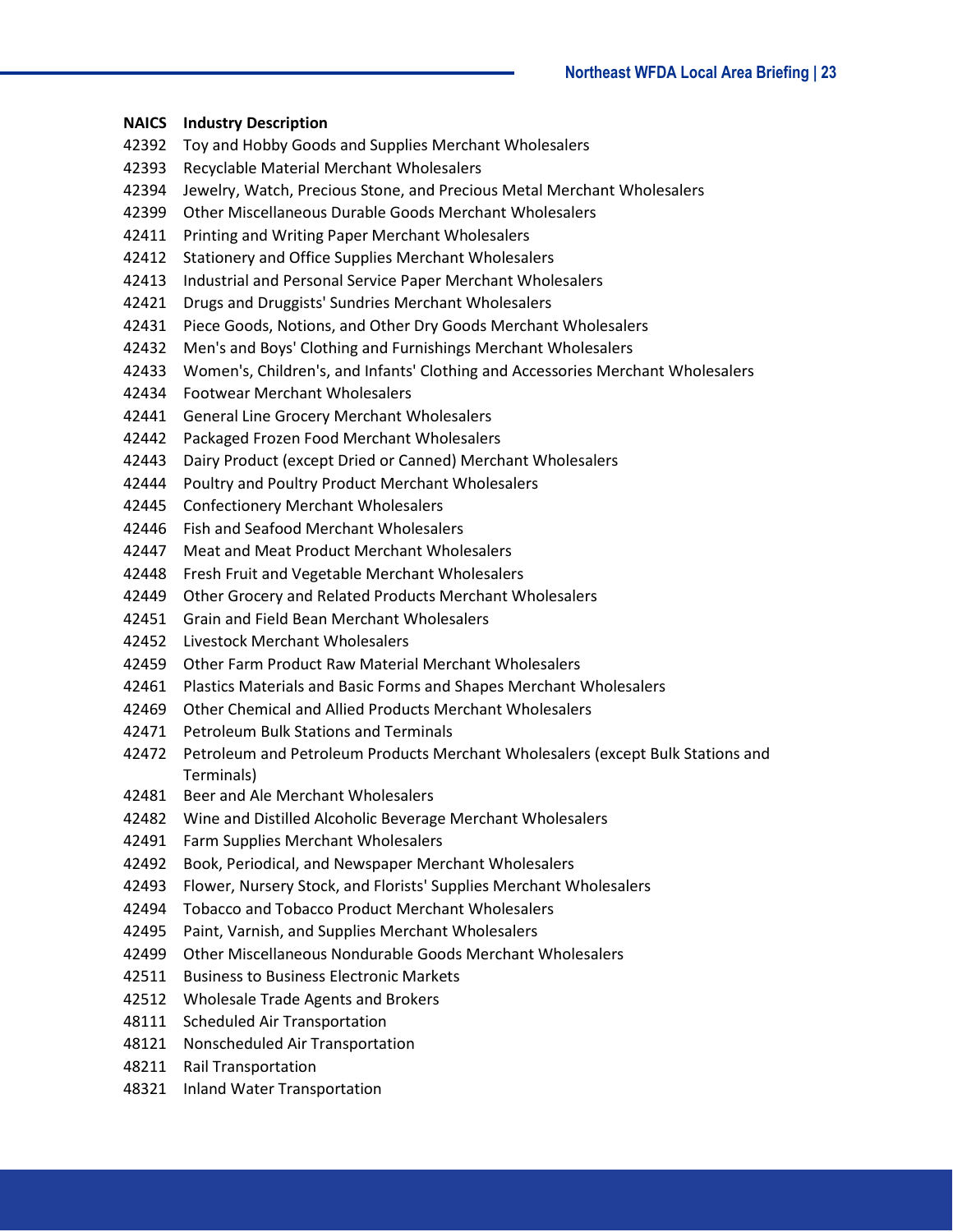| NAICS | Industry Description |
|---|---|
| 42392 | Toy and Hobby Goods and Supplies Merchant Wholesalers |
| 42393 | Recyclable Material Merchant Wholesalers |
| 42394 | Jewelry, Watch, Precious Stone, and Precious Metal Merchant Wholesalers |
| 42399 | Other Miscellaneous Durable Goods Merchant Wholesalers |
| 42411 | Printing and Writing Paper Merchant Wholesalers |
| 42412 | Stationery and Office Supplies Merchant Wholesalers |
| 42413 | Industrial and Personal Service Paper Merchant Wholesalers |
| 42421 | Drugs and Druggists' Sundries Merchant Wholesalers |
| 42431 | Piece Goods, Notions, and Other Dry Goods Merchant Wholesalers |
| 42432 | Men's and Boys' Clothing and Furnishings Merchant Wholesalers |
| 42433 | Women's, Children's, and Infants' Clothing and Accessories Merchant Wholesalers |
| 42434 | Footwear Merchant Wholesalers |
| 42441 | General Line Grocery Merchant Wholesalers |
| 42442 | Packaged Frozen Food Merchant Wholesalers |
| 42443 | Dairy Product (except Dried or Canned) Merchant Wholesalers |
| 42444 | Poultry and Poultry Product Merchant Wholesalers |
| 42445 | Confectionery Merchant Wholesalers |
| 42446 | Fish and Seafood Merchant Wholesalers |
| 42447 | Meat and Meat Product Merchant Wholesalers |
| 42448 | Fresh Fruit and Vegetable Merchant Wholesalers |
| 42449 | Other Grocery and Related Products Merchant Wholesalers |
| 42451 | Grain and Field Bean Merchant Wholesalers |
| 42452 | Livestock Merchant Wholesalers |
| 42459 | Other Farm Product Raw Material Merchant Wholesalers |
| 42461 | Plastics Materials and Basic Forms and Shapes Merchant Wholesalers |
| 42469 | Other Chemical and Allied Products Merchant Wholesalers |
| 42471 | Petroleum Bulk Stations and Terminals |
| 42472 | Petroleum and Petroleum Products Merchant Wholesalers (except Bulk Stations and Terminals) |
| 42481 | Beer and Ale Merchant Wholesalers |
| 42482 | Wine and Distilled Alcoholic Beverage Merchant Wholesalers |
| 42491 | Farm Supplies Merchant Wholesalers |
| 42492 | Book, Periodical, and Newspaper Merchant Wholesalers |
| 42493 | Flower, Nursery Stock, and Florists' Supplies Merchant Wholesalers |
| 42494 | Tobacco and Tobacco Product Merchant Wholesalers |
| 42495 | Paint, Varnish, and Supplies Merchant Wholesalers |
| 42499 | Other Miscellaneous Nondurable Goods Merchant Wholesalers |
| 42511 | Business to Business Electronic Markets |
| 42512 | Wholesale Trade Agents and Brokers |
| 48111 | Scheduled Air Transportation |
| 48121 | Nonscheduled Air Transportation |
| 48211 | Rail Transportation |
| 48321 | Inland Water Transportation |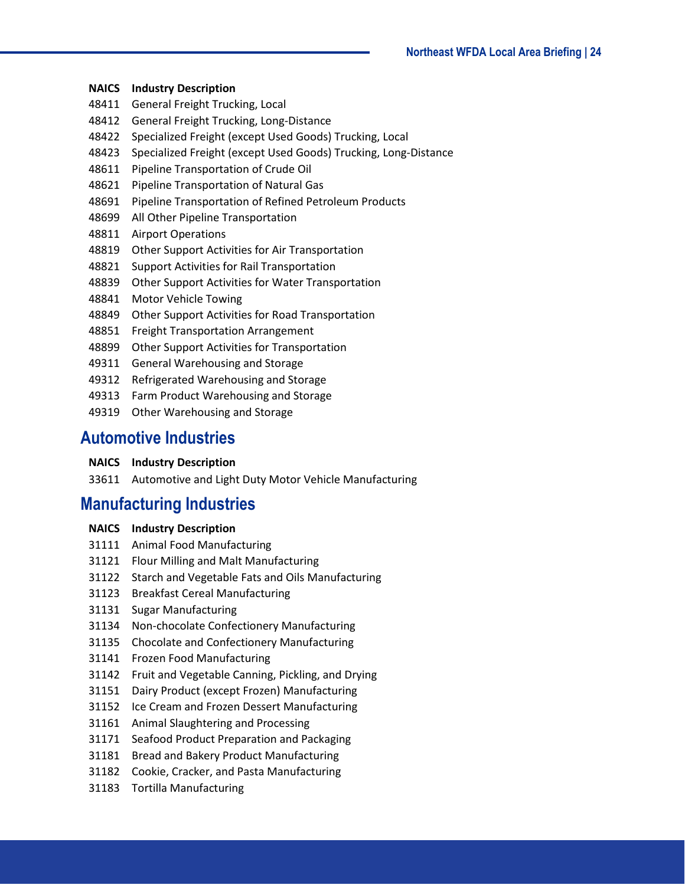| NAICS | Industry Description |
|---|---|
| 48411 | General Freight Trucking, Local |
| 48412 | General Freight Trucking, Long-Distance |
| 48422 | Specialized Freight (except Used Goods) Trucking, Local |
| 48423 | Specialized Freight (except Used Goods) Trucking, Long-Distance |
| 48611 | Pipeline Transportation of Crude Oil |
| 48621 | Pipeline Transportation of Natural Gas |
| 48691 | Pipeline Transportation of Refined Petroleum Products |
| 48699 | All Other Pipeline Transportation |
| 48811 | Airport Operations |
| 48819 | Other Support Activities for Air Transportation |
| 48821 | Support Activities for Rail Transportation |
| 48839 | Other Support Activities for Water Transportation |
| 48841 | Motor Vehicle Towing |
| 48849 | Other Support Activities for Road Transportation |
| 48851 | Freight Transportation Arrangement |
| 48899 | Other Support Activities for Transportation |
| 49311 | General Warehousing and Storage |
| 49312 | Refrigerated Warehousing and Storage |
| 49313 | Farm Product Warehousing and Storage |
| 49319 | Other Warehousing and Storage |

## Automotive Industries

| NAICS | Industry Description |
|---|---|
| 33611 | Automotive and Light Duty Motor Vehicle Manufacturing |

## Manufacturing Industries

| NAICS | Industry Description |
|---|---|
| 31111 | Animal Food Manufacturing |
| 31121 | Flour Milling and Malt Manufacturing |
| 31122 | Starch and Vegetable Fats and Oils Manufacturing |
| 31123 | Breakfast Cereal Manufacturing |
| 31131 | Sugar Manufacturing |
| 31134 | Non-chocolate Confectionery Manufacturing |
| 31135 | Chocolate and Confectionery Manufacturing |
| 31141 | Frozen Food Manufacturing |
| 31142 | Fruit and Vegetable Canning, Pickling, and Drying |
| 31151 | Dairy Product (except Frozen) Manufacturing |
| 31152 | Ice Cream and Frozen Dessert Manufacturing |
| 31161 | Animal Slaughtering and Processing |
| 31171 | Seafood Product Preparation and Packaging |
| 31181 | Bread and Bakery Product Manufacturing |
| 31182 | Cookie, Cracker, and Pasta Manufacturing |
| 31183 | Tortilla Manufacturing |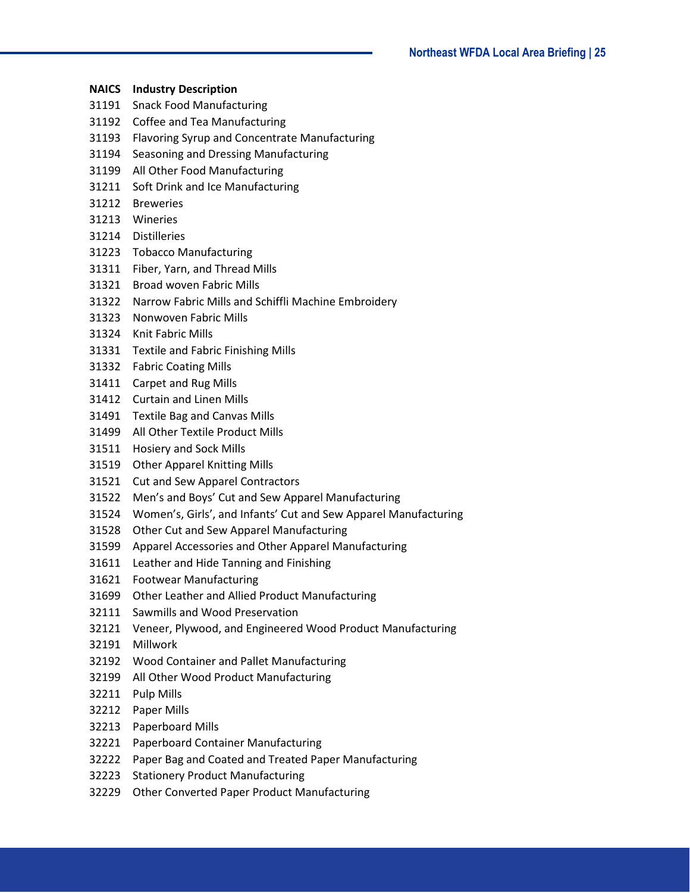| NAICS | Industry Description |
|---|---|
| 31191 | Snack Food Manufacturing |
| 31192 | Coffee and Tea Manufacturing |
| 31193 | Flavoring Syrup and Concentrate Manufacturing |
| 31194 | Seasoning and Dressing Manufacturing |
| 31199 | All Other Food Manufacturing |
| 31211 | Soft Drink and Ice Manufacturing |
| 31212 | Breweries |
| 31213 | Wineries |
| 31214 | Distilleries |
| 31223 | Tobacco Manufacturing |
| 31311 | Fiber, Yarn, and Thread Mills |
| 31321 | Broad woven Fabric Mills |
| 31322 | Narrow Fabric Mills and Schiffli Machine Embroidery |
| 31323 | Nonwoven Fabric Mills |
| 31324 | Knit Fabric Mills |
| 31331 | Textile and Fabric Finishing Mills |
| 31332 | Fabric Coating Mills |
| 31411 | Carpet and Rug Mills |
| 31412 | Curtain and Linen Mills |
| 31491 | Textile Bag and Canvas Mills |
| 31499 | All Other Textile Product Mills |
| 31511 | Hosiery and Sock Mills |
| 31519 | Other Apparel Knitting Mills |
| 31521 | Cut and Sew Apparel Contractors |
| 31522 | Men's and Boys' Cut and Sew Apparel Manufacturing |
| 31524 | Women's, Girls', and Infants' Cut and Sew Apparel Manufacturing |
| 31528 | Other Cut and Sew Apparel Manufacturing |
| 31599 | Apparel Accessories and Other Apparel Manufacturing |
| 31611 | Leather and Hide Tanning and Finishing |
| 31621 | Footwear Manufacturing |
| 31699 | Other Leather and Allied Product Manufacturing |
| 32111 | Sawmills and Wood Preservation |
| 32121 | Veneer, Plywood, and Engineered Wood Product Manufacturing |
| 32191 | Millwork |
| 32192 | Wood Container and Pallet Manufacturing |
| 32199 | All Other Wood Product Manufacturing |
| 32211 | Pulp Mills |
| 32212 | Paper Mills |
| 32213 | Paperboard Mills |
| 32221 | Paperboard Container Manufacturing |
| 32222 | Paper Bag and Coated and Treated Paper Manufacturing |
| 32223 | Stationery Product Manufacturing |
| 32229 | Other Converted Paper Product Manufacturing |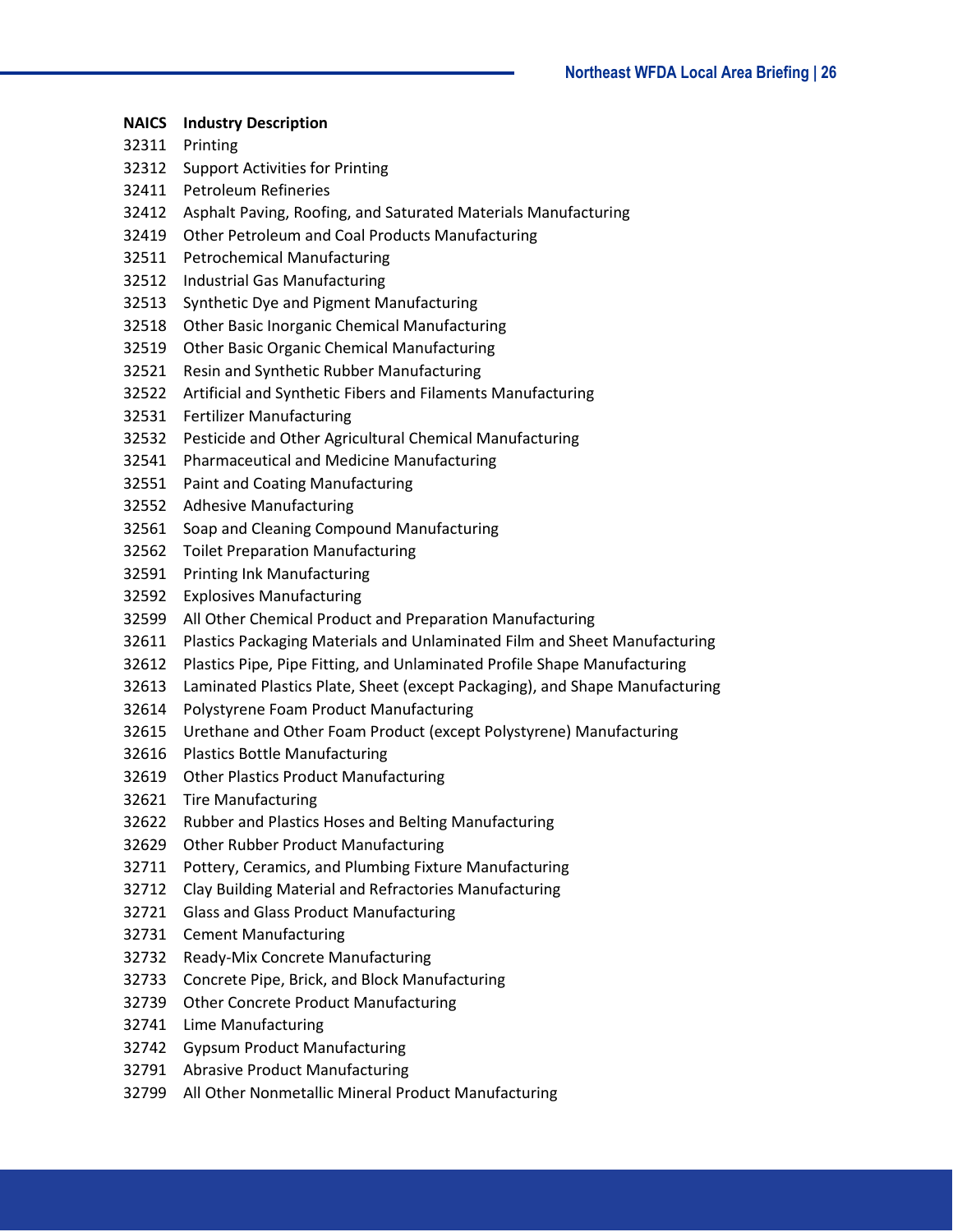| NAICS | Industry Description |
|---|---|
| 32311 | Printing |
| 32312 | Support Activities for Printing |
| 32411 | Petroleum Refineries |
| 32412 | Asphalt Paving, Roofing, and Saturated Materials Manufacturing |
| 32419 | Other Petroleum and Coal Products Manufacturing |
| 32511 | Petrochemical Manufacturing |
| 32512 | Industrial Gas Manufacturing |
| 32513 | Synthetic Dye and Pigment Manufacturing |
| 32518 | Other Basic Inorganic Chemical Manufacturing |
| 32519 | Other Basic Organic Chemical Manufacturing |
| 32521 | Resin and Synthetic Rubber Manufacturing |
| 32522 | Artificial and Synthetic Fibers and Filaments Manufacturing |
| 32531 | Fertilizer Manufacturing |
| 32532 | Pesticide and Other Agricultural Chemical Manufacturing |
| 32541 | Pharmaceutical and Medicine Manufacturing |
| 32551 | Paint and Coating Manufacturing |
| 32552 | Adhesive Manufacturing |
| 32561 | Soap and Cleaning Compound Manufacturing |
| 32562 | Toilet Preparation Manufacturing |
| 32591 | Printing Ink Manufacturing |
| 32592 | Explosives Manufacturing |
| 32599 | All Other Chemical Product and Preparation Manufacturing |
| 32611 | Plastics Packaging Materials and Unlaminated Film and Sheet Manufacturing |
| 32612 | Plastics Pipe, Pipe Fitting, and Unlaminated Profile Shape Manufacturing |
| 32613 | Laminated Plastics Plate, Sheet (except Packaging), and Shape Manufacturing |
| 32614 | Polystyrene Foam Product Manufacturing |
| 32615 | Urethane and Other Foam Product (except Polystyrene) Manufacturing |
| 32616 | Plastics Bottle Manufacturing |
| 32619 | Other Plastics Product Manufacturing |
| 32621 | Tire Manufacturing |
| 32622 | Rubber and Plastics Hoses and Belting Manufacturing |
| 32629 | Other Rubber Product Manufacturing |
| 32711 | Pottery, Ceramics, and Plumbing Fixture Manufacturing |
| 32712 | Clay Building Material and Refractories Manufacturing |
| 32721 | Glass and Glass Product Manufacturing |
| 32731 | Cement Manufacturing |
| 32732 | Ready-Mix Concrete Manufacturing |
| 32733 | Concrete Pipe, Brick, and Block Manufacturing |
| 32739 | Other Concrete Product Manufacturing |
| 32741 | Lime Manufacturing |
| 32742 | Gypsum Product Manufacturing |
| 32791 | Abrasive Product Manufacturing |
| 32799 | All Other Nonmetallic Mineral Product Manufacturing |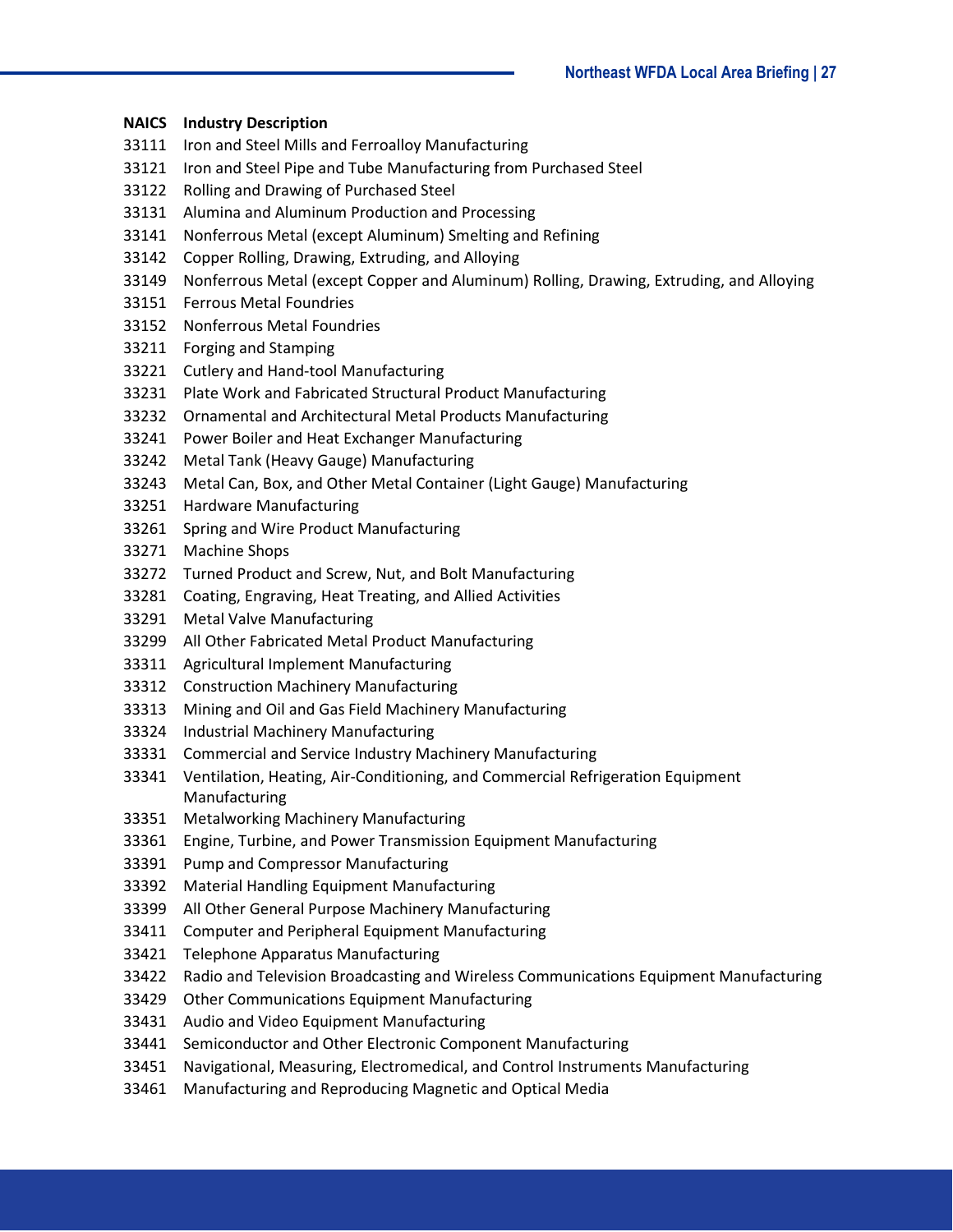| NAICS | Industry Description |
|---|---|
| 33111 | Iron and Steel Mills and Ferroalloy Manufacturing |
| 33121 | Iron and Steel Pipe and Tube Manufacturing from Purchased Steel |
| 33122 | Rolling and Drawing of Purchased Steel |
| 33131 | Alumina and Aluminum Production and Processing |
| 33141 | Nonferrous Metal (except Aluminum) Smelting and Refining |
| 33142 | Copper Rolling, Drawing, Extruding, and Alloying |
| 33149 | Nonferrous Metal (except Copper and Aluminum) Rolling, Drawing, Extruding, and Alloying |
| 33151 | Ferrous Metal Foundries |
| 33152 | Nonferrous Metal Foundries |
| 33211 | Forging and Stamping |
| 33221 | Cutlery and Hand-tool Manufacturing |
| 33231 | Plate Work and Fabricated Structural Product Manufacturing |
| 33232 | Ornamental and Architectural Metal Products Manufacturing |
| 33241 | Power Boiler and Heat Exchanger Manufacturing |
| 33242 | Metal Tank (Heavy Gauge) Manufacturing |
| 33243 | Metal Can, Box, and Other Metal Container (Light Gauge) Manufacturing |
| 33251 | Hardware Manufacturing |
| 33261 | Spring and Wire Product Manufacturing |
| 33271 | Machine Shops |
| 33272 | Turned Product and Screw, Nut, and Bolt Manufacturing |
| 33281 | Coating, Engraving, Heat Treating, and Allied Activities |
| 33291 | Metal Valve Manufacturing |
| 33299 | All Other Fabricated Metal Product Manufacturing |
| 33311 | Agricultural Implement Manufacturing |
| 33312 | Construction Machinery Manufacturing |
| 33313 | Mining and Oil and Gas Field Machinery Manufacturing |
| 33324 | Industrial Machinery Manufacturing |
| 33331 | Commercial and Service Industry Machinery Manufacturing |
| 33341 | Ventilation, Heating, Air-Conditioning, and Commercial Refrigeration Equipment Manufacturing |
| 33351 | Metalworking Machinery Manufacturing |
| 33361 | Engine, Turbine, and Power Transmission Equipment Manufacturing |
| 33391 | Pump and Compressor Manufacturing |
| 33392 | Material Handling Equipment Manufacturing |
| 33399 | All Other General Purpose Machinery Manufacturing |
| 33411 | Computer and Peripheral Equipment Manufacturing |
| 33421 | Telephone Apparatus Manufacturing |
| 33422 | Radio and Television Broadcasting and Wireless Communications Equipment Manufacturing |
| 33429 | Other Communications Equipment Manufacturing |
| 33431 | Audio and Video Equipment Manufacturing |
| 33441 | Semiconductor and Other Electronic Component Manufacturing |
| 33451 | Navigational, Measuring, Electromedical, and Control Instruments Manufacturing |
| 33461 | Manufacturing and Reproducing Magnetic and Optical Media |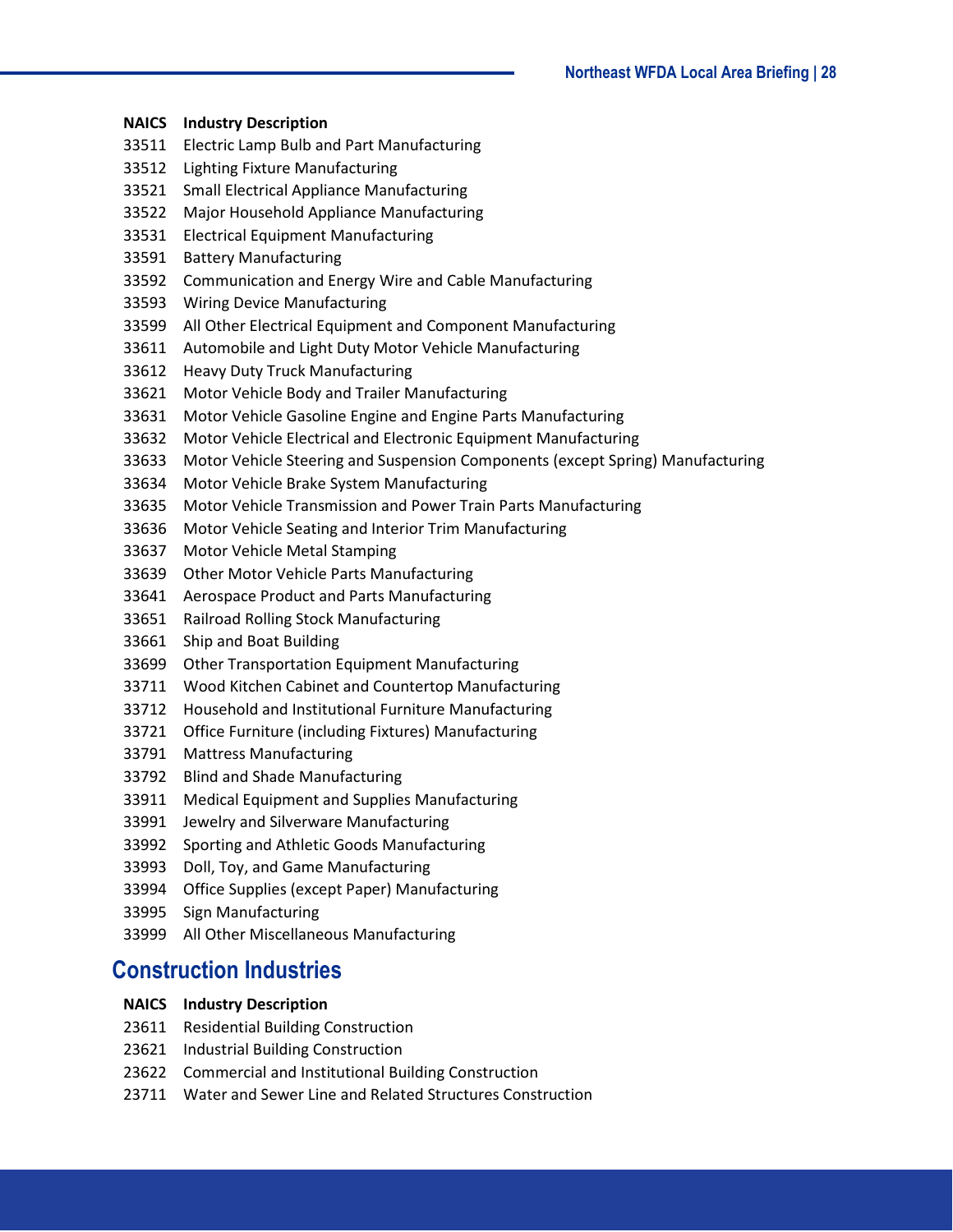| NAICS | Industry Description |
|---|---|
| 33511 | Electric Lamp Bulb and Part Manufacturing |
| 33512 | Lighting Fixture Manufacturing |
| 33521 | Small Electrical Appliance Manufacturing |
| 33522 | Major Household Appliance Manufacturing |
| 33531 | Electrical Equipment Manufacturing |
| 33591 | Battery Manufacturing |
| 33592 | Communication and Energy Wire and Cable Manufacturing |
| 33593 | Wiring Device Manufacturing |
| 33599 | All Other Electrical Equipment and Component Manufacturing |
| 33611 | Automobile and Light Duty Motor Vehicle Manufacturing |
| 33612 | Heavy Duty Truck Manufacturing |
| 33621 | Motor Vehicle Body and Trailer Manufacturing |
| 33631 | Motor Vehicle Gasoline Engine and Engine Parts Manufacturing |
| 33632 | Motor Vehicle Electrical and Electronic Equipment Manufacturing |
| 33633 | Motor Vehicle Steering and Suspension Components (except Spring) Manufacturing |
| 33634 | Motor Vehicle Brake System Manufacturing |
| 33635 | Motor Vehicle Transmission and Power Train Parts Manufacturing |
| 33636 | Motor Vehicle Seating and Interior Trim Manufacturing |
| 33637 | Motor Vehicle Metal Stamping |
| 33639 | Other Motor Vehicle Parts Manufacturing |
| 33641 | Aerospace Product and Parts Manufacturing |
| 33651 | Railroad Rolling Stock Manufacturing |
| 33661 | Ship and Boat Building |
| 33699 | Other Transportation Equipment Manufacturing |
| 33711 | Wood Kitchen Cabinet and Countertop Manufacturing |
| 33712 | Household and Institutional Furniture Manufacturing |
| 33721 | Office Furniture (including Fixtures) Manufacturing |
| 33791 | Mattress Manufacturing |
| 33792 | Blind and Shade Manufacturing |
| 33911 | Medical Equipment and Supplies Manufacturing |
| 33991 | Jewelry and Silverware Manufacturing |
| 33992 | Sporting and Athletic Goods Manufacturing |
| 33993 | Doll, Toy, and Game Manufacturing |
| 33994 | Office Supplies (except Paper) Manufacturing |
| 33995 | Sign Manufacturing |
| 33999 | All Other Miscellaneous Manufacturing |

## Construction Industries

| NAICS | Industry Description |
|---|---|
| 23611 | Residential Building Construction |
| 23621 | Industrial Building Construction |
| 23622 | Commercial and Institutional Building Construction |
| 23711 | Water and Sewer Line and Related Structures Construction |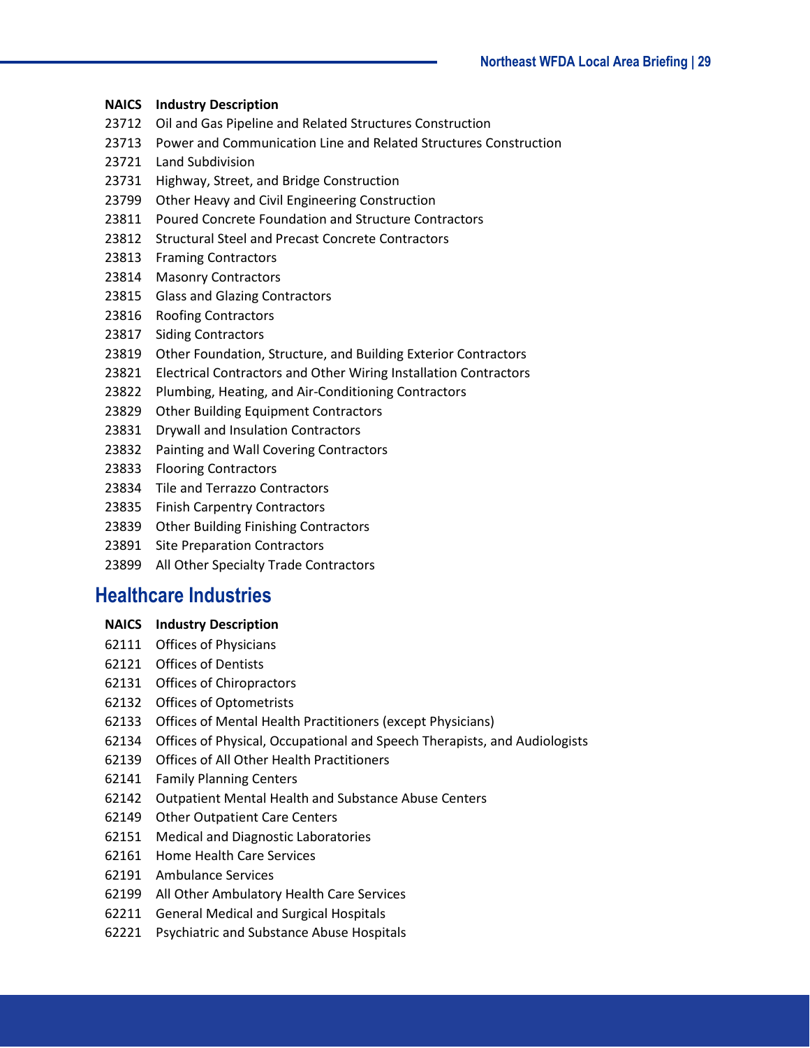| NAICS | Industry Description |
|---|---|
| 23712 | Oil and Gas Pipeline and Related Structures Construction |
| 23713 | Power and Communication Line and Related Structures Construction |
| 23721 | Land Subdivision |
| 23731 | Highway, Street, and Bridge Construction |
| 23799 | Other Heavy and Civil Engineering Construction |
| 23811 | Poured Concrete Foundation and Structure Contractors |
| 23812 | Structural Steel and Precast Concrete Contractors |
| 23813 | Framing Contractors |
| 23814 | Masonry Contractors |
| 23815 | Glass and Glazing Contractors |
| 23816 | Roofing Contractors |
| 23817 | Siding Contractors |
| 23819 | Other Foundation, Structure, and Building Exterior Contractors |
| 23821 | Electrical Contractors and Other Wiring Installation Contractors |
| 23822 | Plumbing, Heating, and Air-Conditioning Contractors |
| 23829 | Other Building Equipment Contractors |
| 23831 | Drywall and Insulation Contractors |
| 23832 | Painting and Wall Covering Contractors |
| 23833 | Flooring Contractors |
| 23834 | Tile and Terrazzo Contractors |
| 23835 | Finish Carpentry Contractors |
| 23839 | Other Building Finishing Contractors |
| 23891 | Site Preparation Contractors |
| 23899 | All Other Specialty Trade Contractors |

## Healthcare Industries

| NAICS | Industry Description |
|---|---|
| 62111 | Offices of Physicians |
| 62121 | Offices of Dentists |
| 62131 | Offices of Chiropractors |
| 62132 | Offices of Optometrists |
| 62133 | Offices of Mental Health Practitioners (except Physicians) |
| 62134 | Offices of Physical, Occupational and Speech Therapists, and Audiologists |
| 62139 | Offices of All Other Health Practitioners |
| 62141 | Family Planning Centers |
| 62142 | Outpatient Mental Health and Substance Abuse Centers |
| 62149 | Other Outpatient Care Centers |
| 62151 | Medical and Diagnostic Laboratories |
| 62161 | Home Health Care Services |
| 62191 | Ambulance Services |
| 62199 | All Other Ambulatory Health Care Services |
| 62211 | General Medical and Surgical Hospitals |
| 62221 | Psychiatric and Substance Abuse Hospitals |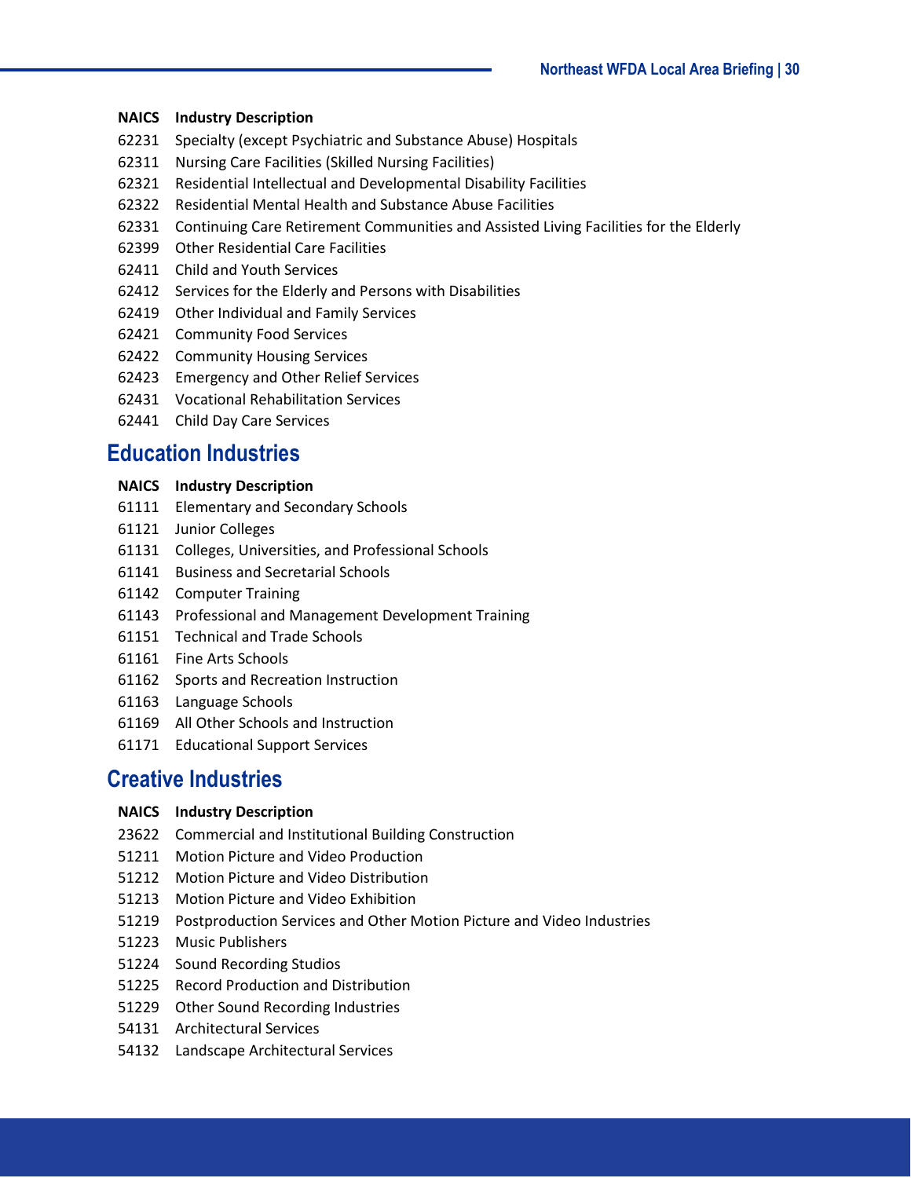| NAICS | Industry Description |
| --- | --- |
| 62231 | Specialty (except Psychiatric and Substance Abuse) Hospitals |
| 62311 | Nursing Care Facilities (Skilled Nursing Facilities) |
| 62321 | Residential Intellectual and Developmental Disability Facilities |
| 62322 | Residential Mental Health and Substance Abuse Facilities |
| 62331 | Continuing Care Retirement Communities and Assisted Living Facilities for the Elderly |
| 62399 | Other Residential Care Facilities |
| 62411 | Child and Youth Services |
| 62412 | Services for the Elderly and Persons with Disabilities |
| 62419 | Other Individual and Family Services |
| 62421 | Community Food Services |
| 62422 | Community Housing Services |
| 62423 | Emergency and Other Relief Services |
| 62431 | Vocational Rehabilitation Services |
| 62441 | Child Day Care Services |

## Education Industries

| NAICS | Industry Description |
| --- | --- |
| 61111 | Elementary and Secondary Schools |
| 61121 | Junior Colleges |
| 61131 | Colleges, Universities, and Professional Schools |
| 61141 | Business and Secretarial Schools |
| 61142 | Computer Training |
| 61143 | Professional and Management Development Training |
| 61151 | Technical and Trade Schools |
| 61161 | Fine Arts Schools |
| 61162 | Sports and Recreation Instruction |
| 61163 | Language Schools |
| 61169 | All Other Schools and Instruction |
| 61171 | Educational Support Services |

## Creative Industries

| NAICS | Industry Description |
| --- | --- |
| 23622 | Commercial and Institutional Building Construction |
| 51211 | Motion Picture and Video Production |
| 51212 | Motion Picture and Video Distribution |
| 51213 | Motion Picture and Video Exhibition |
| 51219 | Postproduction Services and Other Motion Picture and Video Industries |
| 51223 | Music Publishers |
| 51224 | Sound Recording Studios |
| 51225 | Record Production and Distribution |
| 51229 | Other Sound Recording Industries |
| 54131 | Architectural Services |
| 54132 | Landscape Architectural Services |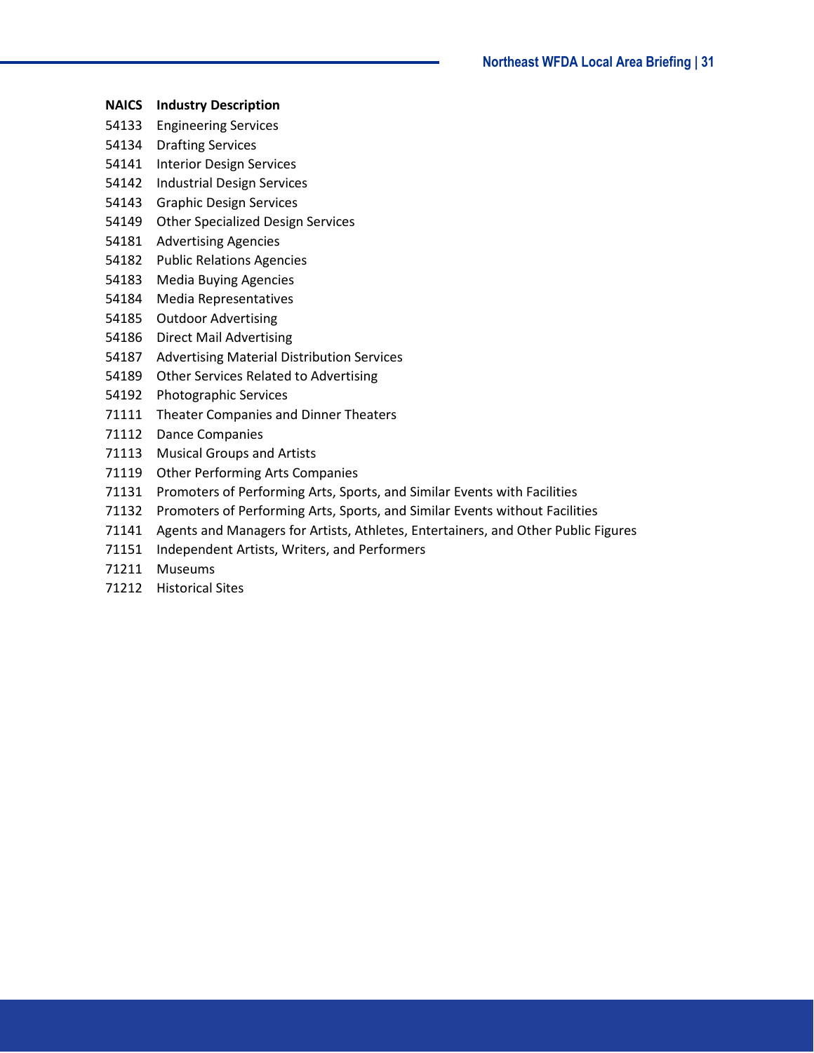| NAICS | Industry Description |
|---|---|
| 54133 | Engineering Services |
| 54134 | Drafting Services |
| 54141 | Interior Design Services |
| 54142 | Industrial Design Services |
| 54143 | Graphic Design Services |
| 54149 | Other Specialized Design Services |
| 54181 | Advertising Agencies |
| 54182 | Public Relations Agencies |
| 54183 | Media Buying Agencies |
| 54184 | Media Representatives |
| 54185 | Outdoor Advertising |
| 54186 | Direct Mail Advertising |
| 54187 | Advertising Material Distribution Services |
| 54189 | Other Services Related to Advertising |
| 54192 | Photographic Services |
| 71111 | Theater Companies and Dinner Theaters |
| 71112 | Dance Companies |
| 71113 | Musical Groups and Artists |
| 71119 | Other Performing Arts Companies |
| 71131 | Promoters of Performing Arts, Sports, and Similar Events with Facilities |
| 71132 | Promoters of Performing Arts, Sports, and Similar Events without Facilities |
| 71141 | Agents and Managers for Artists, Athletes, Entertainers, and Other Public Figures |
| 71151 | Independent Artists, Writers, and Performers |
| 71211 | Museums |
| 71212 | Historical Sites |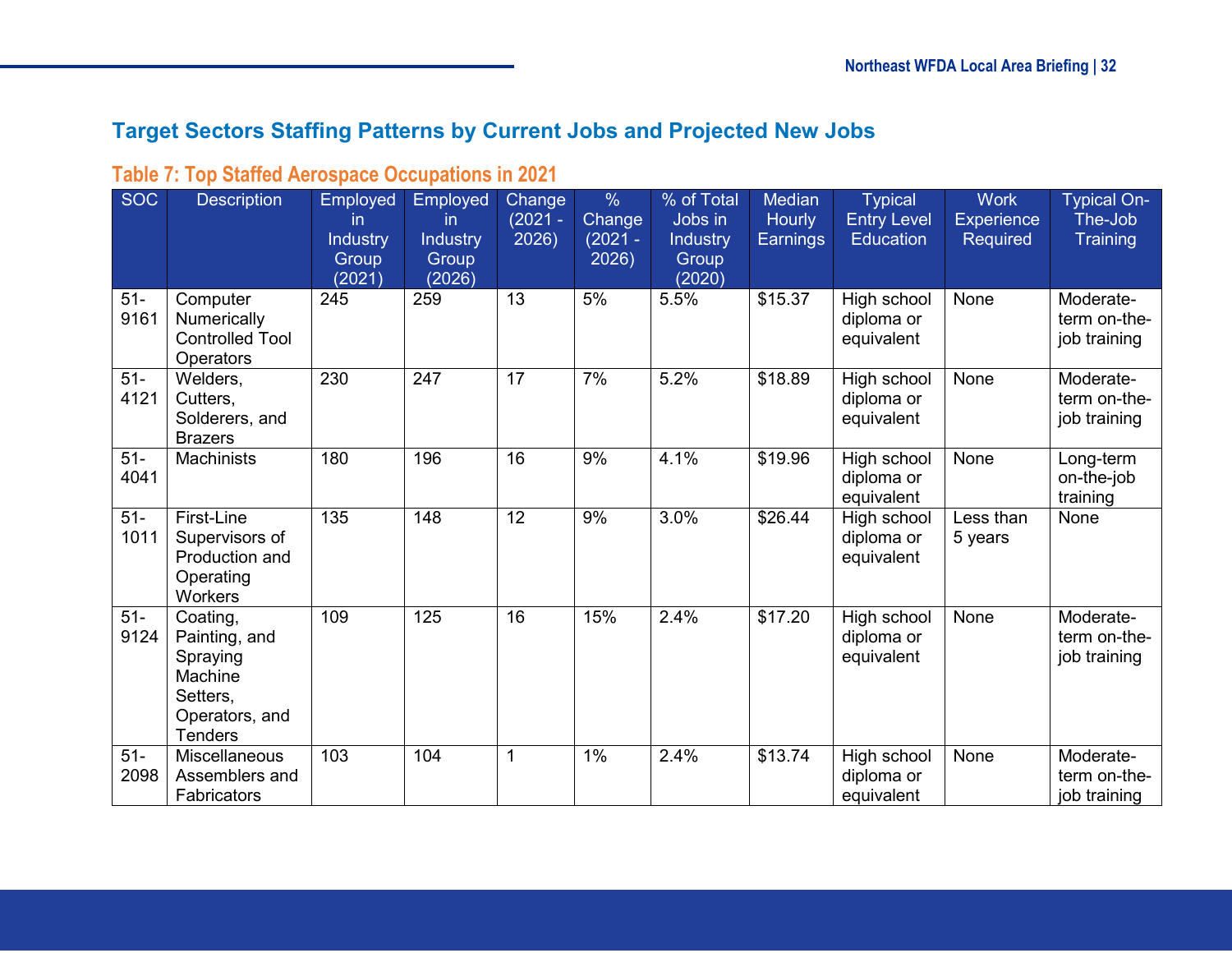## Target Sectors Staffing Patterns by Current Jobs and Projected New Jobs

### Table 7: Top Staffed Aerospace Occupations in 2021

| SOC | Description | Employed in Industry Group (2021) | Employed in Industry Group (2026) | Change (2021 - 2026) | % Change (2021 - 2026) | % of Total Jobs in Industry Group (2020) | Median Hourly Earnings | Typical Entry Level Education | Work Experience Required | Typical On-The-Job Training |
|---|---|---|---|---|---|---|---|---|---|---|
| 51-9161 | Computer Numerically Controlled Tool Operators | 245 | 259 | 13 | 5% | 5.5% | $15.37 | High school diploma or equivalent | None | Moderate-term on-the-job training |
| 51-4121 | Welders, Cutters, Solderers, and Brazers | 230 | 247 | 17 | 7% | 5.2% | $18.89 | High school diploma or equivalent | None | Moderate-term on-the-job training |
| 51-4041 | Machinists | 180 | 196 | 16 | 9% | 4.1% | $19.96 | High school diploma or equivalent | None | Long-term on-the-job training |
| 51-1011 | First-Line Supervisors of Production and Operating Workers | 135 | 148 | 12 | 9% | 3.0% | $26.44 | High school diploma or equivalent | Less than 5 years | None |
| 51-9124 | Coating, Painting, and Spraying Machine Setters, Operators, and Tenders | 109 | 125 | 16 | 15% | 2.4% | $17.20 | High school diploma or equivalent | None | Moderate-term on-the-job training |
| 51-2098 | Miscellaneous Assemblers and Fabricators | 103 | 104 | 1 | 1% | 2.4% | $13.74 | High school diploma or equivalent | None | Moderate-term on-the-job training |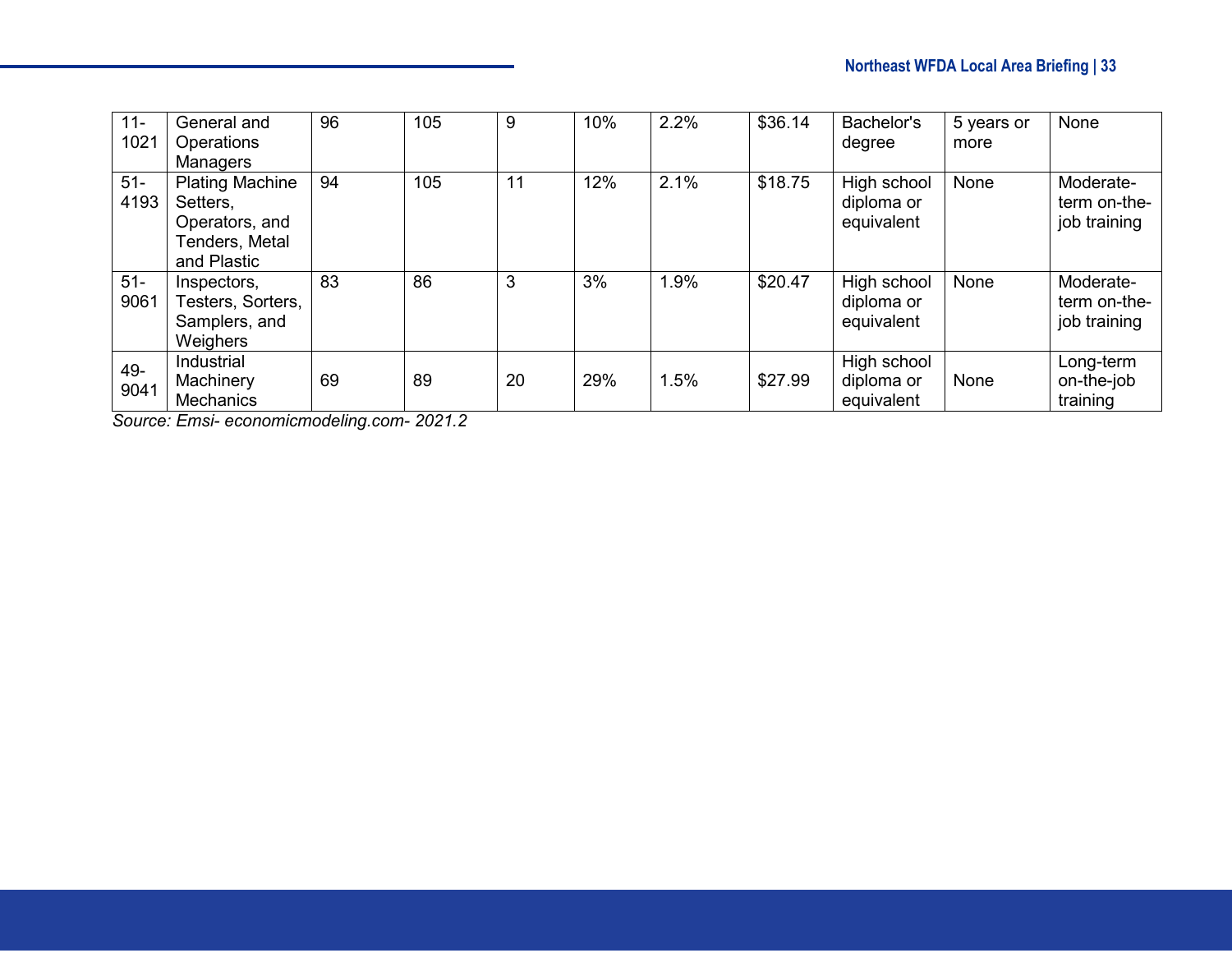| | | | | | | | | | | |
|---|---|---|---|---|---|---|---|---|---|---|
| 11-1021 | General and Operations Managers | 96 | 105 | 9 | 10% | 2.2% | $36.14 | Bachelor's degree | 5 years or more | None |
| 51-4193 | Plating Machine Setters, Operators, and Tenders, Metal and Plastic | 94 | 105 | 11 | 12% | 2.1% | $18.75 | High school diploma or equivalent | None | Moderate-term on-the-job training |
| 51-9061 | Inspectors, Testers, Sorters, Samplers, and Weighers | 83 | 86 | 3 | 3% | 1.9% | $20.47 | High school diploma or equivalent | None | Moderate-term on-the-job training |
| 49-9041 | Industrial Machinery Mechanics | 69 | 89 | 20 | 29% | 1.5% | $27.99 | High school diploma or equivalent | None | Long-term on-the-job training |

*Source: Emsi- economicmodeling.com- 2021.2*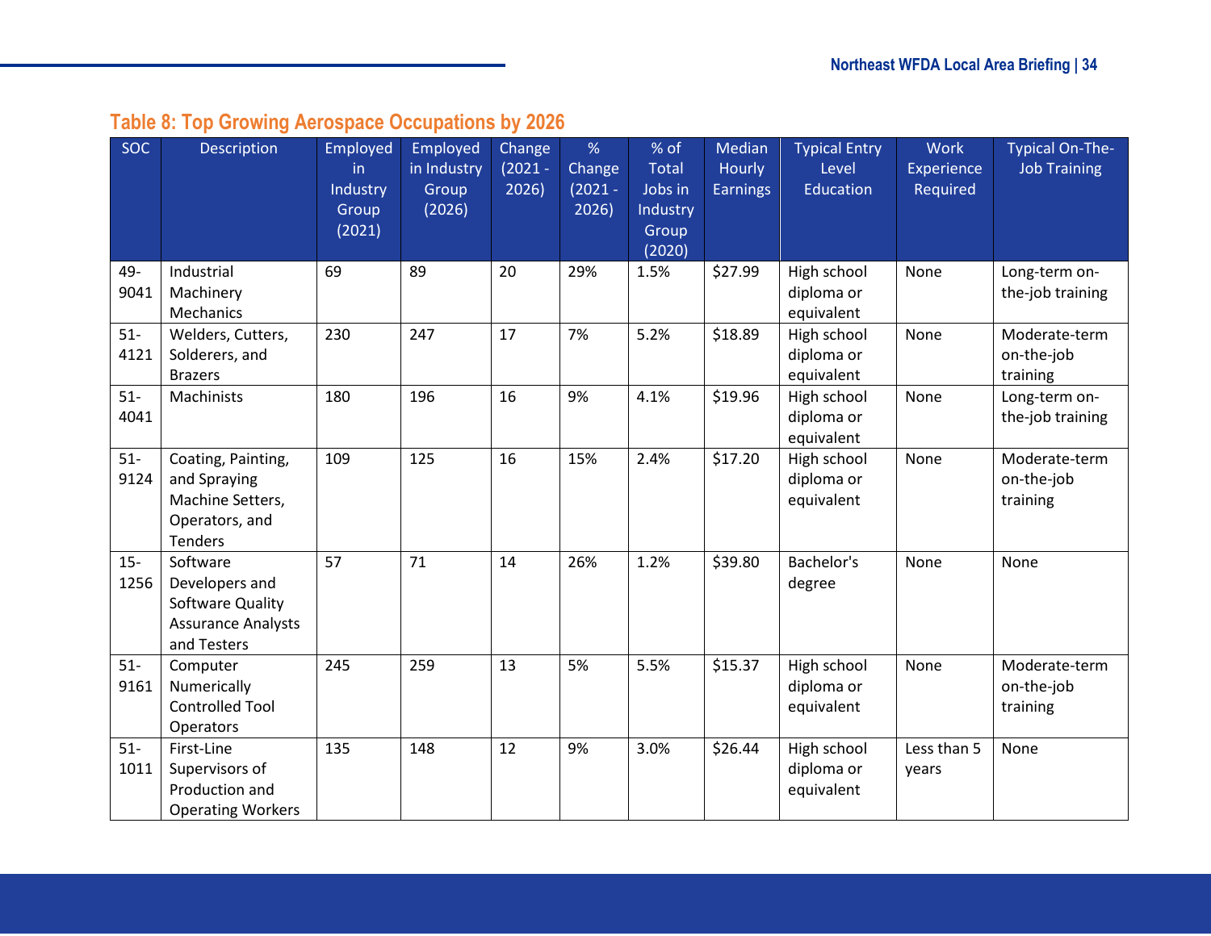### Table 8: Top Growing Aerospace Occupations by 2026

| SOC | Description | Employed in Industry Group (2021) | Employed in Industry Group (2026) | Change (2021 - 2026) | % Change (2021 - 2026) | % of Total Jobs in Industry Group (2020) | Median Hourly Earnings | Typical Entry Level Education | Work Experience Required | Typical On-The-Job Training |
|---|---|---|---|---|---|---|---|---|---|---|
| 49-9041 | Industrial Machinery Mechanics | 69 | 89 | 20 | 29% | 1.5% | $27.99 | High school diploma or equivalent | None | Long-term on-the-job training |
| 51-4121 | Welders, Cutters, Solderers, and Brazers | 230 | 247 | 17 | 7% | 5.2% | $18.89 | High school diploma or equivalent | None | Moderate-term on-the-job training |
| 51-4041 | Machinists | 180 | 196 | 16 | 9% | 4.1% | $19.96 | High school diploma or equivalent | None | Long-term on-the-job training |
| 51-9124 | Coating, Painting, and Spraying Machine Setters, Operators, and Tenders | 109 | 125 | 16 | 15% | 2.4% | $17.20 | High school diploma or equivalent | None | Moderate-term on-the-job training |
| 15-1256 | Software Developers and Software Quality Assurance Analysts and Testers | 57 | 71 | 14 | 26% | 1.2% | $39.80 | Bachelor's degree | None | None |
| 51-9161 | Computer Numerically Controlled Tool Operators | 245 | 259 | 13 | 5% | 5.5% | $15.37 | High school diploma or equivalent | None | Moderate-term on-the-job training |
| 51-1011 | First-Line Supervisors of Production and Operating Workers | 135 | 148 | 12 | 9% | 3.0% | $26.44 | High school diploma or equivalent | Less than 5 years | None |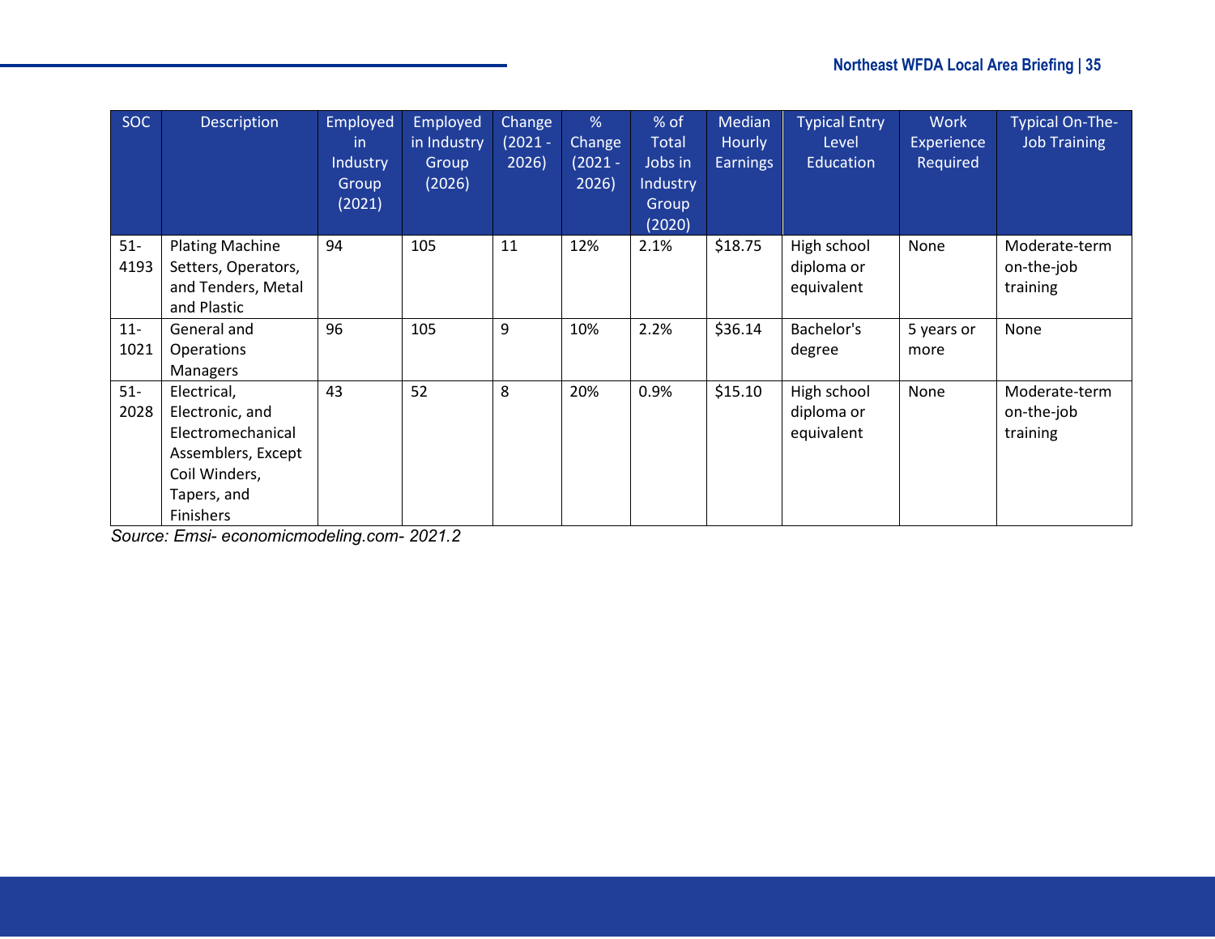| SOC | Description | Employed in Industry Group (2021) | Employed in Industry Group (2026) | Change (2021 - 2026) | % Change (2021 - 2026) | % of Total Jobs in Industry Group (2020) | Median Hourly Earnings | Typical Entry Level Education | Work Experience Required | Typical On-The-Job Training |
|---|---|---|---|---|---|---|---|---|---|---|
| 51-4193 | Plating Machine Setters, Operators, and Tenders, Metal and Plastic | 94 | 105 | 11 | 12% | 2.1% | $18.75 | High school diploma or equivalent | None | Moderate-term on-the-job training |
| 11-1021 | General and Operations Managers | 96 | 105 | 9 | 10% | 2.2% | $36.14 | Bachelor's degree | 5 years or more | None |
| 51-2028 | Electrical, Electronic, and Electromechanical Assemblers, Except Coil Winders, Tapers, and Finishers | 43 | 52 | 8 | 20% | 0.9% | $15.10 | High school diploma or equivalent | None | Moderate-term on-the-job training |

*Source: Emsi- economicmodeling.com- 2021.2*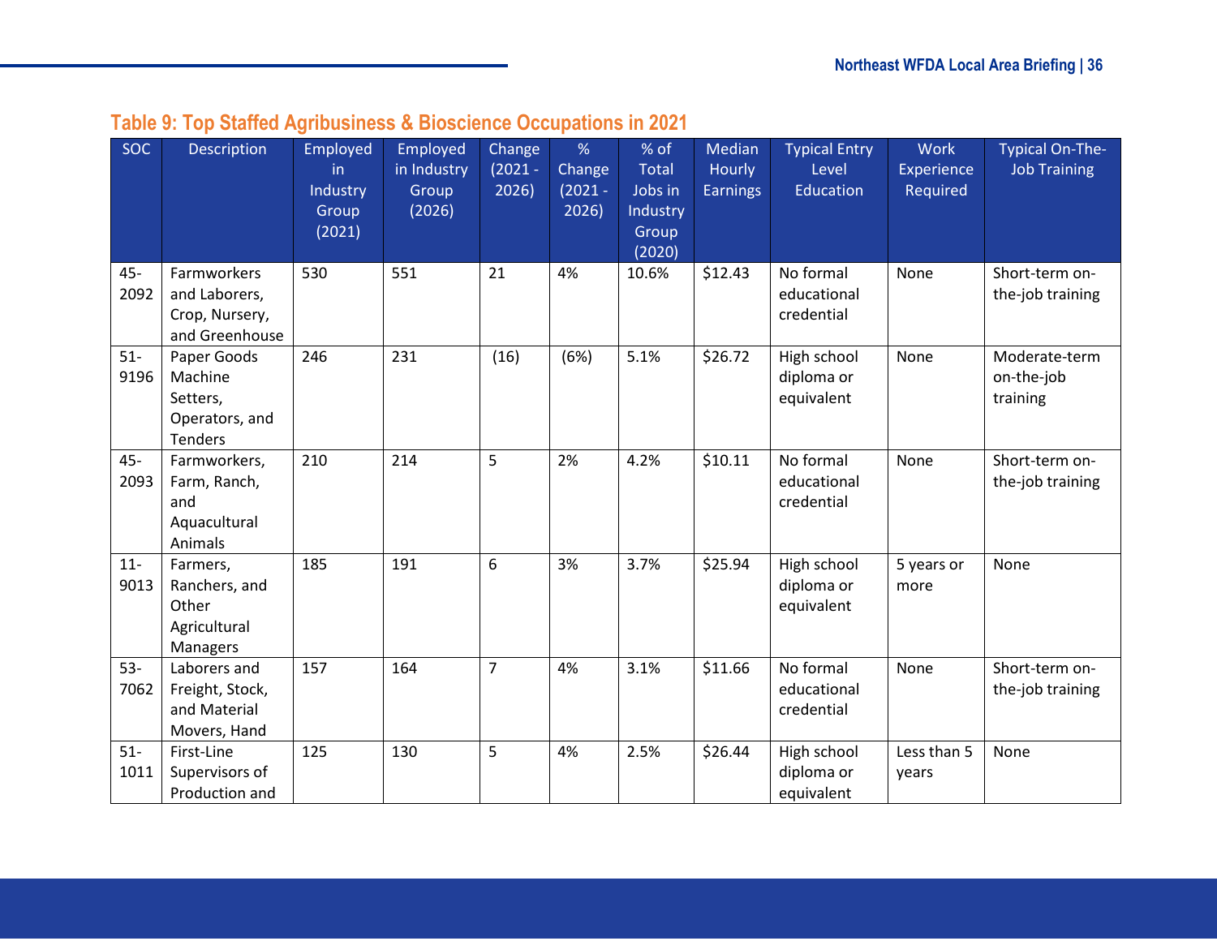### Table 9: Top Staffed Agribusiness & Bioscience Occupations in 2021

| SOC | Description | Employed in Industry Group (2021) | Employed in Industry Group (2026) | Change (2021 - 2026) | % Change (2021 - 2026) | % of Total Jobs in Industry Group (2020) | Median Hourly Earnings | Typical Entry Level Education | Work Experience Required | Typical On-The-Job Training |
|---|---|---|---|---|---|---|---|---|---|---|
| 45-2092 | Farmworkers and Laborers, Crop, Nursery, and Greenhouse | 530 | 551 | 21 | 4% | 10.6% | $12.43 | No formal educational credential | None | Short-term on-the-job training |
| 51-9196 | Paper Goods Machine Setters, Operators, and Tenders | 246 | 231 | (16) | (6%) | 5.1% | $26.72 | High school diploma or equivalent | None | Moderate-term on-the-job training |
| 45-2093 | Farmworkers, Farm, Ranch, and Aquacultural Animals | 210 | 214 | 5 | 2% | 4.2% | $10.11 | No formal educational credential | None | Short-term on-the-job training |
| 11-9013 | Farmers, Ranchers, and Other Agricultural Managers | 185 | 191 | 6 | 3% | 3.7% | $25.94 | High school diploma or equivalent | 5 years or more | None |
| 53-7062 | Laborers and Freight, Stock, and Material Movers, Hand | 157 | 164 | 7 | 4% | 3.1% | $11.66 | No formal educational credential | None | Short-term on-the-job training |
| 51-1011 | First-Line Supervisors of Production and | 125 | 130 | 5 | 4% | 2.5% | $26.44 | High school diploma or equivalent | Less than 5 years | None |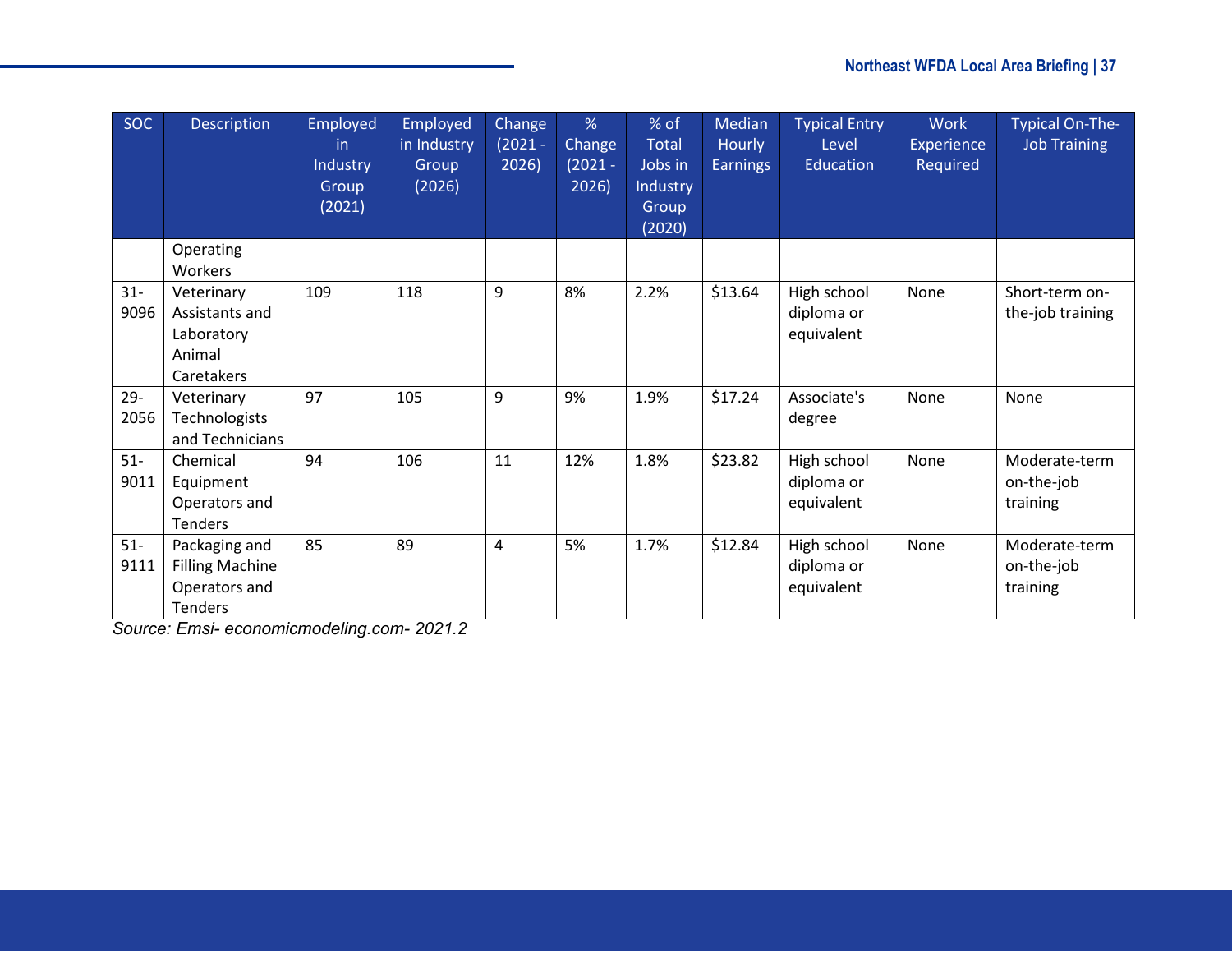| SOC | Description | Employed in Industry Group (2021) | Employed in Industry Group (2026) | Change (2021 - 2026) | % Change (2021 - 2026) | % of Total Jobs in Industry Group (2020) | Median Hourly Earnings | Typical Entry Level Education | Work Experience Required | Typical On-The-Job Training |
|---|---|---|---|---|---|---|---|---|---|---|
| | Operating Workers | | | | | | | | | |
| 31-9096 | Veterinary Assistants and Laboratory Animal Caretakers | 109 | 118 | 9 | 8% | 2.2% | $13.64 | High school diploma or equivalent | None | Short-term on-the-job training |
| 29-2056 | Veterinary Technologists and Technicians | 97 | 105 | 9 | 9% | 1.9% | $17.24 | Associate's degree | None | None |
| 51-9011 | Chemical Equipment Operators and Tenders | 94 | 106 | 11 | 12% | 1.8% | $23.82 | High school diploma or equivalent | None | Moderate-term on-the-job training |
| 51-9111 | Packaging and Filling Machine Operators and Tenders | 85 | 89 | 4 | 5% | 1.7% | $12.84 | High school diploma or equivalent | None | Moderate-term on-the-job training |

*Source: Emsi- economicmodeling.com- 2021.2*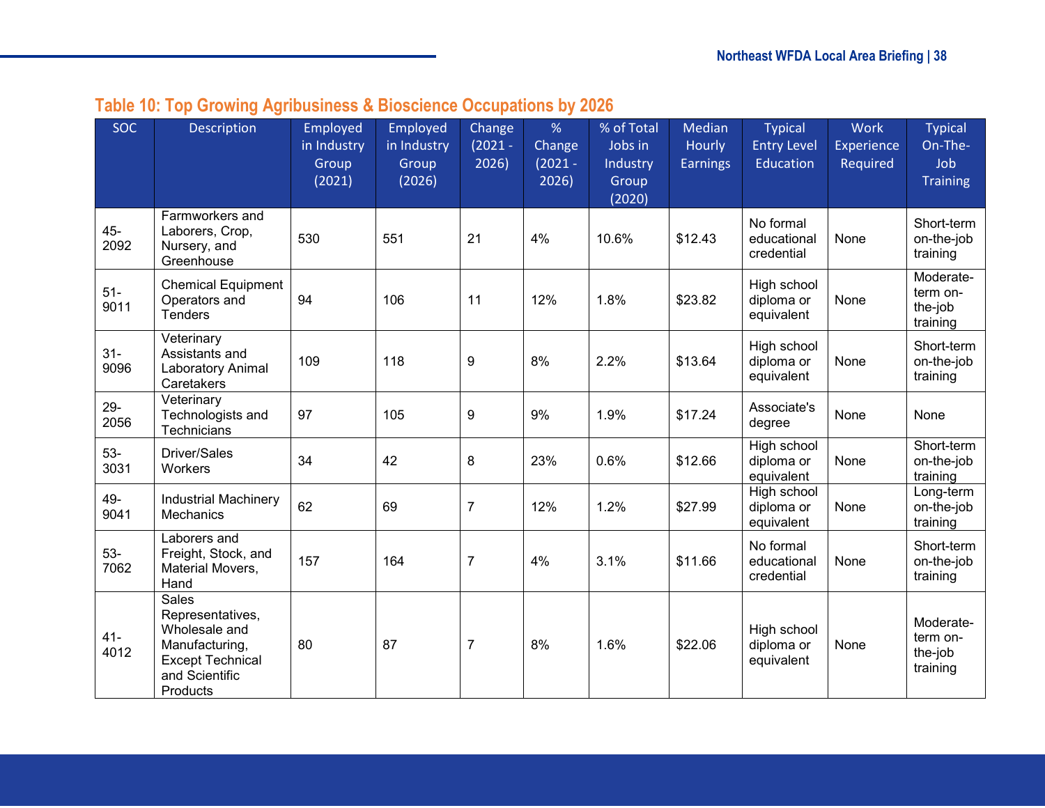## Table 10: Top Growing Agribusiness & Bioscience Occupations by 2026

| SOC | Description | Employed in Industry Group (2021) | Employed in Industry Group (2026) | Change (2021 - 2026) | % Change (2021 - 2026) | % of Total Jobs in Industry Group (2020) | Median Hourly Earnings | Typical Entry Level Education | Work Experience Required | Typical On-The-Job Training |
|---|---|---|---|---|---|---|---|---|---|---|
| 45-2092 | Farmworkers and Laborers, Crop, Nursery, and Greenhouse | 530 | 551 | 21 | 4% | 10.6% | $12.43 | No formal educational credential | None | Short-term on-the-job training |
| 51-9011 | Chemical Equipment Operators and Tenders | 94 | 106 | 11 | 12% | 1.8% | $23.82 | High school diploma or equivalent | None | Moderate-term on-the-job training |
| 31-9096 | Veterinary Assistants and Laboratory Animal Caretakers | 109 | 118 | 9 | 8% | 2.2% | $13.64 | High school diploma or equivalent | None | Short-term on-the-job training |
| 29-2056 | Veterinary Technologists and Technicians | 97 | 105 | 9 | 9% | 1.9% | $17.24 | Associate's degree | None | None |
| 53-3031 | Driver/Sales Workers | 34 | 42 | 8 | 23% | 0.6% | $12.66 | High school diploma or equivalent | None | Short-term on-the-job training |
| 49-9041 | Industrial Machinery Mechanics | 62 | 69 | 7 | 12% | 1.2% | $27.99 | High school diploma or equivalent | None | Long-term on-the-job training |
| 53-7062 | Laborers and Freight, Stock, and Material Movers, Hand | 157 | 164 | 7 | 4% | 3.1% | $11.66 | No formal educational credential | None | Short-term on-the-job training |
| 41-4012 | Sales Representatives, Wholesale and Manufacturing, Except Technical and Scientific Products | 80 | 87 | 7 | 8% | 1.6% | $22.06 | High school diploma or equivalent | None | Moderate-term on-the-job training |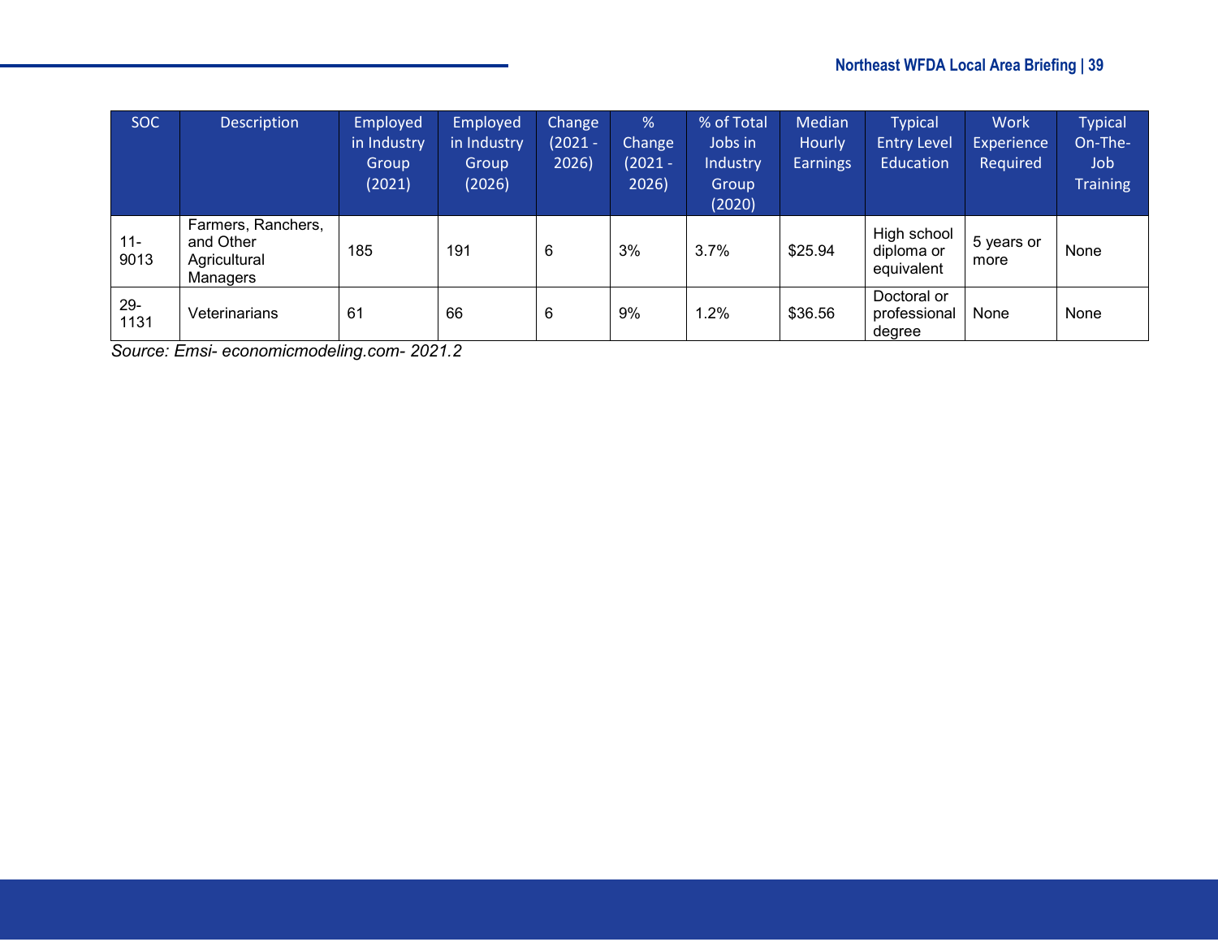| SOC | Description | Employed in Industry Group (2021) | Employed in Industry Group (2026) | Change (2021 - 2026) | % Change (2021 - 2026) | % of Total Jobs in Industry Group (2020) | Median Hourly Earnings | Typical Entry Level Education | Work Experience Required | Typical On-The-Job Training |
|---|---|---|---|---|---|---|---|---|---|---|
| 11-9013 | Farmers, Ranchers, and Other Agricultural Managers | 185 | 191 | 6 | 3% | 3.7% | $25.94 | High school diploma or equivalent | 5 years or more | None |
| 29-1131 | Veterinarians | 61 | 66 | 6 | 9% | 1.2% | $36.56 | Doctoral or professional degree | None | None |

*Source: Emsi- economicmodeling.com- 2021.2*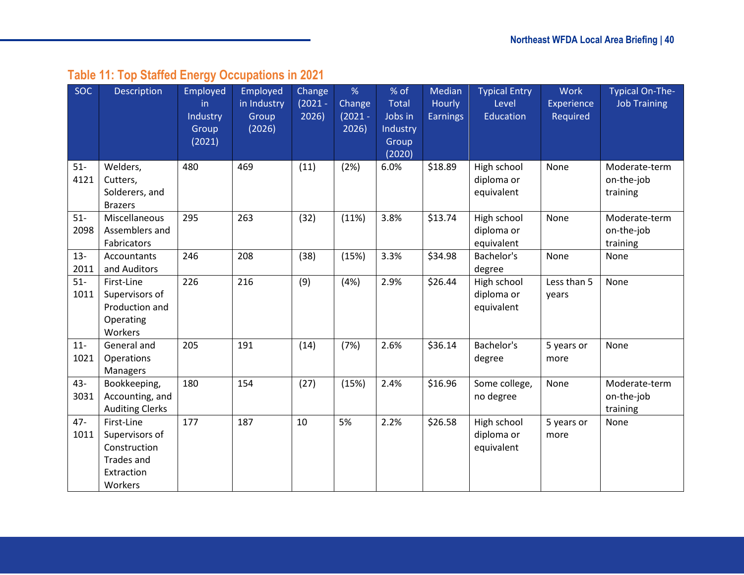## Table 11: Top Staffed Energy Occupations in 2021

| SOC | Description | Employed in Industry Group (2021) | Employed in Industry Group (2026) | Change (2021 - 2026) | % Change (2021 - 2026) | % of Total Jobs in Industry Group (2020) | Median Hourly Earnings | Typical Entry Level Education | Work Experience Required | Typical On-The-Job Training |
|---|---|---|---|---|---|---|---|---|---|---|
| 51-4121 | Welders, Cutters, Solderers, and Brazers | 480 | 469 | (11) | (2%) | 6.0% | $18.89 | High school diploma or equivalent | None | Moderate-term on-the-job training |
| 51-2098 | Miscellaneous Assemblers and Fabricators | 295 | 263 | (32) | (11%) | 3.8% | $13.74 | High school diploma or equivalent | None | Moderate-term on-the-job training |
| 13-2011 | Accountants and Auditors | 246 | 208 | (38) | (15%) | 3.3% | $34.98 | Bachelor's degree | None | None |
| 51-1011 | First-Line Supervisors of Production and Operating Workers | 226 | 216 | (9) | (4%) | 2.9% | $26.44 | High school diploma or equivalent | Less than 5 years | None |
| 11-1021 | General and Operations Managers | 205 | 191 | (14) | (7%) | 2.6% | $36.14 | Bachelor's degree | 5 years or more | None |
| 43-3031 | Bookkeeping, Accounting, and Auditing Clerks | 180 | 154 | (27) | (15%) | 2.4% | $16.96 | Some college, no degree | None | Moderate-term on-the-job training |
| 47-1011 | First-Line Supervisors of Construction Trades and Extraction Workers | 177 | 187 | 10 | 5% | 2.2% | $26.58 | High school diploma or equivalent | 5 years or more | None |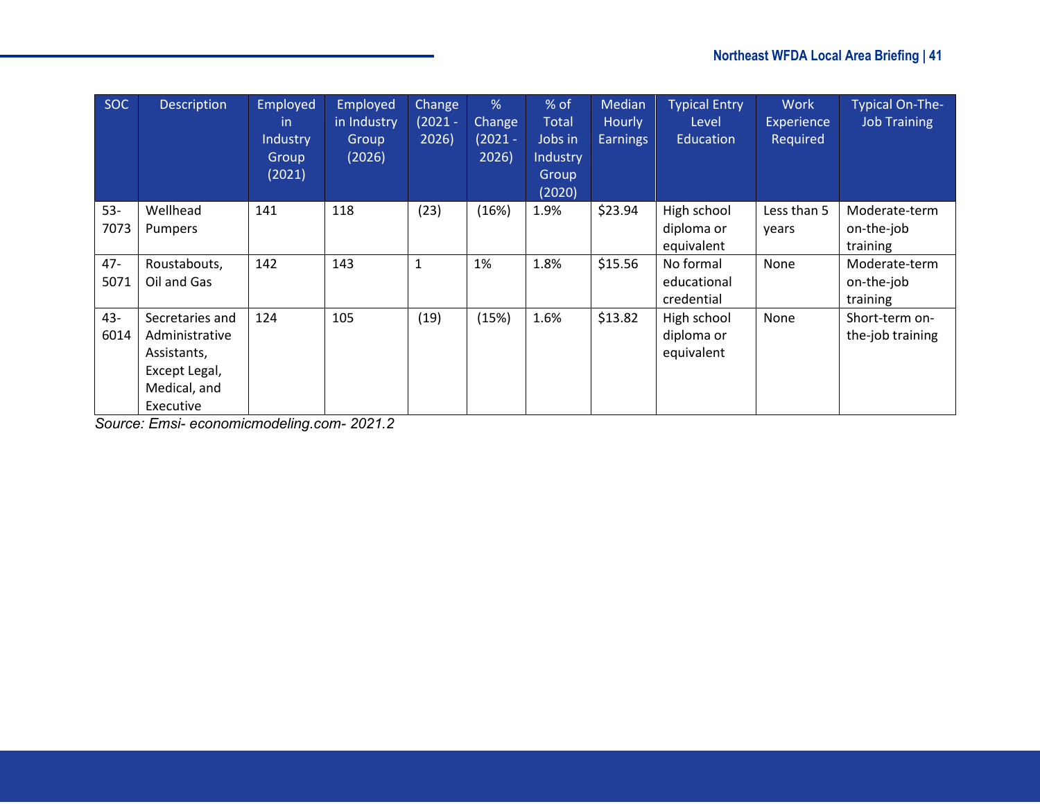| SOC | Description | Employed in Industry Group (2021) | Employed in Industry Group (2026) | Change (2021 - 2026) | % Change (2021 - 2026) | % of Total Jobs in Industry Group (2020) | Median Hourly Earnings | Typical Entry Level Education | Work Experience Required | Typical On-The-Job Training |
|---|---|---|---|---|---|---|---|---|---|---|
| 53-7073 | Wellhead Pumpers | 141 | 118 | (23) | (16%) | 1.9% | $23.94 | High school diploma or equivalent | Less than 5 years | Moderate-term on-the-job training |
| 47-5071 | Roustabouts, Oil and Gas | 142 | 143 | 1 | 1% | 1.8% | $15.56 | No formal educational credential | None | Moderate-term on-the-job training |
| 43-6014 | Secretaries and Administrative Assistants, Except Legal, Medical, and Executive | 124 | 105 | (19) | (15%) | 1.6% | $13.82 | High school diploma or equivalent | None | Short-term on-the-job training |

*Source: Emsi- economicmodeling.com- 2021.2*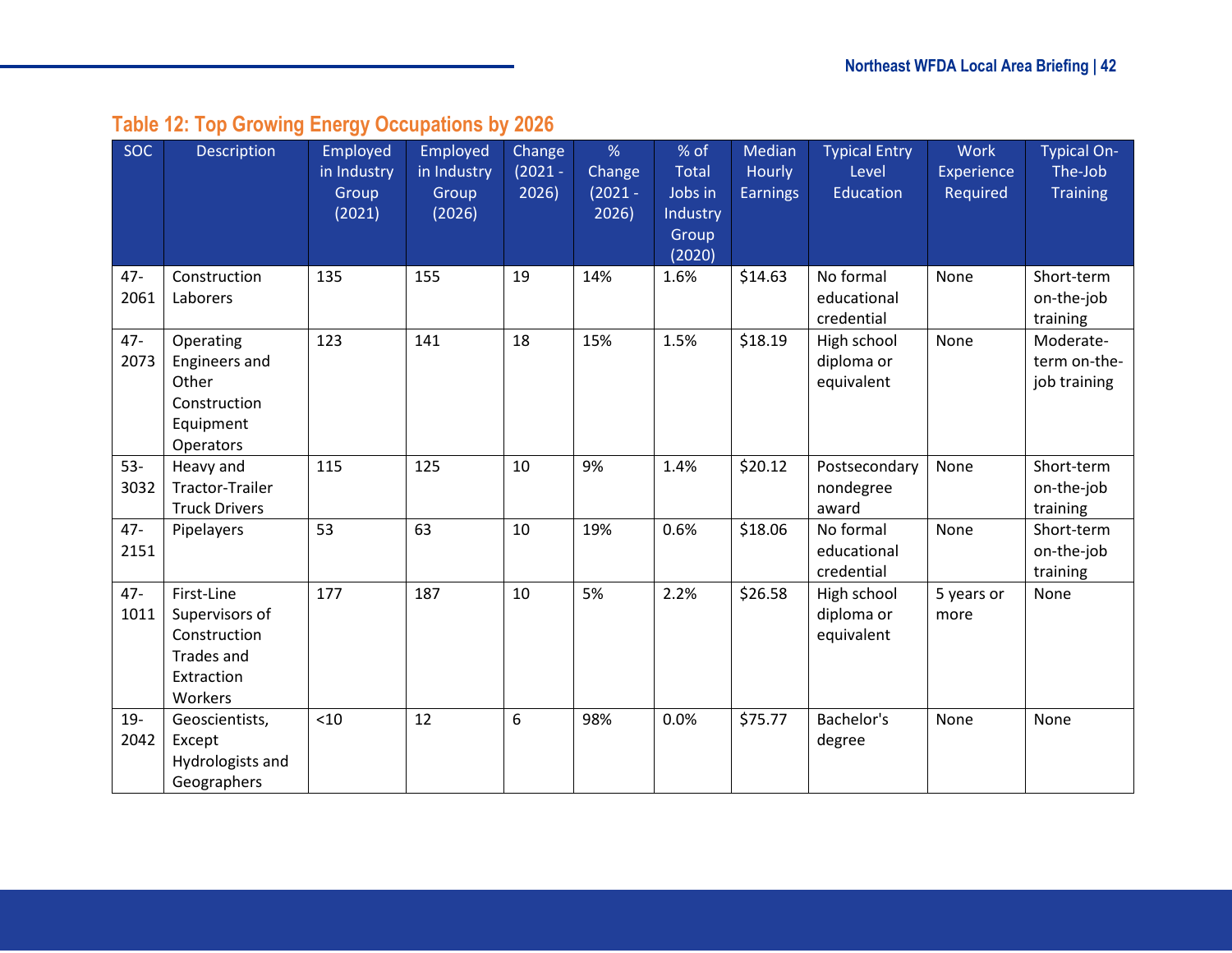## Table 12: Top Growing Energy Occupations by 2026

| SOC | Description | Employed in Industry Group (2021) | Employed in Industry Group (2026) | Change (2021 - 2026) | % Change (2021 - 2026) | % of Total Jobs in Industry Group (2020) | Median Hourly Earnings | Typical Entry Level Education | Work Experience Required | Typical On-The-Job Training |
|---|---|---|---|---|---|---|---|---|---|---|
| 47-2061 | Construction Laborers | 135 | 155 | 19 | 14% | 1.6% | $14.63 | No formal educational credential | None | Short-term on-the-job training |
| 47-2073 | Operating Engineers and Other Construction Equipment Operators | 123 | 141 | 18 | 15% | 1.5% | $18.19 | High school diploma or equivalent | None | Moderate-term on-the-job training |
| 53-3032 | Heavy and Tractor-Trailer Truck Drivers | 115 | 125 | 10 | 9% | 1.4% | $20.12 | Postsecondary nondegree award | None | Short-term on-the-job training |
| 47-2151 | Pipelayers | 53 | 63 | 10 | 19% | 0.6% | $18.06 | No formal educational credential | None | Short-term on-the-job training |
| 47-1011 | First-Line Supervisors of Construction Trades and Extraction Workers | 177 | 187 | 10 | 5% | 2.2% | $26.58 | High school diploma or equivalent | 5 years or more | None |
| 19-2042 | Geoscientists, Except Hydrologists and Geographers | <10 | 12 | 6 | 98% | 0.0% | $75.77 | Bachelor's degree | None | None |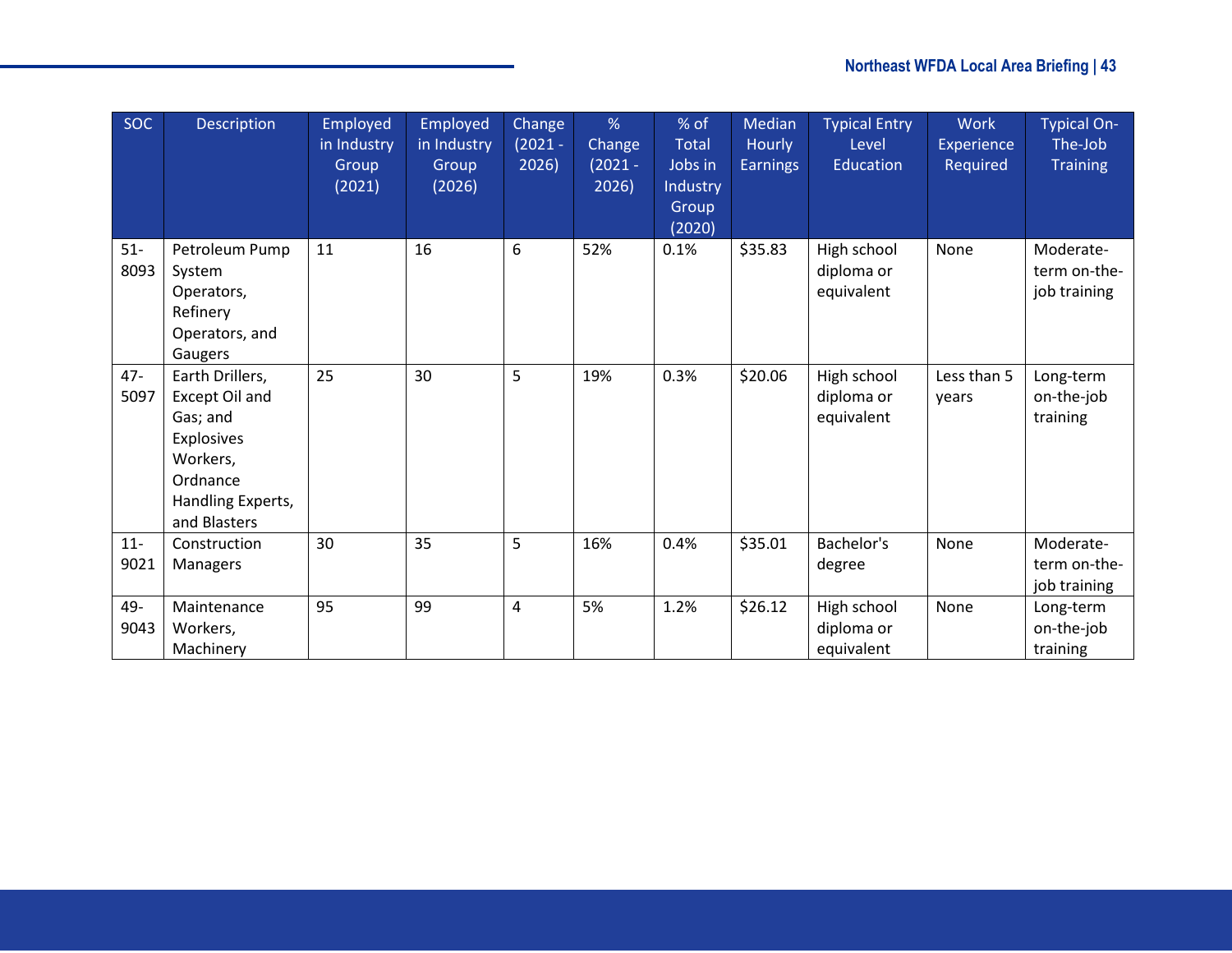| SOC | Description | Employed in Industry Group (2021) | Employed in Industry Group (2026) | Change (2021 - 2026) | % Change (2021 - 2026) | % of Total Jobs in Industry Group (2020) | Median Hourly Earnings | Typical Entry Level Education | Work Experience Required | Typical On-The-Job Training |
|---|---|---|---|---|---|---|---|---|---|---|
| 51-8093 | Petroleum Pump System Operators, Refinery Operators, and Gaugers | 11 | 16 | 6 | 52% | 0.1% | $35.83 | High school diploma or equivalent | None | Moderate-term on-the-job training |
| 47-5097 | Earth Drillers, Except Oil and Gas; and Explosives Workers, Ordnance Handling Experts, and Blasters | 25 | 30 | 5 | 19% | 0.3% | $20.06 | High school diploma or equivalent | Less than 5 years | Long-term on-the-job training |
| 11-9021 | Construction Managers | 30 | 35 | 5 | 16% | 0.4% | $35.01 | Bachelor's degree | None | Moderate-term on-the-job training |
| 49-9043 | Maintenance Workers, Machinery | 95 | 99 | 4 | 5% | 1.2% | $26.12 | High school diploma or equivalent | None | Long-term on-the-job training |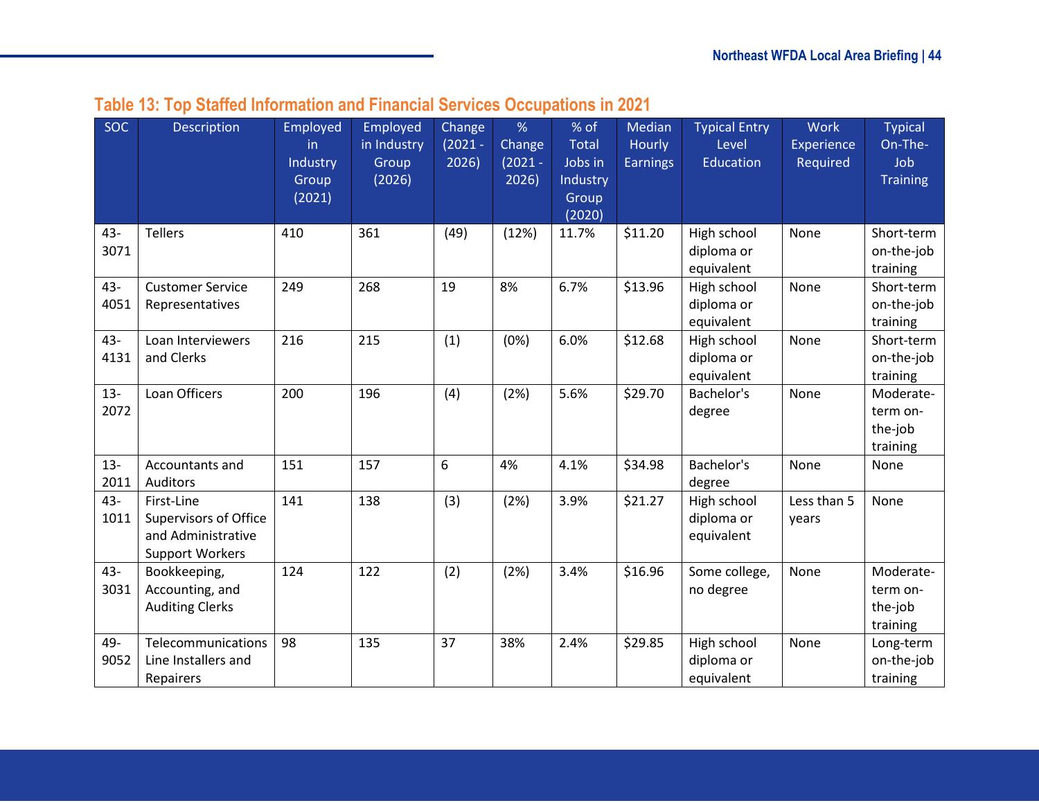## Table 13: Top Staffed Information and Financial Services Occupations in 2021

| SOC | Description | Employed in Industry Group (2021) | Employed in Industry Group (2026) | Change (2021 - 2026) | % Change (2021 - 2026) | % of Total Jobs in Industry Group (2020) | Median Hourly Earnings | Typical Entry Level Education | Work Experience Required | Typical On-The-Job Training |
|---|---|---|---|---|---|---|---|---|---|---|
| 43-3071 | Tellers | 410 | 361 | (49) | (12%) | 11.7% | $11.20 | High school diploma or equivalent | None | Short-term on-the-job training |
| 43-4051 | Customer Service Representatives | 249 | 268 | 19 | 8% | 6.7% | $13.96 | High school diploma or equivalent | None | Short-term on-the-job training |
| 43-4131 | Loan Interviewers and Clerks | 216 | 215 | (1) | (0%) | 6.0% | $12.68 | High school diploma or equivalent | None | Short-term on-the-job training |
| 13-2072 | Loan Officers | 200 | 196 | (4) | (2%) | 5.6% | $29.70 | Bachelor's degree | None | Moderate-term on-the-job training |
| 13-2011 | Accountants and Auditors | 151 | 157 | 6 | 4% | 4.1% | $34.98 | Bachelor's degree | None | None |
| 43-1011 | First-Line Supervisors of Office and Administrative Support Workers | 141 | 138 | (3) | (2%) | 3.9% | $21.27 | High school diploma or equivalent | Less than 5 years | None |
| 43-3031 | Bookkeeping, Accounting, and Auditing Clerks | 124 | 122 | (2) | (2%) | 3.4% | $16.96 | Some college, no degree | None | Moderate-term on-the-job training |
| 49-9052 | Telecommunications Line Installers and Repairers | 98 | 135 | 37 | 38% | 2.4% | $29.85 | High school diploma or equivalent | None | Long-term on-the-job training |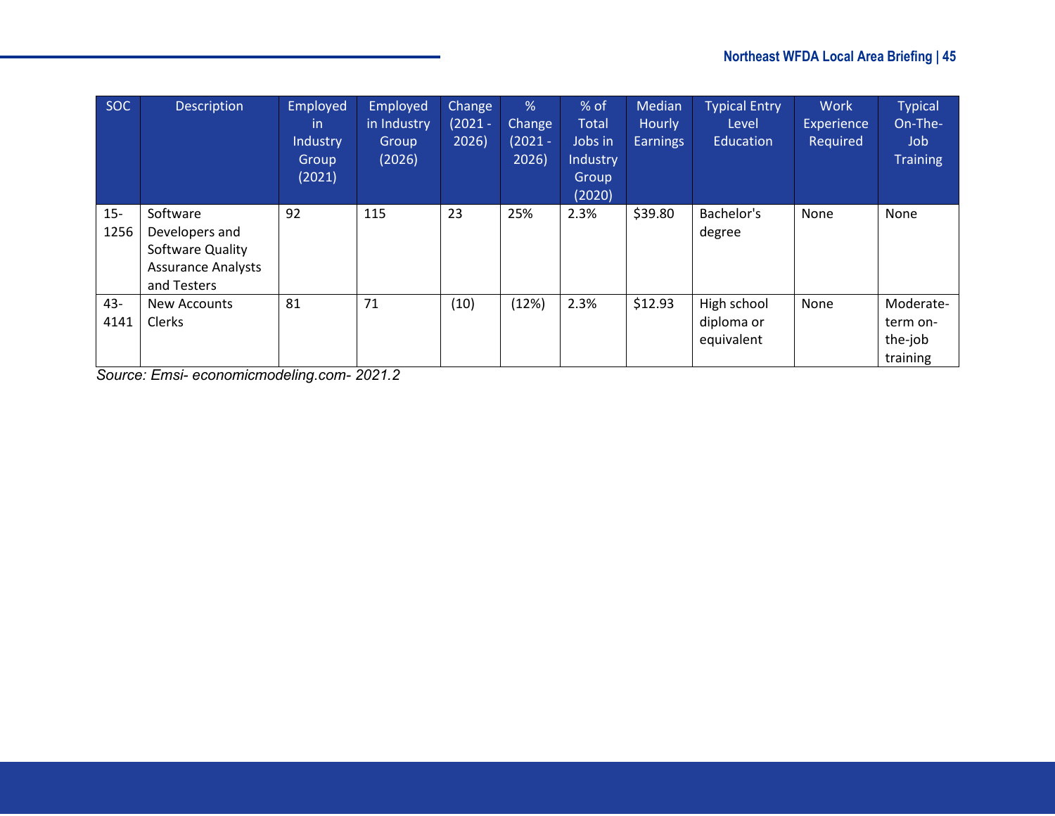| SOC | Description | Employed in Industry Group (2021) | Employed in Industry Group (2026) | Change (2021 - 2026) | % Change (2021 - 2026) | % of Total Jobs in Industry Group (2020) | Median Hourly Earnings | Typical Entry Level Education | Work Experience Required | Typical On-The-Job Training |
|---|---|---|---|---|---|---|---|---|---|---|
| 15-1256 | Software Developers and Software Quality Assurance Analysts and Testers | 92 | 115 | 23 | 25% | 2.3% | $39.80 | Bachelor's degree | None | None |
| 43-4141 | New Accounts Clerks | 81 | 71 | (10) | (12%) | 2.3% | $12.93 | High school diploma or equivalent | None | Moderate-term on-the-job training |

*Source: Emsi- economicmodeling.com- 2021.2*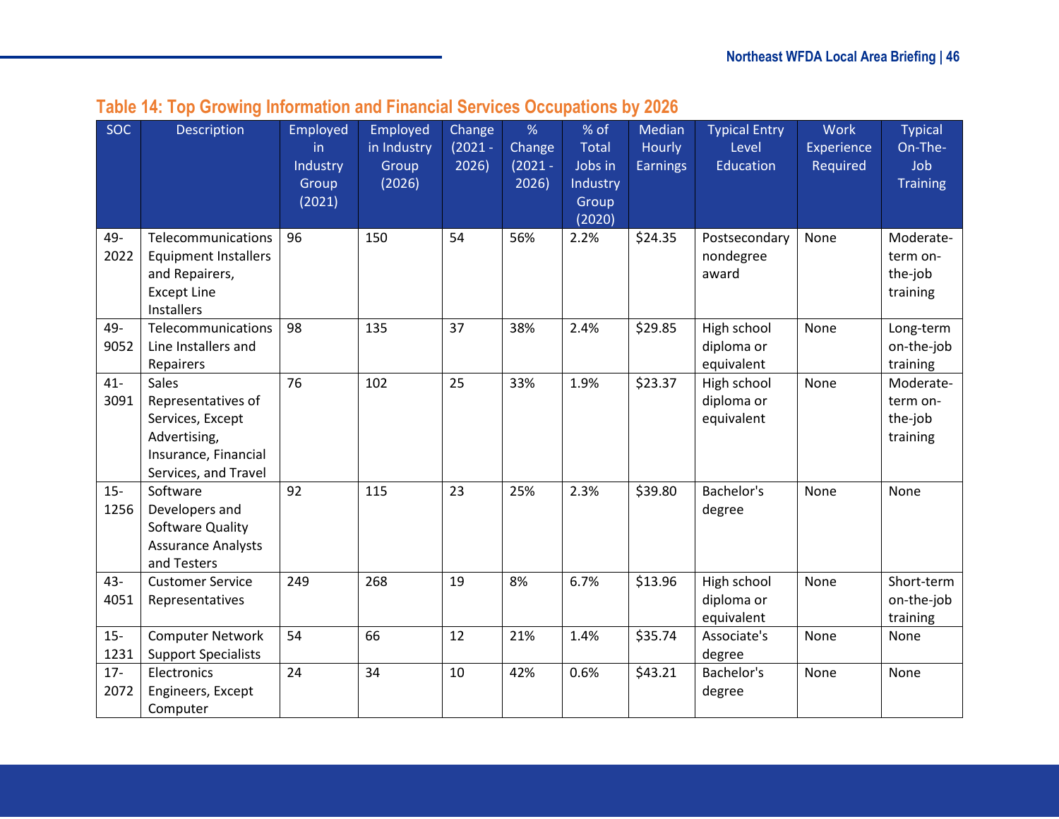## Table 14: Top Growing Information and Financial Services Occupations by 2026

| SOC | Description | Employed in Industry Group (2021) | Employed in Industry Group (2026) | Change (2021 - 2026) | % Change (2021 - 2026) | % of Total Jobs in Industry Group (2020) | Median Hourly Earnings | Typical Entry Level Education | Work Experience Required | Typical On-The-Job Training |
|---|---|---|---|---|---|---|---|---|---|---|
| 49-2022 | Telecommunications Equipment Installers and Repairers, Except Line Installers | 96 | 150 | 54 | 56% | 2.2% | $24.35 | Postsecondary nondegree award | None | Moderate-term on-the-job training |
| 49-9052 | Telecommunications Line Installers and Repairers | 98 | 135 | 37 | 38% | 2.4% | $29.85 | High school diploma or equivalent | None | Long-term on-the-job training |
| 41-3091 | Sales Representatives of Services, Except Advertising, Insurance, Financial Services, and Travel | 76 | 102 | 25 | 33% | 1.9% | $23.37 | High school diploma or equivalent | None | Moderate-term on-the-job training |
| 15-1256 | Software Developers and Software Quality Assurance Analysts and Testers | 92 | 115 | 23 | 25% | 2.3% | $39.80 | Bachelor's degree | None | None |
| 43-4051 | Customer Service Representatives | 249 | 268 | 19 | 8% | 6.7% | $13.96 | High school diploma or equivalent | None | Short-term on-the-job training |
| 15-1231 | Computer Network Support Specialists | 54 | 66 | 12 | 21% | 1.4% | $35.74 | Associate's degree | None | None |
| 17-2072 | Electronics Engineers, Except Computer | 24 | 34 | 10 | 42% | 0.6% | $43.21 | Bachelor's degree | None | None |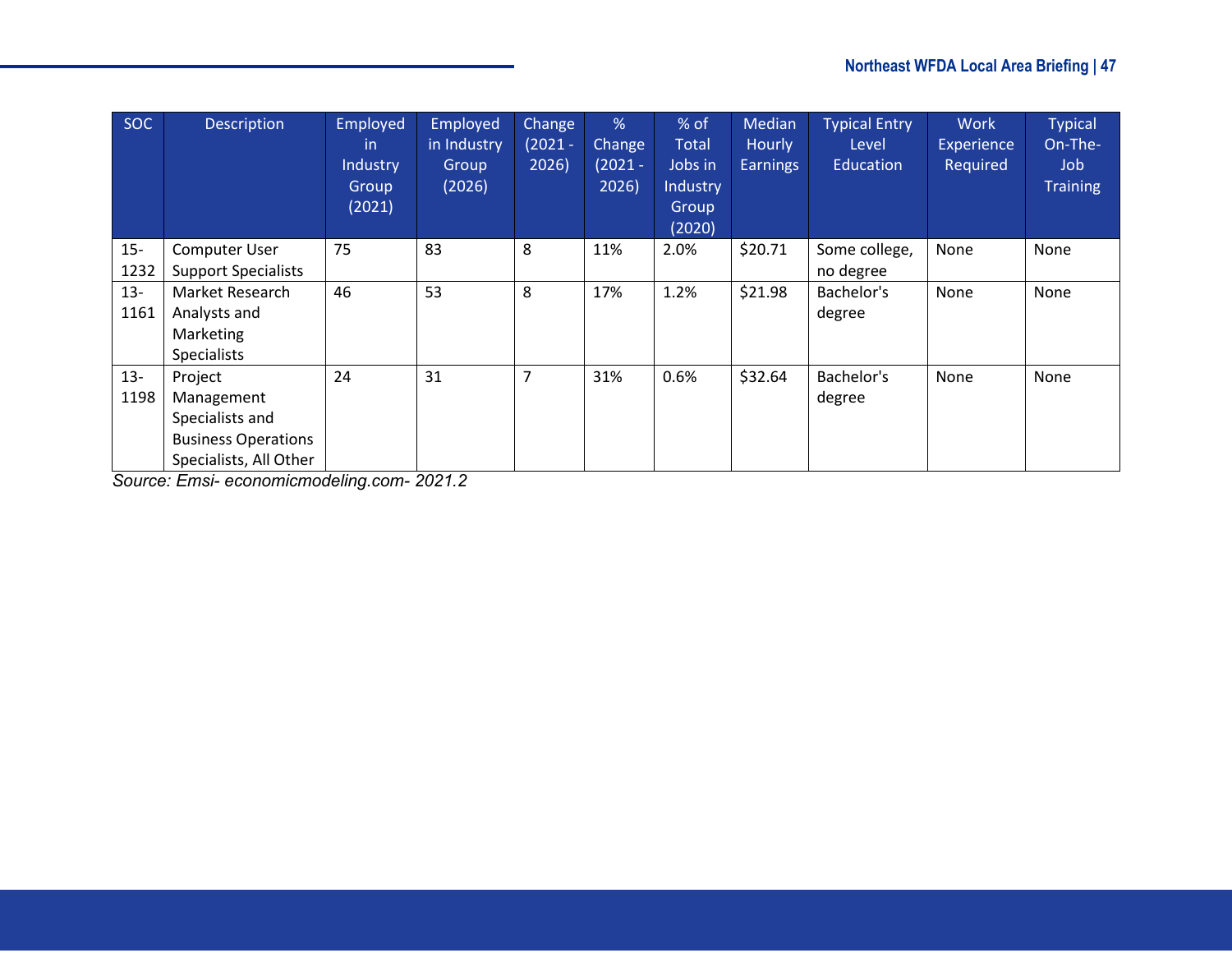| SOC | Description | Employed in Industry Group (2021) | Employed in Industry Group (2026) | Change (2021 - 2026) | % Change (2021 - 2026) | % of Total Jobs in Industry Group (2020) | Median Hourly Earnings | Typical Entry Level Education | Work Experience Required | Typical On-The-Job Training |
|---|---|---|---|---|---|---|---|---|---|---|
| 15-1232 | Computer User Support Specialists | 75 | 83 | 8 | 11% | 2.0% | $20.71 | Some college, no degree | None | None |
| 13-1161 | Market Research Analysts and Marketing Specialists | 46 | 53 | 8 | 17% | 1.2% | $21.98 | Bachelor's degree | None | None |
| 13-1198 | Project Management Specialists and Business Operations Specialists, All Other | 24 | 31 | 7 | 31% | 0.6% | $32.64 | Bachelor's degree | None | None |

*Source: Emsi- economicmodeling.com- 2021.2*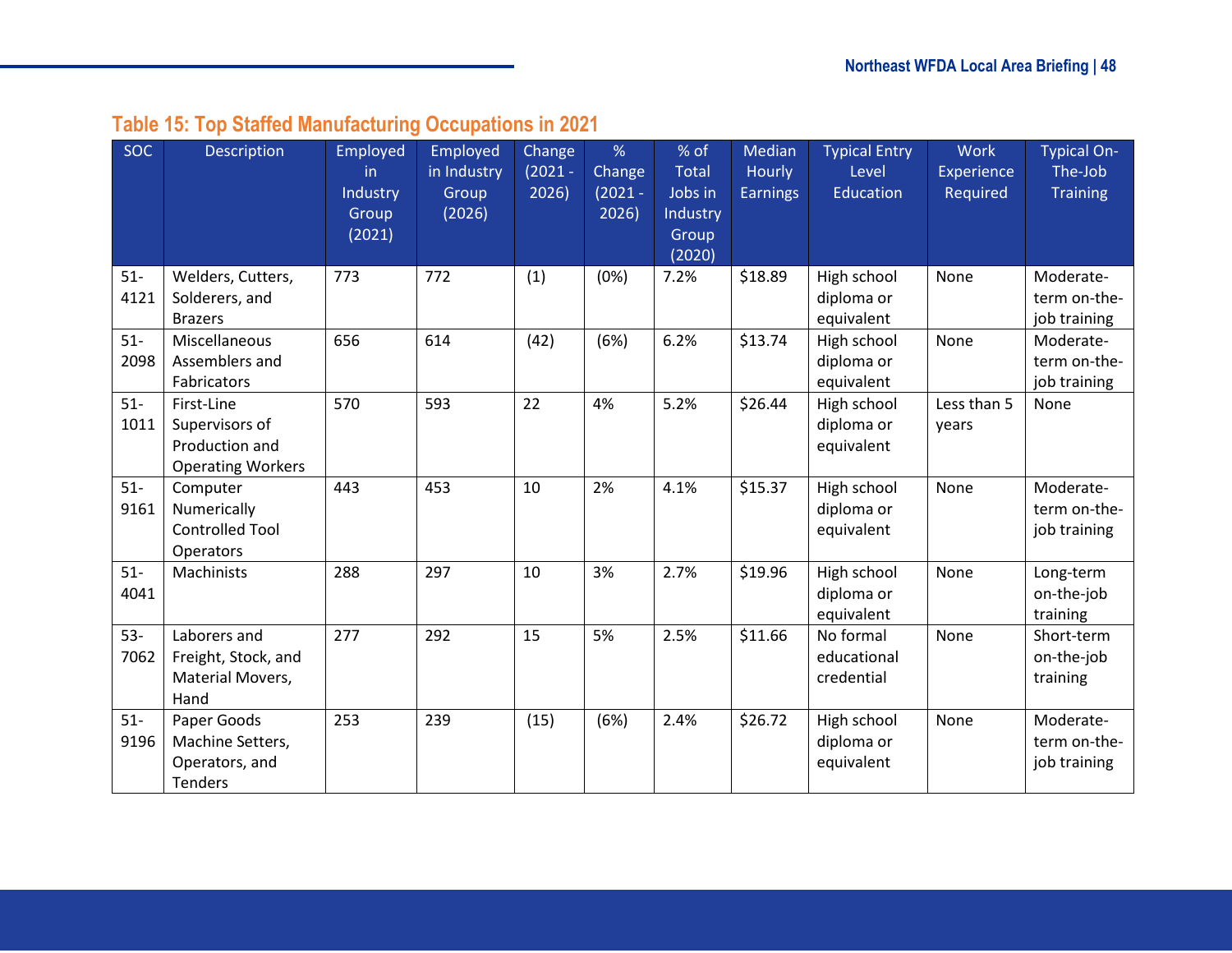### Table 15: Top Staffed Manufacturing Occupations in 2021

| SOC | Description | Employed in Industry Group (2021) | Employed in Industry Group (2026) | Change (2021 - 2026) | % Change (2021 - 2026) | % of Total Jobs in Industry Group (2020) | Median Hourly Earnings | Typical Entry Level Education | Work Experience Required | Typical On-The-Job Training |
|---|---|---|---|---|---|---|---|---|---|---|
| 51-4121 | Welders, Cutters, Solderers, and Brazers | 773 | 772 | (1) | (0%) | 7.2% | $18.89 | High school diploma or equivalent | None | Moderate-term on-the-job training |
| 51-2098 | Miscellaneous Assemblers and Fabricators | 656 | 614 | (42) | (6%) | 6.2% | $13.74 | High school diploma or equivalent | None | Moderate-term on-the-job training |
| 51-1011 | First-Line Supervisors of Production and Operating Workers | 570 | 593 | 22 | 4% | 5.2% | $26.44 | High school diploma or equivalent | Less than 5 years | None |
| 51-9161 | Computer Numerically Controlled Tool Operators | 443 | 453 | 10 | 2% | 4.1% | $15.37 | High school diploma or equivalent | None | Moderate-term on-the-job training |
| 51-4041 | Machinists | 288 | 297 | 10 | 3% | 2.7% | $19.96 | High school diploma or equivalent | None | Long-term on-the-job training |
| 53-7062 | Laborers and Freight, Stock, and Material Movers, Hand | 277 | 292 | 15 | 5% | 2.5% | $11.66 | No formal educational credential | None | Short-term on-the-job training |
| 51-9196 | Paper Goods Machine Setters, Operators, and Tenders | 253 | 239 | (15) | (6%) | 2.4% | $26.72 | High school diploma or equivalent | None | Moderate-term on-the-job training |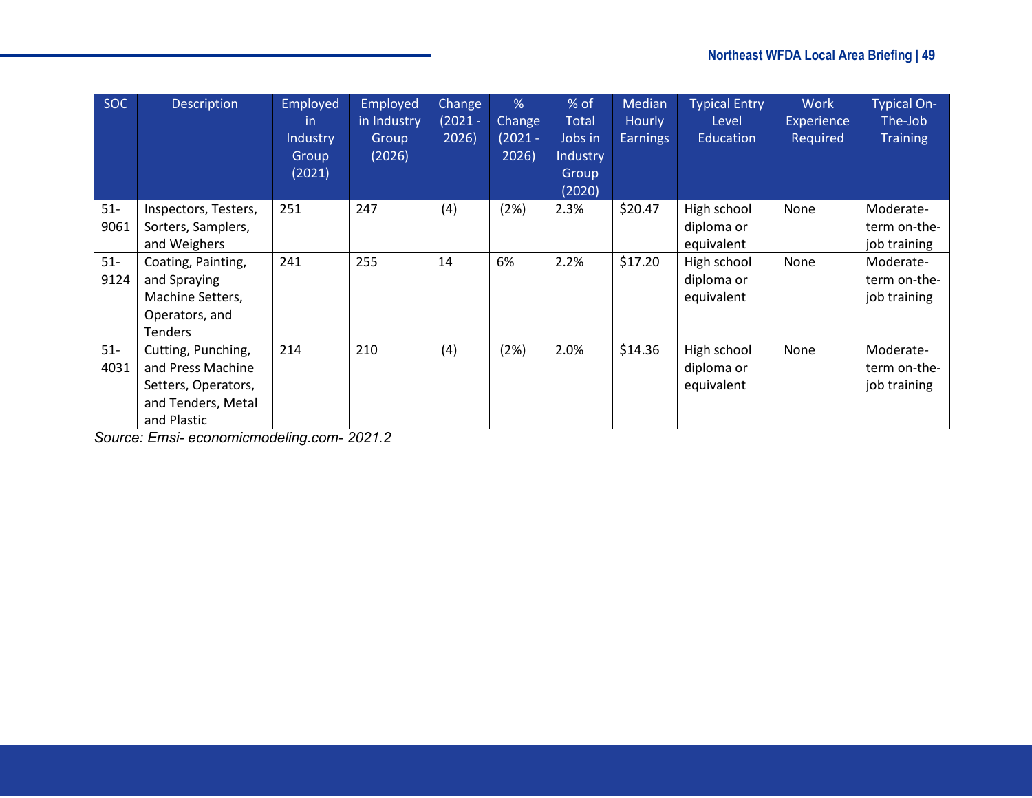| SOC | Description | Employed in Industry Group (2021) | Employed in Industry Group (2026) | Change (2021 - 2026) | % Change (2021 - 2026) | % of Total Jobs in Industry Group (2020) | Median Hourly Earnings | Typical Entry Level Education | Work Experience Required | Typical On-The-Job Training |
|---|---|---|---|---|---|---|---|---|---|---|
| 51-9061 | Inspectors, Testers, Sorters, Samplers, and Weighers | 251 | 247 | (4) | (2%) | 2.3% | $20.47 | High school diploma or equivalent | None | Moderate-term on-the-job training |
| 51-9124 | Coating, Painting, and Spraying Machine Setters, Operators, and Tenders | 241 | 255 | 14 | 6% | 2.2% | $17.20 | High school diploma or equivalent | None | Moderate-term on-the-job training |
| 51-4031 | Cutting, Punching, and Press Machine Setters, Operators, and Tenders, Metal and Plastic | 214 | 210 | (4) | (2%) | 2.0% | $14.36 | High school diploma or equivalent | None | Moderate-term on-the-job training |

*Source: Emsi- economicmodeling.com- 2021.2*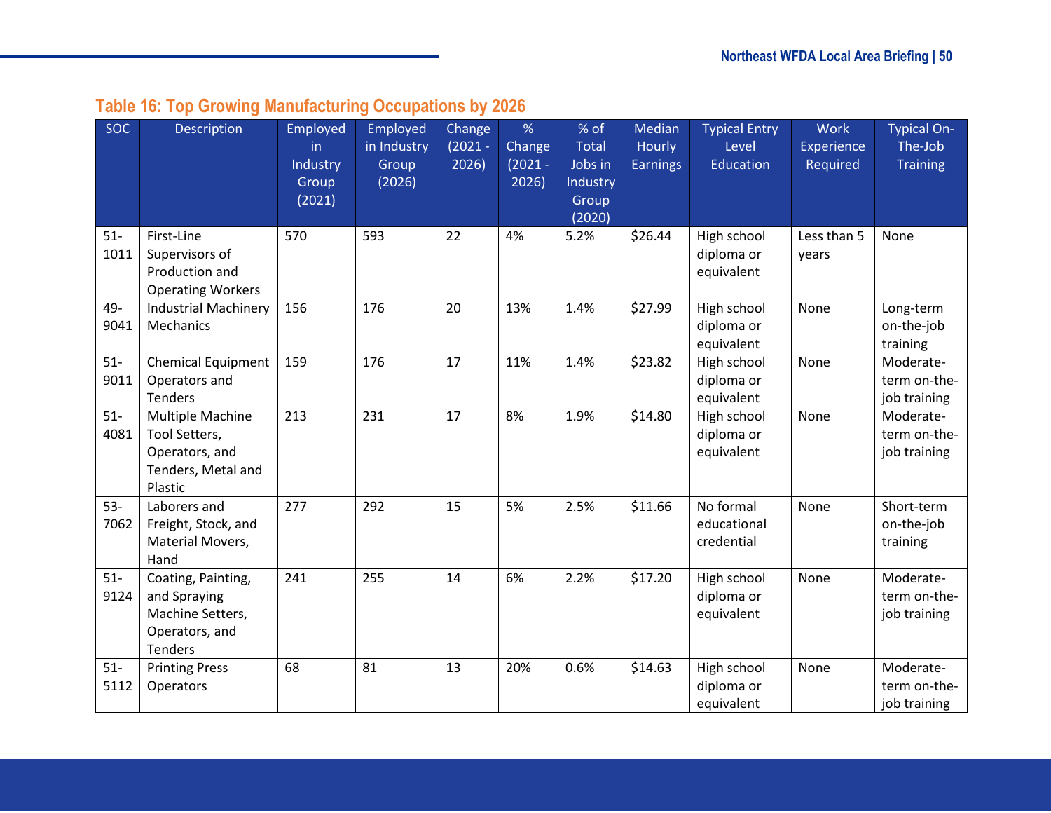### Table 16: Top Growing Manufacturing Occupations by 2026

| SOC | Description | Employed in Industry Group (2021) | Employed in Industry Group (2026) | Change (2021 - 2026) | % Change (2021 - 2026) | % of Total Jobs in Industry Group (2020) | Median Hourly Earnings | Typical Entry Level Education | Work Experience Required | Typical On-The-Job Training |
|---|---|---|---|---|---|---|---|---|---|---|
| 51-1011 | First-Line Supervisors of Production and Operating Workers | 570 | 593 | 22 | 4% | 5.2% | $26.44 | High school diploma or equivalent | Less than 5 years | None |
| 49-9041 | Industrial Machinery Mechanics | 156 | 176 | 20 | 13% | 1.4% | $27.99 | High school diploma or equivalent | None | Long-term on-the-job training |
| 51-9011 | Chemical Equipment Operators and Tenders | 159 | 176 | 17 | 11% | 1.4% | $23.82 | High school diploma or equivalent | None | Moderate-term on-the-job training |
| 51-4081 | Multiple Machine Tool Setters, Operators, and Tenders, Metal and Plastic | 213 | 231 | 17 | 8% | 1.9% | $14.80 | High school diploma or equivalent | None | Moderate-term on-the-job training |
| 53-7062 | Laborers and Freight, Stock, and Material Movers, Hand | 277 | 292 | 15 | 5% | 2.5% | $11.66 | No formal educational credential | None | Short-term on-the-job training |
| 51-9124 | Coating, Painting, and Spraying Machine Setters, Operators, and Tenders | 241 | 255 | 14 | 6% | 2.2% | $17.20 | High school diploma or equivalent | None | Moderate-term on-the-job training |
| 51-5112 | Printing Press Operators | 68 | 81 | 13 | 20% | 0.6% | $14.63 | High school diploma or equivalent | None | Moderate-term on-the-job training |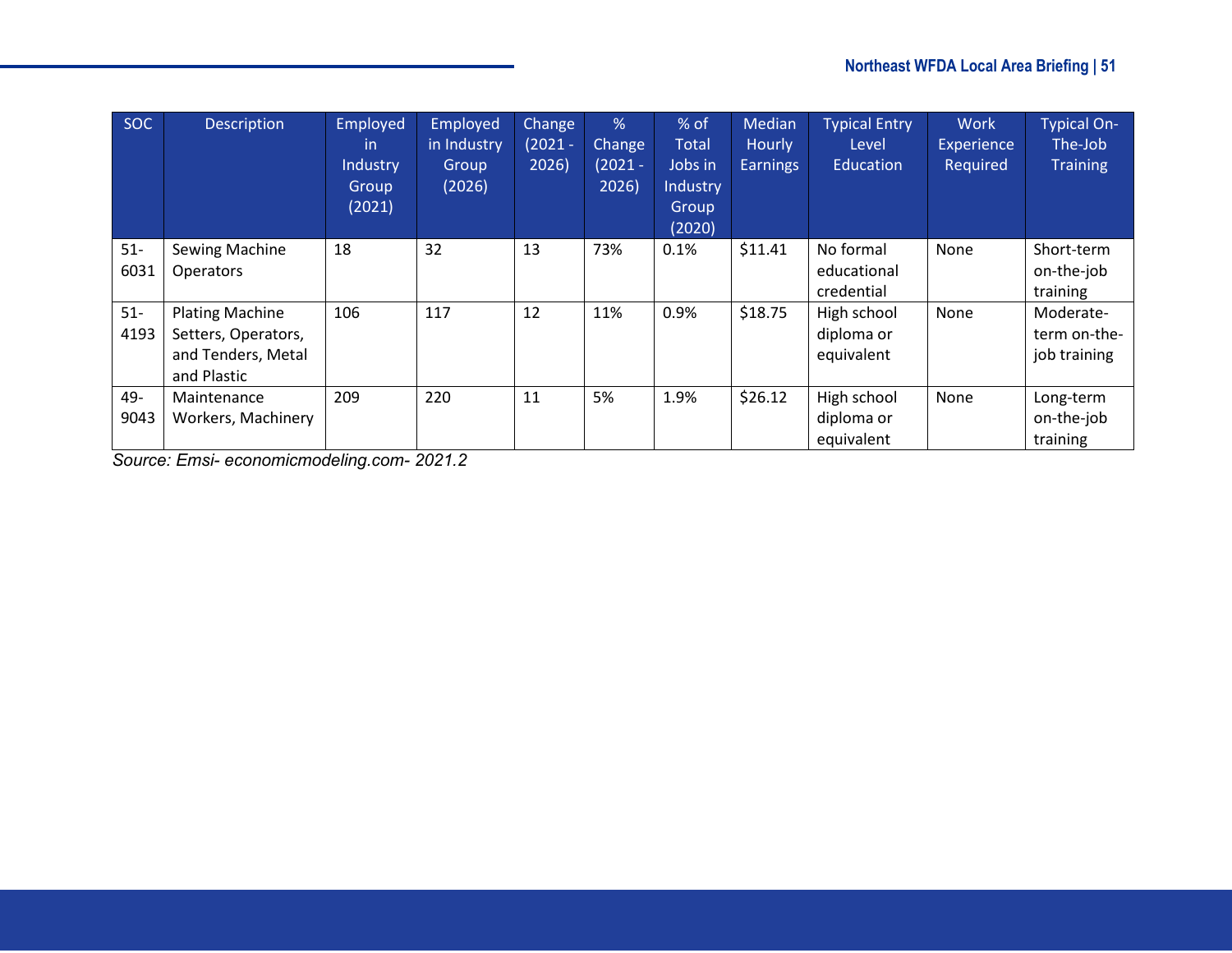| SOC | Description | Employed in Industry Group (2021) | Employed in Industry Group (2026) | Change (2021 - 2026) | % Change (2021 - 2026) | % of Total Jobs in Industry Group (2020) | Median Hourly Earnings | Typical Entry Level Education | Work Experience Required | Typical On-The-Job Training |
|---|---|---|---|---|---|---|---|---|---|---|
| 51-6031 | Sewing Machine Operators | 18 | 32 | 13 | 73% | 0.1% | $11.41 | No formal educational credential | None | Short-term on-the-job training |
| 51-4193 | Plating Machine Setters, Operators, and Tenders, Metal and Plastic | 106 | 117 | 12 | 11% | 0.9% | $18.75 | High school diploma or equivalent | None | Moderate-term on-the-job training |
| 49-9043 | Maintenance Workers, Machinery | 209 | 220 | 11 | 5% | 1.9% | $26.12 | High school diploma or equivalent | None | Long-term on-the-job training |

*Source: Emsi- economicmodeling.com- 2021.2*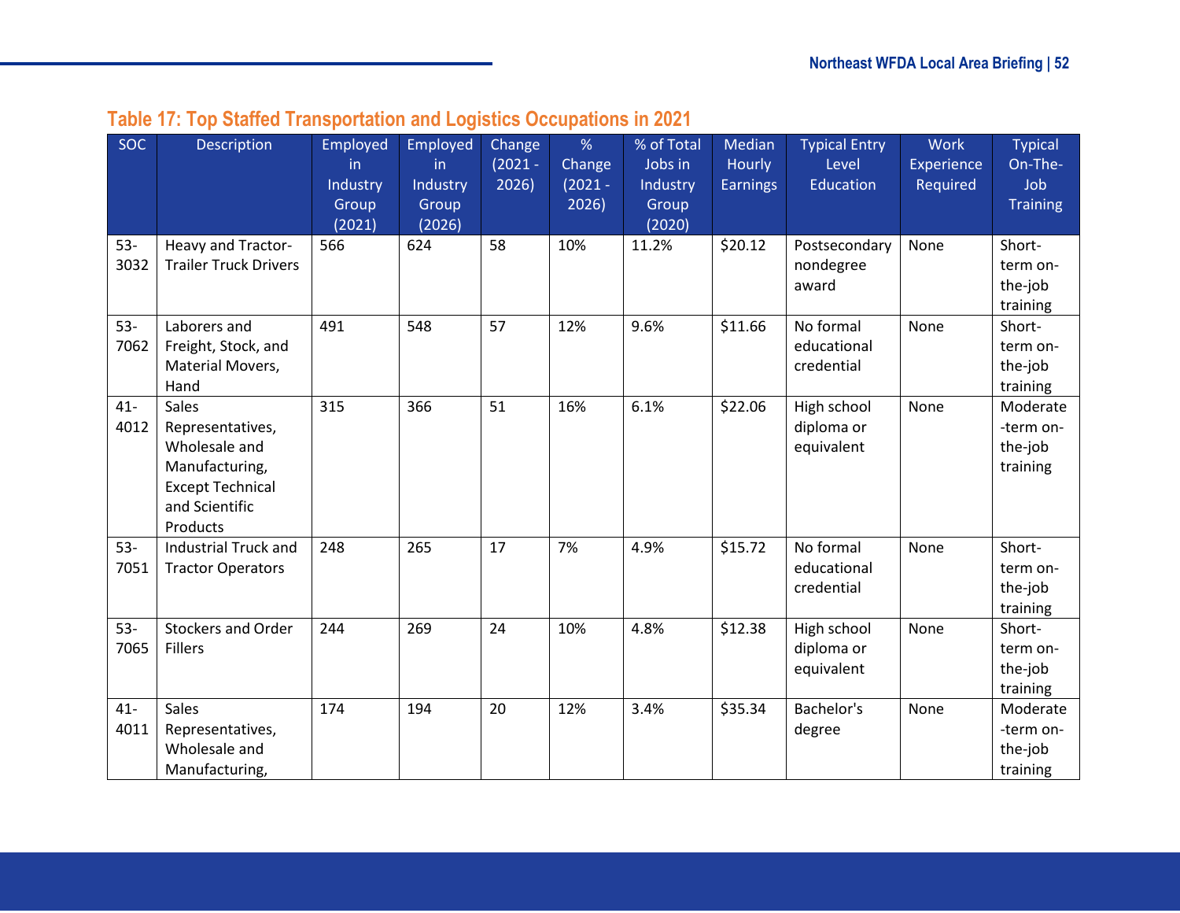### Table 17: Top Staffed Transportation and Logistics Occupations in 2021

| SOC | Description | Employed in Industry Group (2021) | Employed in Industry Group (2026) | Change (2021 - 2026) | % Change (2021 - 2026) | % of Total Jobs in Industry Group (2020) | Median Hourly Earnings | Typical Entry Level Education | Work Experience Required | Typical On-The-Job Training |
|---|---|---|---|---|---|---|---|---|---|---|
| 53-3032 | Heavy and Tractor-Trailer Truck Drivers | 566 | 624 | 58 | 10% | 11.2% | $20.12 | Postsecondary nondegree award | None | Short-term on-the-job training |
| 53-7062 | Laborers and Freight, Stock, and Material Movers, Hand | 491 | 548 | 57 | 12% | 9.6% | $11.66 | No formal educational credential | None | Short-term on-the-job training |
| 41-4012 | Sales Representatives, Wholesale and Manufacturing, Except Technical and Scientific Products | 315 | 366 | 51 | 16% | 6.1% | $22.06 | High school diploma or equivalent | None | Moderate-term on-the-job training |
| 53-7051 | Industrial Truck and Tractor Operators | 248 | 265 | 17 | 7% | 4.9% | $15.72 | No formal educational credential | None | Short-term on-the-job training |
| 53-7065 | Stockers and Order Fillers | 244 | 269 | 24 | 10% | 4.8% | $12.38 | High school diploma or equivalent | None | Short-term on-the-job training |
| 41-4011 | Sales Representatives, Wholesale and Manufacturing, | 174 | 194 | 20 | 12% | 3.4% | $35.34 | Bachelor's degree | None | Moderate-term on-the-job training |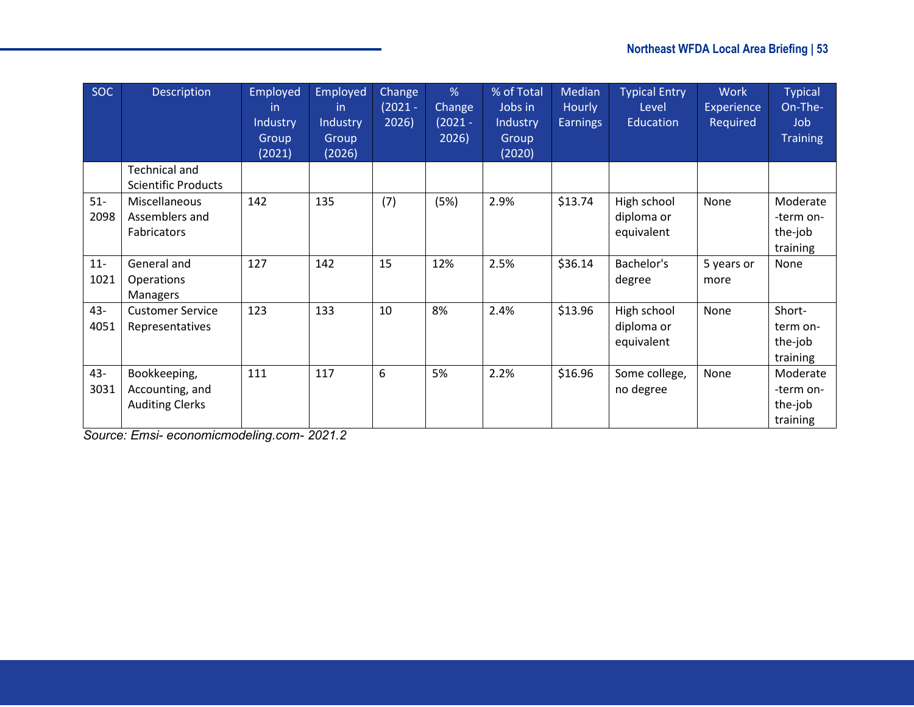| SOC | Description | Employed in Industry Group (2021) | Employed in Industry Group (2026) | Change (2021 - 2026) | % Change (2021 - 2026) | % of Total Jobs in Industry Group (2020) | Median Hourly Earnings | Typical Entry Level Education | Work Experience Required | Typical On-The-Job Training |
|---|---|---|---|---|---|---|---|---|---|---|
| | Technical and Scientific Products | | | | | | | | | |
| 51-2098 | Miscellaneous Assemblers and Fabricators | 142 | 135 | (7) | (5%) | 2.9% | $13.74 | High school diploma or equivalent | None | Moderate-term on-the-job training |
| 11-1021 | General and Operations Managers | 127 | 142 | 15 | 12% | 2.5% | $36.14 | Bachelor's degree | 5 years or more | None |
| 43-4051 | Customer Service Representatives | 123 | 133 | 10 | 8% | 2.4% | $13.96 | High school diploma or equivalent | None | Short-term on-the-job training |
| 43-3031 | Bookkeeping, Accounting, and Auditing Clerks | 111 | 117 | 6 | 5% | 2.2% | $16.96 | Some college, no degree | None | Moderate-term on-the-job training |

*Source: Emsi- economicmodeling.com- 2021.2*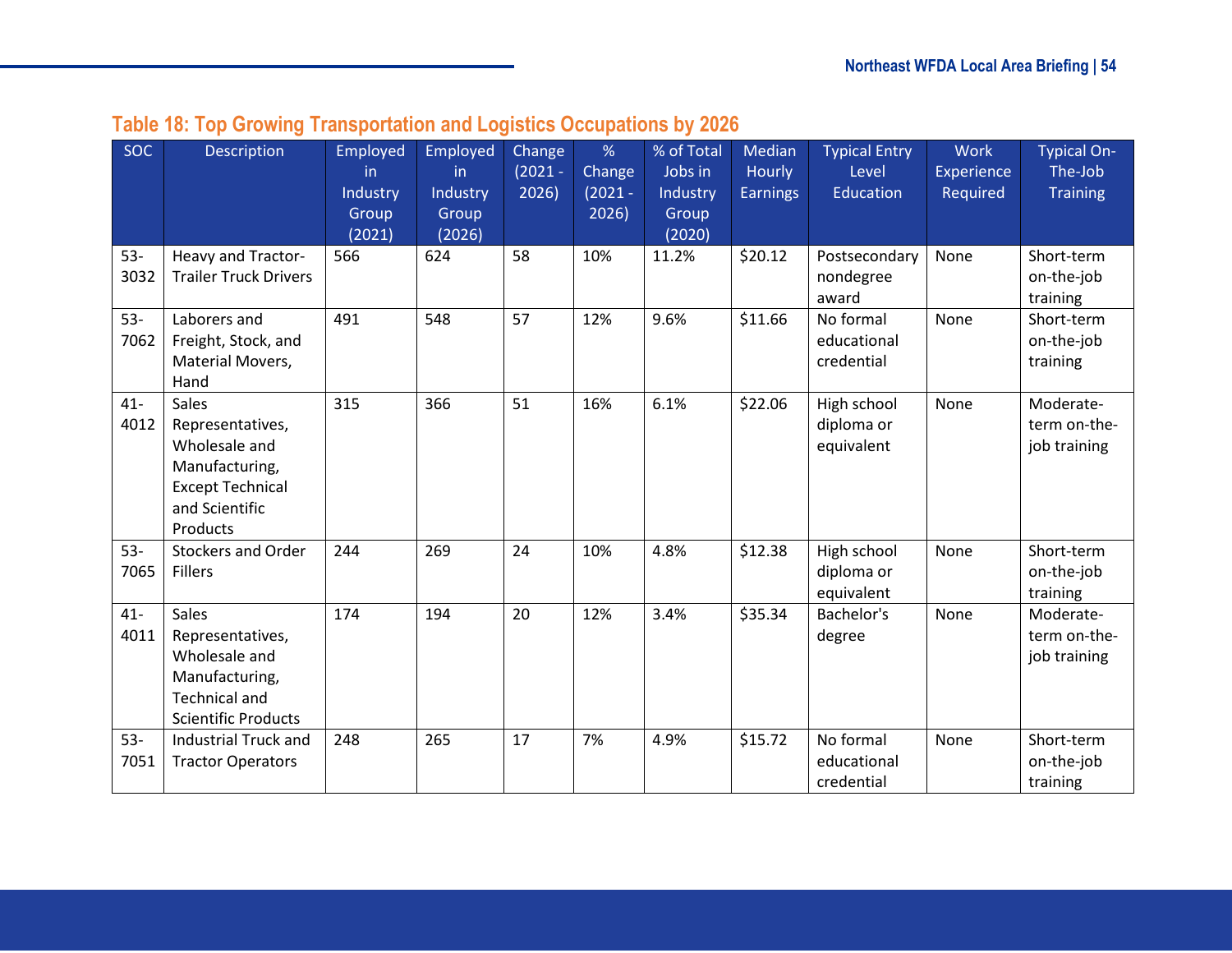### Table 18: Top Growing Transportation and Logistics Occupations by 2026

| SOC | Description | Employed in Industry Group (2021) | Employed in Industry Group (2026) | Change (2021 - 2026) | % Change (2021 - 2026) | % of Total Jobs in Industry Group (2020) | Median Hourly Earnings | Typical Entry Level Education | Work Experience Required | Typical On-The-Job Training |
|---|---|---|---|---|---|---|---|---|---|---|
| 53-3032 | Heavy and Tractor-Trailer Truck Drivers | 566 | 624 | 58 | 10% | 11.2% | $20.12 | Postsecondary nondegree award | None | Short-term on-the-job training |
| 53-7062 | Laborers and Freight, Stock, and Material Movers, Hand | 491 | 548 | 57 | 12% | 9.6% | $11.66 | No formal educational credential | None | Short-term on-the-job training |
| 41-4012 | Sales Representatives, Wholesale and Manufacturing, Except Technical and Scientific Products | 315 | 366 | 51 | 16% | 6.1% | $22.06 | High school diploma or equivalent | None | Moderate-term on-the-job training |
| 53-7065 | Stockers and Order Fillers | 244 | 269 | 24 | 10% | 4.8% | $12.38 | High school diploma or equivalent | None | Short-term on-the-job training |
| 41-4011 | Sales Representatives, Wholesale and Manufacturing, Technical and Scientific Products | 174 | 194 | 20 | 12% | 3.4% | $35.34 | Bachelor's degree | None | Moderate-term on-the-job training |
| 53-7051 | Industrial Truck and Tractor Operators | 248 | 265 | 17 | 7% | 4.9% | $15.72 | No formal educational credential | None | Short-term on-the-job training |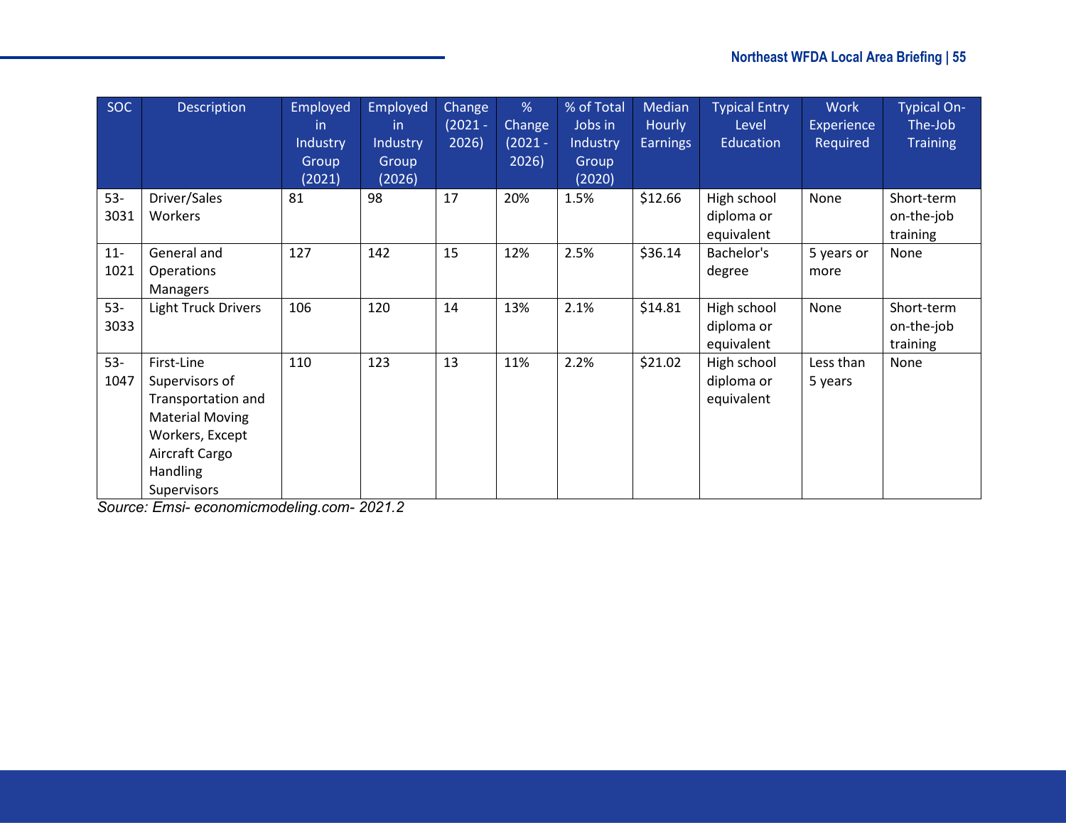| SOC | Description | Employed in Industry Group (2021) | Employed in Industry Group (2026) | Change (2021 - 2026) | % Change (2021 - 2026) | % of Total Jobs in Industry Group (2020) | Median Hourly Earnings | Typical Entry Level Education | Work Experience Required | Typical On-The-Job Training |
|---|---|---|---|---|---|---|---|---|---|---|
| 53-3031 | Driver/Sales Workers | 81 | 98 | 17 | 20% | 1.5% | $12.66 | High school diploma or equivalent | None | Short-term on-the-job training |
| 11-1021 | General and Operations Managers | 127 | 142 | 15 | 12% | 2.5% | $36.14 | Bachelor's degree | 5 years or more | None |
| 53-3033 | Light Truck Drivers | 106 | 120 | 14 | 13% | 2.1% | $14.81 | High school diploma or equivalent | None | Short-term on-the-job training |
| 53-1047 | First-Line Supervisors of Transportation and Material Moving Workers, Except Aircraft Cargo Handling Supervisors | 110 | 123 | 13 | 11% | 2.2% | $21.02 | High school diploma or equivalent | Less than 5 years | None |

*Source: Emsi- economicmodeling.com- 2021.2*